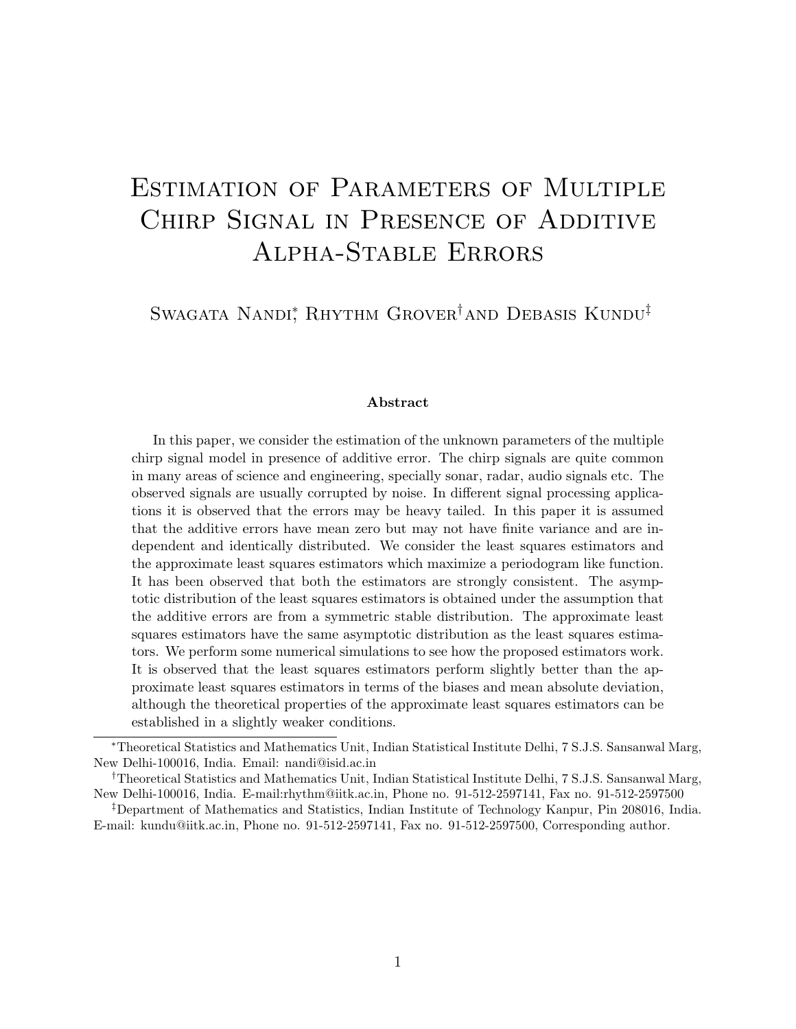# Estimation of Parameters of Multiple Chirp Signal in Presence of Additive Alpha-Stable Errors

Swagata Nandi[*], Rhythm Grover[†] and Debasis Kundu[‡]

### Abstract

In this paper, we consider the estimation of the unknown parameters of the multiple chirp signal model in presence of additive error. The chirp signals are quite common in many areas of science and engineering, specially sonar, radar, audio signals etc. The observed signals are usually corrupted by noise. In different signal processing applications it is observed that the errors may be heavy tailed. In this paper it is assumed that the additive errors have mean zero but may not have finite variance and are independent and identically distributed. We consider the least squares estimators and the approximate least squares estimators which maximize a periodogram like function. It has been observed that both the estimators are strongly consistent. The asymptotic distribution of the least squares estimators is obtained under the assumption that the additive errors are from a symmetric stable distribution. The approximate least squares estimators have the same asymptotic distribution as the least squares estimators. We perform some numerical simulations to see how the proposed estimators work. It is observed that the least squares estimators perform slightly better than the approximate least squares estimators in terms of the biases and mean absolute deviation, although the theoretical properties of the approximate least squares estimators can be established in a slightly weaker conditions.

---

[*] Theoretical Statistics and Mathematics Unit, Indian Statistical Institute Delhi, 7 S.J.S. Sansanwal Marg, New Delhi-100016, India. Email: nandi@isid.ac.in

[†] Theoretical Statistics and Mathematics Unit, Indian Statistical Institute Delhi, 7 S.J.S. Sansanwal Marg, New Delhi-100016, India. E-mail:rhythm@iitk.ac.in, Phone no. 91-512-2597141, Fax no. 91-512-2597500

[‡] Department of Mathematics and Statistics, Indian Institute of Technology Kanpur, Pin 208016, India. E-mail: kundu@iitk.ac.in, Phone no. 91-512-2597141, Fax no. 91-512-2597500, Corresponding author.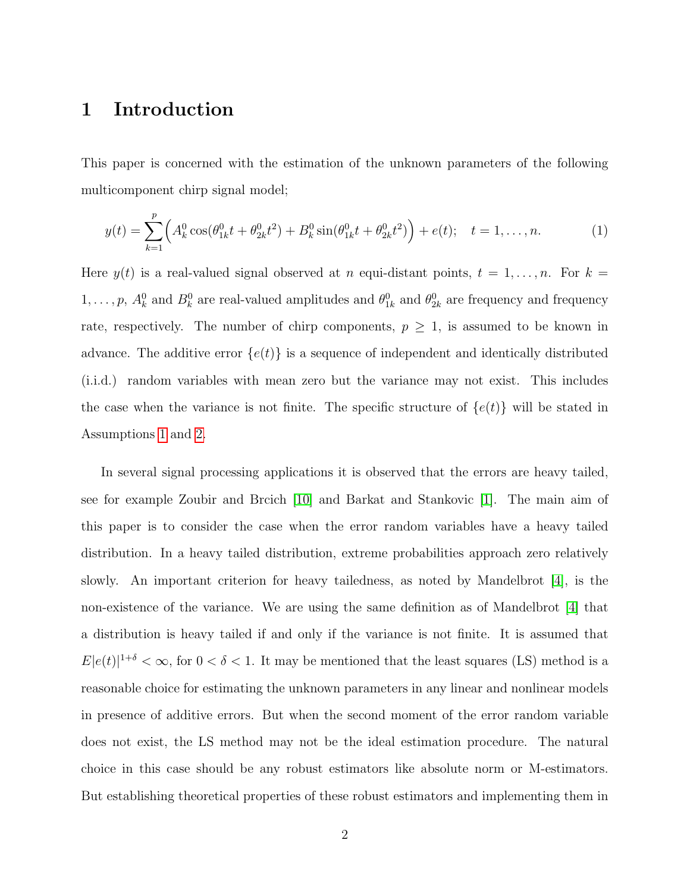# 1 Introduction

This paper is concerned with the estimation of the unknown parameters of the following multicomponent chirp signal model;

$$y(t) = \sum_{k=1}^{p} \Big( A_k^0 \cos(\theta_{1k}^0 t + \theta_{2k}^0 t^2) + B_k^0 \sin(\theta_{1k}^0 t + \theta_{2k}^0 t^2) \Big) + e(t); \quad t = 1, \ldots, n. \tag{1}$$

Here $y(t)$ is a real-valued signal observed at $n$ equi-distant points, $t = 1, \ldots, n$. For $k = 1, \ldots, p$, $A_k^0$ and $B_k^0$ are real-valued amplitudes and $\theta_{1k}^0$ and $\theta_{2k}^0$ are frequency and frequency rate, respectively. The number of chirp components, $p \geq 1$, is assumed to be known in advance. The additive error $\{e(t)\}$ is a sequence of independent and identically distributed (i.i.d.) random variables with mean zero but the variance may not exist. This includes the case when the variance is not finite. The specific structure of $\{e(t)\}$ will be stated in Assumptions 1 and 2.

In several signal processing applications it is observed that the errors are heavy tailed, see for example Zoubir and Brcich [10] and Barkat and Stankovic [1]. The main aim of this paper is to consider the case when the error random variables have a heavy tailed distribution. In a heavy tailed distribution, extreme probabilities approach zero relatively slowly. An important criterion for heavy tailedness, as noted by Mandelbrot [4], is the non-existence of the variance. We are using the same definition as of Mandelbrot [4] that a distribution is heavy tailed if and only if the variance is not finite. It is assumed that $E|e(t)|^{1+\delta} < \infty$, for $0 < \delta < 1$. It may be mentioned that the least squares (LS) method is a reasonable choice for estimating the unknown parameters in any linear and nonlinear models in presence of additive errors. But when the second moment of the error random variable does not exist, the LS method may not be the ideal estimation procedure. The natural choice in this case should be any robust estimators like absolute norm or M-estimators. But establishing theoretical properties of these robust estimators and implementing them in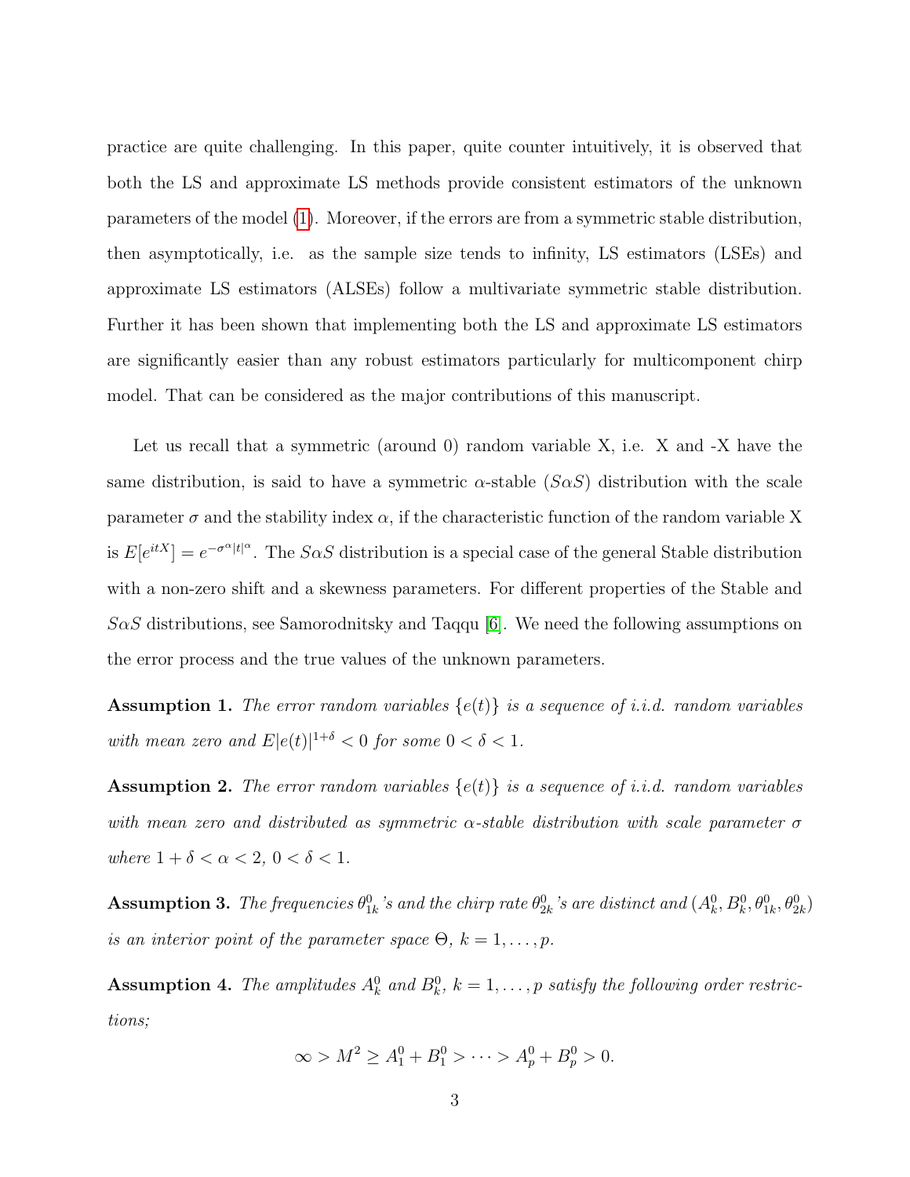practice are quite challenging. In this paper, quite counter intuitively, it is observed that both the LS and approximate LS methods provide consistent estimators of the unknown parameters of the model (1). Moreover, if the errors are from a symmetric stable distribution, then asymptotically, i.e. as the sample size tends to infinity, LS estimators (LSEs) and approximate LS estimators (ALSEs) follow a multivariate symmetric stable distribution. Further it has been shown that implementing both the LS and approximate LS estimators are significantly easier than any robust estimators particularly for multicomponent chirp model. That can be considered as the major contributions of this manuscript.

Let us recall that a symmetric (around 0) random variable X, i.e. X and -X have the same distribution, is said to have a symmetric $\alpha$-stable ($S\alpha S$) distribution with the scale parameter $\sigma$ and the stability index $\alpha$, if the characteristic function of the random variable X is $E[e^{itX}] = e^{-\sigma^{\alpha}|t|^{\alpha}}$. The $S\alpha S$ distribution is a special case of the general Stable distribution with a non-zero shift and a skewness parameters. For different properties of the Stable and $S\alpha S$ distributions, see Samorodnitsky and Taqqu [6]. We need the following assumptions on the error process and the true values of the unknown parameters.

**Assumption 1.** *The error random variables $\{e(t)\}$ is a sequence of i.i.d. random variables with mean zero and $E|e(t)|^{1+\delta} < 0$ for some $0 < \delta < 1$.*

**Assumption 2.** *The error random variables $\{e(t)\}$ is a sequence of i.i.d. random variables with mean zero and distributed as symmetric $\alpha$-stable distribution with scale parameter $\sigma$ where $1 + \delta < \alpha < 2$, $0 < \delta < 1$.*

**Assumption 3.** *The frequencies $\theta^0_{1k}$'s and the chirp rate $\theta^0_{2k}$'s are distinct and $(A^0_k, B^0_k, \theta^0_{1k}, \theta^0_{2k})$ is an interior point of the parameter space $\Theta$, $k = 1, \ldots, p$.*

**Assumption 4.** *The amplitudes $A^0_k$ and $B^0_k$, $k = 1, \ldots, p$ satisfy the following order restrictions;*

$$\infty > M^2 \geq A^0_1 + B^0_1 > \cdots > A^0_p + B^0_p > 0.$$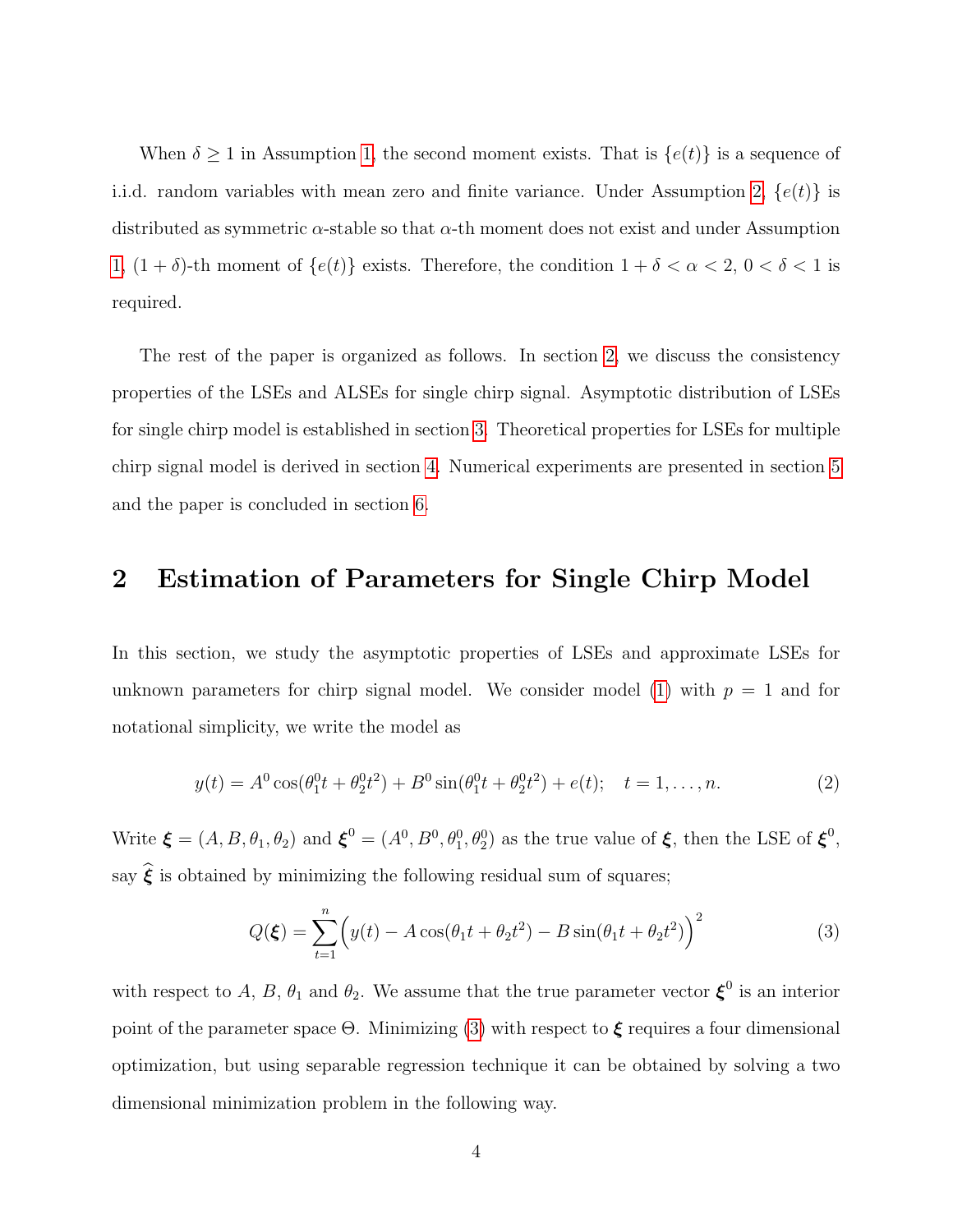When $\delta \geq 1$ in Assumption 1, the second moment exists. That is $\{e(t)\}$ is a sequence of i.i.d. random variables with mean zero and finite variance. Under Assumption 2, $\{e(t)\}$ is distributed as symmetric $\alpha$-stable so that $\alpha$-th moment does not exist and under Assumption 1, $(1+\delta)$-th moment of $\{e(t)\}$ exists. Therefore, the condition $1+\delta < \alpha < 2$, $0 < \delta < 1$ is required.

The rest of the paper is organized as follows. In section 2, we discuss the consistency properties of the LSEs and ALSEs for single chirp signal. Asymptotic distribution of LSEs for single chirp model is established in section 3. Theoretical properties for LSEs for multiple chirp signal model is derived in section 4. Numerical experiments are presented in section 5 and the paper is concluded in section 6.

## 2 Estimation of Parameters for Single Chirp Model

In this section, we study the asymptotic properties of LSEs and approximate LSEs for unknown parameters for chirp signal model. We consider model (1) with $p = 1$ and for notational simplicity, we write the model as

$$
y(t) = A^0 \cos(\theta_1^0 t + \theta_2^0 t^2) + B^0 \sin(\theta_1^0 t + \theta_2^0 t^2) + e(t); \quad t = 1, \ldots, n. \tag{2}
$$

Write $\boldsymbol{\xi} = (A, B, \theta_1, \theta_2)$ and $\boldsymbol{\xi}^0 = (A^0, B^0, \theta_1^0, \theta_2^0)$ as the true value of $\boldsymbol{\xi}$, then the LSE of $\boldsymbol{\xi}^0$, say $\widehat{\boldsymbol{\xi}}$ is obtained by minimizing the following residual sum of squares;

$$
Q(\boldsymbol{\xi}) = \sum_{t=1}^{n} \Big( y(t) - A\cos(\theta_1 t + \theta_2 t^2) - B \sin(\theta_1 t + \theta_2 t^2) \Big)^2 \tag{3}
$$

with respect to $A$, $B$, $\theta_1$ and $\theta_2$. We assume that the true parameter vector $\boldsymbol{\xi}^0$ is an interior point of the parameter space $\Theta$. Minimizing (3) with respect to $\boldsymbol{\xi}$ requires a four dimensional optimization, but using separable regression technique it can be obtained by solving a two dimensional minimization problem in the following way.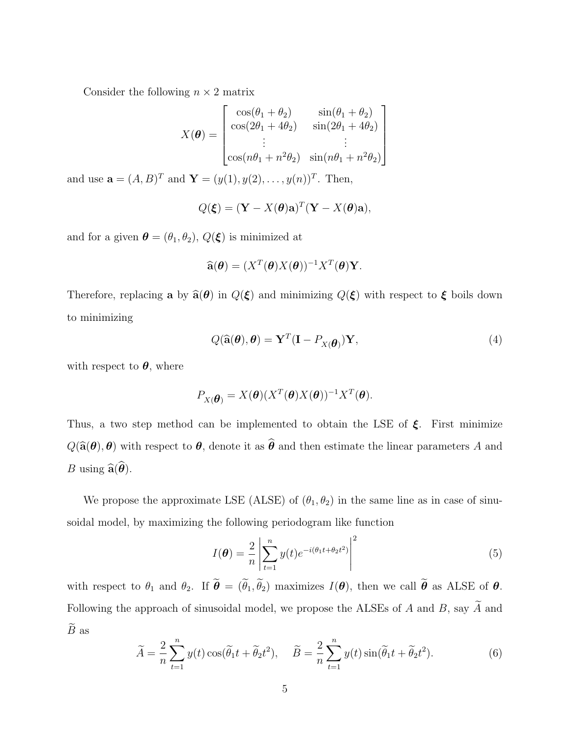Consider the following $n \times 2$ matrix

$$X(\boldsymbol{\theta}) = \begin{bmatrix} \cos(\theta_1 + \theta_2) & \sin(\theta_1 + \theta_2) \\ \cos(2\theta_1 + 4\theta_2) & \sin(2\theta_1 + 4\theta_2) \\ \vdots & \vdots \\ \cos(n\theta_1 + n^2\theta_2) & \sin(n\theta_1 + n^2\theta_2) \end{bmatrix}$$

and use $\mathbf{a} = (A, B)^T$ and $\mathbf{Y} = (y(1), y(2), \ldots, y(n))^T$. Then,

$$Q(\boldsymbol{\xi}) = (\mathbf{Y} - X(\boldsymbol{\theta})\mathbf{a})^T(\mathbf{Y} - X(\boldsymbol{\theta})\mathbf{a}),$$

and for a given $\boldsymbol{\theta} = (\theta_1, \theta_2)$, $Q(\boldsymbol{\xi})$ is minimized at

$$\widehat{\mathbf{a}}(\boldsymbol{\theta}) = (X^T(\boldsymbol{\theta})X(\boldsymbol{\theta}))^{-1}X^T(\boldsymbol{\theta})\mathbf{Y}.$$

Therefore, replacing $\mathbf{a}$ by $\widehat{\mathbf{a}}(\boldsymbol{\theta})$ in $Q(\boldsymbol{\xi})$ and minimizing $Q(\boldsymbol{\xi})$ with respect to $\boldsymbol{\xi}$ boils down to minimizing

$$Q(\widehat{\mathbf{a}}(\boldsymbol{\theta}), \boldsymbol{\theta}) = \mathbf{Y}^T(\mathbf{I} - P_{X(\boldsymbol{\theta})})\mathbf{Y}, \tag{4}$$

with respect to $\boldsymbol{\theta}$, where

$$P_{X(\boldsymbol{\theta})} = X(\boldsymbol{\theta})(X^T(\boldsymbol{\theta})X(\boldsymbol{\theta}))^{-1}X^T(\boldsymbol{\theta}).$$

Thus, a two step method can be implemented to obtain the LSE of $\boldsymbol{\xi}$. First minimize $Q(\widehat{\mathbf{a}}(\boldsymbol{\theta}), \boldsymbol{\theta})$ with respect to $\boldsymbol{\theta}$, denote it as $\widehat{\boldsymbol{\theta}}$ and then estimate the linear parameters $A$ and $B$ using $\widehat{\mathbf{a}}(\widehat{\boldsymbol{\theta}})$.

We propose the approximate LSE (ALSE) of $(\theta_1, \theta_2)$ in the same line as in case of sinusoidal model, by maximizing the following periodogram like function

$$I(\boldsymbol{\theta}) = \frac{2}{n}\left|\sum_{t=1}^{n} y(t)e^{-i(\theta_1 t + \theta_2 t^2)}\right|^2 \tag{5}$$

with respect to $\theta_1$ and $\theta_2$. If $\widetilde{\boldsymbol{\theta}} = (\widetilde{\theta}_1, \widetilde{\theta}_2)$ maximizes $I(\boldsymbol{\theta})$, then we call $\widetilde{\boldsymbol{\theta}}$ as ALSE of $\boldsymbol{\theta}$. Following the approach of sinusoidal model, we propose the ALSEs of $A$ and $B$, say $\widetilde{A}$ and $\widetilde{B}$ as

$$\widetilde{A} = \frac{2}{n}\sum_{t=1}^{n} y(t)\cos(\widetilde{\theta}_1 t + \widetilde{\theta}_2 t^2), \quad \widetilde{B} = \frac{2}{n}\sum_{t=1}^{n} y(t)\sin(\widetilde{\theta}_1 t + \widetilde{\theta}_2 t^2). \tag{6}$$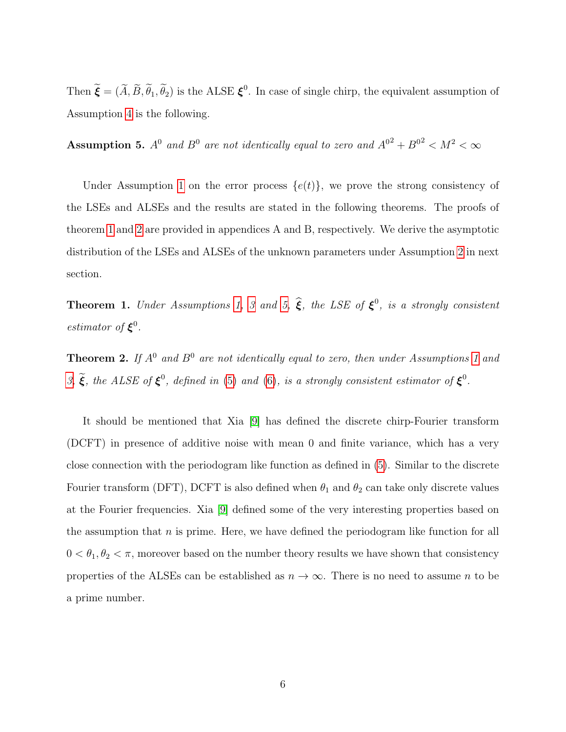Then $\widetilde{\boldsymbol{\xi}} = (\widetilde{A}, \widetilde{B}, \widetilde{\theta}_1, \widetilde{\theta}_2)$ is the ALSE $\boldsymbol{\xi}^0$. In case of single chirp, the equivalent assumption of Assumption 4 is the following.

**Assumption 5.** *$A^0$ and $B^0$ are not identically equal to zero and ${A^0}^2 + {B^0}^2 < M^2 < \infty$*

Under Assumption 1 on the error process $\{e(t)\}$, we prove the strong consistency of the LSEs and ALSEs and the results are stated in the following theorems. The proofs of theorem 1 and 2 are provided in appendices A and B, respectively. We derive the asymptotic distribution of the LSEs and ALSEs of the unknown parameters under Assumption 2 in next section.

**Theorem 1.** *Under Assumptions 1, 3 and 5, $\widehat{\boldsymbol{\xi}}$, the LSE of $\boldsymbol{\xi}^0$, is a strongly consistent estimator of $\boldsymbol{\xi}^0$.*

**Theorem 2.** *If $A^0$ and $B^0$ are not identically equal to zero, then under Assumptions 1 and 3, $\widetilde{\boldsymbol{\xi}}$, the ALSE of $\boldsymbol{\xi}^0$, defined in (5) and (6), is a strongly consistent estimator of $\boldsymbol{\xi}^0$.*

It should be mentioned that Xia [9] has defined the discrete chirp-Fourier transform (DCFT) in presence of additive noise with mean 0 and finite variance, which has a very close connection with the periodogram like function as defined in (5). Similar to the discrete Fourier transform (DFT), DCFT is also defined when $\theta_1$ and $\theta_2$ can take only discrete values at the Fourier frequencies. Xia [9] defined some of the very interesting properties based on the assumption that $n$ is prime. Here, we have defined the periodogram like function for all $0 < \theta_1, \theta_2 < \pi$, moreover based on the number theory results we have shown that consistency properties of the ALSEs can be established as $n \to \infty$. There is no need to assume $n$ to be a prime number.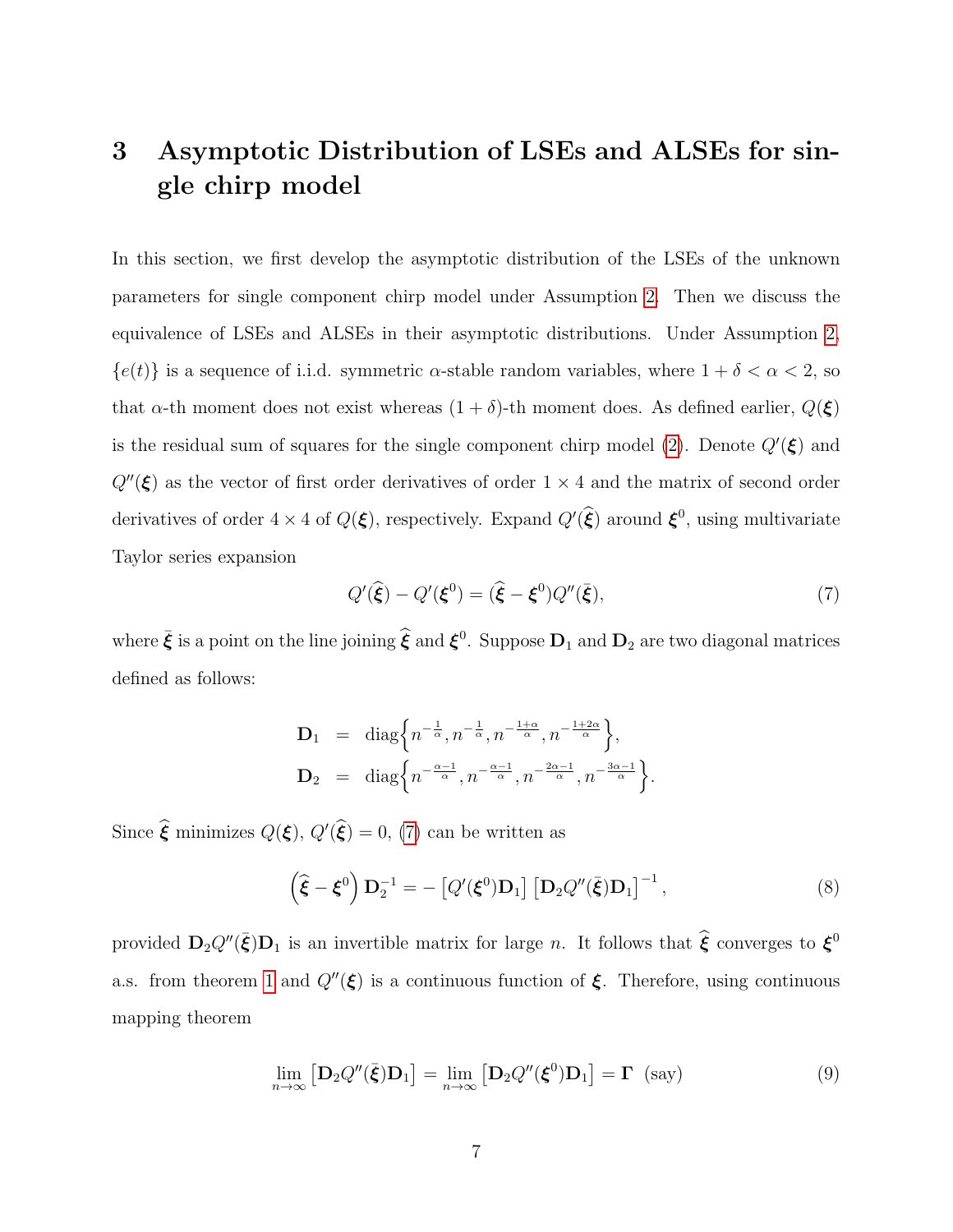# 3 Asymptotic Distribution of LSEs and ALSEs for single chirp model

In this section, we first develop the asymptotic distribution of the LSEs of the unknown parameters for single component chirp model under Assumption 2. Then we discuss the equivalence of LSEs and ALSEs in their asymptotic distributions. Under Assumption 2, $\{e(t)\}$ is a sequence of i.i.d. symmetric $\alpha$-stable random variables, where $1+\delta<\alpha<2$, so that $\alpha$-th moment does not exist whereas $(1+\delta)$-th moment does. As defined earlier, $Q(\boldsymbol{\xi})$ is the residual sum of squares for the single component chirp model (2). Denote $Q'(\boldsymbol{\xi})$ and $Q''(\boldsymbol{\xi})$ as the vector of first order derivatives of order $1\times 4$ and the matrix of second order derivatives of order $4\times 4$ of $Q(\boldsymbol{\xi})$, respectively. Expand $Q'(\widehat{\boldsymbol{\xi}})$ around $\boldsymbol{\xi}^0$, using multivariate Taylor series expansion

$$Q'(\widehat{\boldsymbol{\xi}}) - Q'(\boldsymbol{\xi}^0) = (\widehat{\boldsymbol{\xi}} - \boldsymbol{\xi}^0) Q''(\bar{\boldsymbol{\xi}}), \tag{7}$$

where $\bar{\boldsymbol{\xi}}$ is a point on the line joining $\widehat{\boldsymbol{\xi}}$ and $\boldsymbol{\xi}^0$. Suppose $\mathbf{D}_1$ and $\mathbf{D}_2$ are two diagonal matrices defined as follows:

$$\begin{aligned}
\mathbf{D}_1 &= \operatorname{diag}\Big\{n^{-\frac{1}{\alpha}}, n^{-\frac{1}{\alpha}}, n^{-\frac{1+\alpha}{\alpha}}, n^{-\frac{1+2\alpha}{\alpha}}\Big\}, \\
\mathbf{D}_2 &= \operatorname{diag}\Big\{n^{-\frac{\alpha-1}{\alpha}}, n^{-\frac{\alpha-1}{\alpha}}, n^{-\frac{2\alpha-1}{\alpha}}, n^{-\frac{3\alpha-1}{\alpha}}\Big\}.
\end{aligned}$$

Since $\widehat{\boldsymbol{\xi}}$ minimizes $Q(\boldsymbol{\xi})$, $Q'(\widehat{\boldsymbol{\xi}}) = 0$, (7) can be written as

$$\left(\widehat{\boldsymbol{\xi}} - \boldsymbol{\xi}^0\right) \mathbf{D}_2^{-1} = -\left[Q'(\boldsymbol{\xi}^0)\mathbf{D}_1\right]\left[\mathbf{D}_2 Q''(\bar{\boldsymbol{\xi}})\mathbf{D}_1\right]^{-1}, \tag{8}$$

provided $\mathbf{D}_2 Q''(\bar{\boldsymbol{\xi}})\mathbf{D}_1$ is an invertible matrix for large $n$. It follows that $\widehat{\boldsymbol{\xi}}$ converges to $\boldsymbol{\xi}^0$ a.s. from theorem 1 and $Q''(\boldsymbol{\xi})$ is a continuous function of $\boldsymbol{\xi}$. Therefore, using continuous mapping theorem

$$\lim_{n\to\infty}\left[\mathbf{D}_2 Q''(\bar{\boldsymbol{\xi}})\mathbf{D}_1\right] = \lim_{n\to\infty}\left[\mathbf{D}_2 Q''(\boldsymbol{\xi}^0)\mathbf{D}_1\right] = \boldsymbol{\Gamma} \ \text{(say)} \tag{9}$$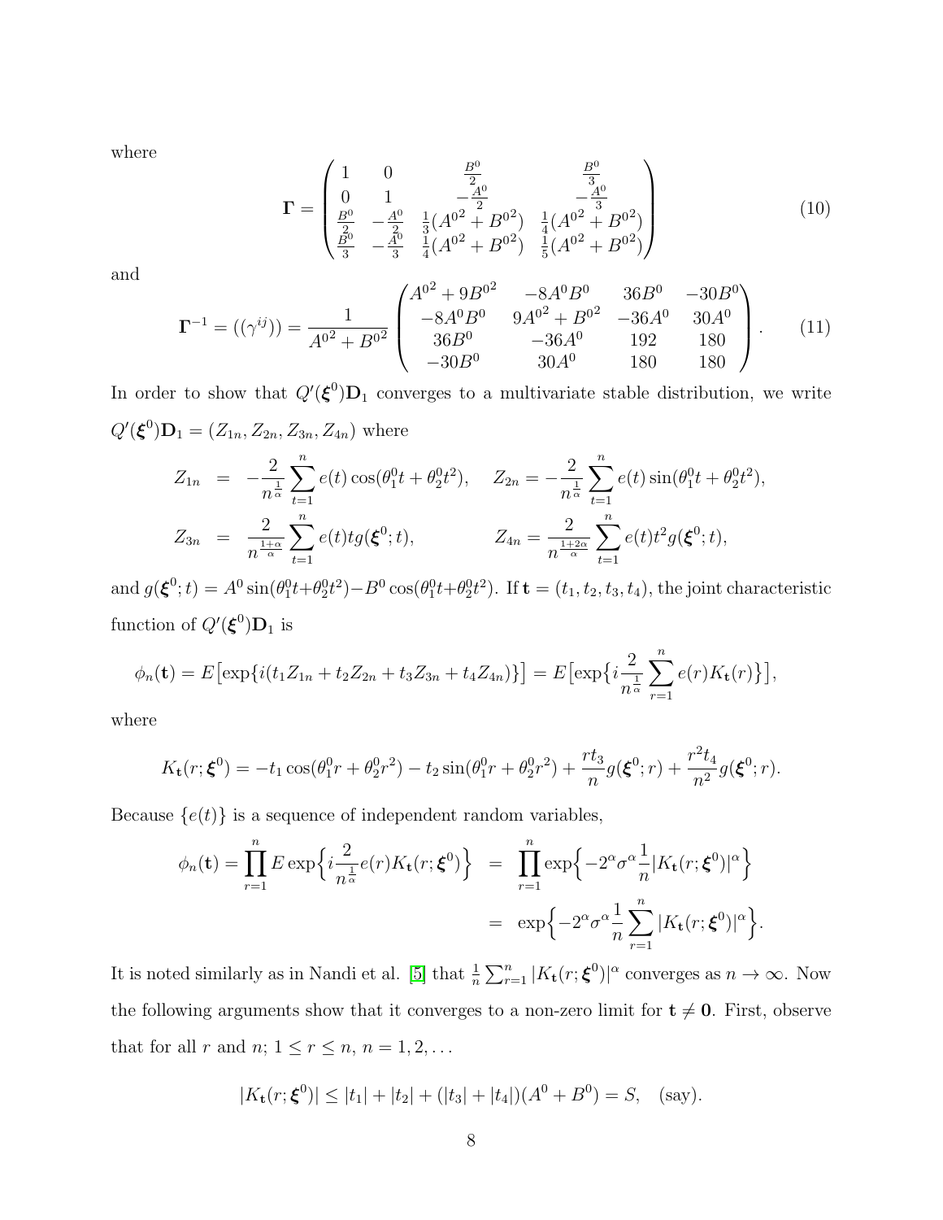where

$$
\mathbf{\Gamma} = \begin{pmatrix} 1 & 0 & \frac{B^0}{2} & \frac{B^0}{3} \\ 0 & 1 & -\frac{A^0}{2} & -\frac{A^0}{3} \\ \frac{B^0}{2} & -\frac{A^0}{2} & \frac{1}{3}({A^0}^2 + {B^0}^2) & \frac{1}{4}({A^0}^2 + {B^0}^2) \\ \frac{B^0}{3} & -\frac{A^0}{3} & \frac{1}{4}({A^0}^2 + {B^0}^2) & \frac{1}{5}({A^0}^2 + {B^0}^2) \end{pmatrix} \tag{10}
$$

and

$$
\mathbf{\Gamma}^{-1} = ((\gamma^{ij})) = \frac{1}{{A^0}^2 + {B^0}^2} \begin{pmatrix} {A^0}^2 + 9{B^0}^2 & -8A^0B^0 & 36B^0 & -30B^0 \\ -8A^0B^0 & 9{A^0}^2 + {B^0}^2 & -36A^0 & 30A^0 \\ 36B^0 & -36A^0 & 192 & 180 \\ -30B^0 & 30A^0 & 180 & 180 \end{pmatrix}. \tag{11}
$$

In order to show that $Q'(\boldsymbol{\xi}^0)\mathbf{D}_1$ converges to a multivariate stable distribution, we write $Q'(\boldsymbol{\xi}^0)\mathbf{D}_1 = (Z_{1n}, Z_{2n}, Z_{3n}, Z_{4n})$ where

$$
\begin{aligned}
Z_{1n} &= -\frac{2}{n^{\frac{1}{\alpha}}} \sum_{t=1}^{n} e(t)\cos(\theta_1^0 t + \theta_2^0 t^2), \quad Z_{2n} = -\frac{2}{n^{\frac{1}{\alpha}}} \sum_{t=1}^{n} e(t)\sin(\theta_1^0 t + \theta_2^0 t^2), \\
Z_{3n} &= \frac{2}{n^{\frac{1+\alpha}{\alpha}}} \sum_{t=1}^{n} e(t) t g(\boldsymbol{\xi}^0; t), \qquad\qquad Z_{4n} = \frac{2}{n^{\frac{1+2\alpha}{\alpha}}} \sum_{t=1}^{n} e(t) t^2 g(\boldsymbol{\xi}^0; t),
\end{aligned}
$$

and $g(\boldsymbol{\xi}^0; t) = A^0 \sin(\theta_1^0 t + \theta_2^0 t^2) - B^0 \cos(\theta_1^0 t + \theta_2^0 t^2)$. If $\mathbf{t} = (t_1, t_2, t_3, t_4)$, the joint characteristic function of $Q'(\boldsymbol{\xi}^0)\mathbf{D}_1$ is

$$
\phi_n(\mathbf{t}) = E\big[\exp\{i(t_1 Z_{1n} + t_2 Z_{2n} + t_3 Z_{3n} + t_4 Z_{4n})\}\big] = E\big[\exp\big\{i \frac{2}{n^{\frac{1}{\alpha}}} \sum_{r=1}^{n} e(r) K_{\mathbf{t}}(r)\big\}\big],
$$

where

$$
K_{\mathbf{t}}(r; \boldsymbol{\xi}^0) = -t_1 \cos(\theta_1^0 r + \theta_2^0 r^2) - t_2 \sin(\theta_1^0 r + \theta_2^0 r^2) + \frac{r t_3}{n} g(\boldsymbol{\xi}^0; r) + \frac{r^2 t_4}{n^2} g(\boldsymbol{\xi}^0; r).
$$

Because $\{e(t)\}$ is a sequence of independent random variables,

$$
\begin{aligned}
\phi_n(\mathbf{t}) = \prod_{r=1}^{n} E \exp\Big\{ i \frac{2}{n^{\frac{1}{\alpha}}} e(r) K_{\mathbf{t}}(r; \boldsymbol{\xi}^0) \Big\} &= \prod_{r=1}^{n} \exp\Big\{ -2^\alpha \sigma^\alpha \frac{1}{n} |K_{\mathbf{t}}(r; \boldsymbol{\xi}^0)|^\alpha \Big\} \\
&= \exp\Big\{ -2^\alpha \sigma^\alpha \frac{1}{n} \sum_{r=1}^{n} |K_{\mathbf{t}}(r; \boldsymbol{\xi}^0)|^\alpha \Big\}.
\end{aligned}
$$

It is noted similarly as in Nandi et al. [5] that $\frac{1}{n}\sum_{r=1}^{n} |K_{\mathbf{t}}(r; \boldsymbol{\xi}^0)|^\alpha$ converges as $n \to \infty$. Now the following arguments show that it converges to a non-zero limit for $\mathbf{t} \neq \mathbf{0}$. First, observe that for all $r$ and $n$; $1 \le r \le n$, $n = 1, 2, \ldots$

$$
|K_{\mathbf{t}}(r; \boldsymbol{\xi}^0)| \le |t_1| + |t_2| + (|t_3| + |t_4|)(A^0 + B^0) = S, \quad \text{(say)}.
$$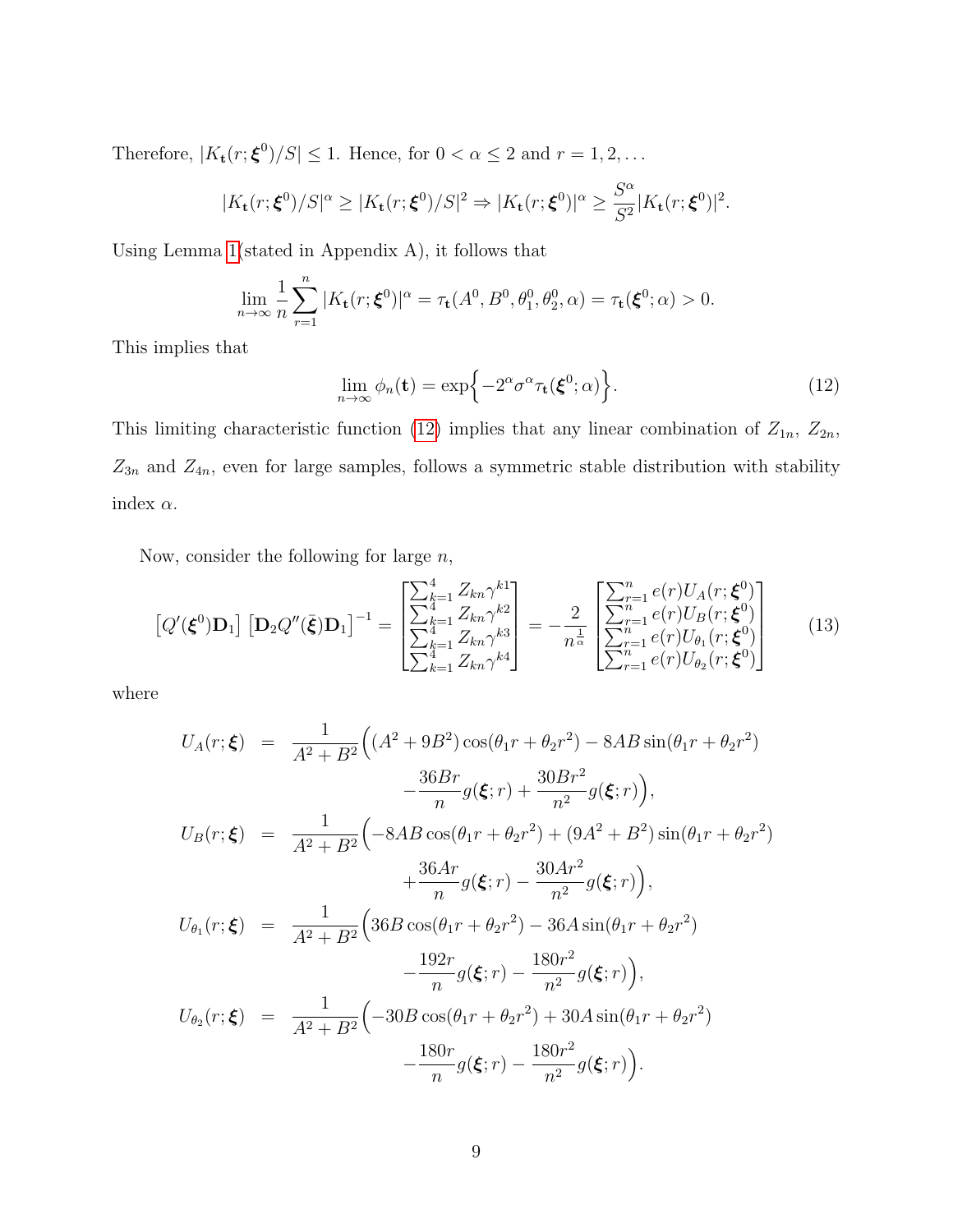Therefore, $|K_{\mathbf{t}}(r;\boldsymbol{\xi}^0)/S| \leq 1$. Hence, for $0 < \alpha \leq 2$ and $r = 1, 2, \ldots$

$$|K_{\mathbf{t}}(r;\boldsymbol{\xi}^0)/S|^\alpha \geq |K_{\mathbf{t}}(r;\boldsymbol{\xi}^0)/S|^2 \Rightarrow |K_{\mathbf{t}}(r;\boldsymbol{\xi}^0)|^\alpha \geq \frac{S^\alpha}{S^2}|K_{\mathbf{t}}(r;\boldsymbol{\xi}^0)|^2.$$

Using Lemma 1(stated in Appendix A), it follows that

$$\lim_{n\to\infty} \frac{1}{n}\sum_{r=1}^{n} |K_{\mathbf{t}}(r;\boldsymbol{\xi}^0)|^\alpha = \tau_{\mathbf{t}}(A^0, B^0, \theta_1^0, \theta_2^0, \alpha) = \tau_{\mathbf{t}}(\boldsymbol{\xi}^0;\alpha) > 0.$$

This implies that

$$\lim_{n\to\infty} \phi_n(\mathbf{t}) = \exp\Big\{-2^\alpha \sigma^\alpha \tau_{\mathbf{t}}(\boldsymbol{\xi}^0;\alpha)\Big\}. \tag{12}$$

This limiting characteristic function (12) implies that any linear combination of $Z_{1n}$, $Z_{2n}$, $Z_{3n}$ and $Z_{4n}$, even for large samples, follows a symmetric stable distribution with stability index $\alpha$.

Now, consider the following for large $n$,

$$\left[Q'(\boldsymbol{\xi}^0)\mathbf{D}_1\right]\left[\mathbf{D}_2 Q''(\bar{\boldsymbol{\xi}})\mathbf{D}_1\right]^{-1} = \begin{bmatrix} \sum_{k=1}^4 Z_{kn}\gamma^{k1} \\ \sum_{k=1}^4 Z_{kn}\gamma^{k2} \\ \sum_{k=1}^4 Z_{kn}\gamma^{k3} \\ \sum_{k=1}^4 Z_{kn}\gamma^{k4} \end{bmatrix} = -\frac{2}{n^{\frac{1}{\alpha}}} \begin{bmatrix} \sum_{r=1}^n e(r)U_A(r;\boldsymbol{\xi}^0) \\ \sum_{r=1}^n e(r)U_B(r;\boldsymbol{\xi}^0) \\ \sum_{r=1}^n e(r)U_{\theta_1}(r;\boldsymbol{\xi}^0) \\ \sum_{r=1}^n e(r)U_{\theta_2}(r;\boldsymbol{\xi}^0) \end{bmatrix} \tag{13}$$

where

$$\begin{aligned}
U_A(r;\boldsymbol{\xi}) &= \frac{1}{A^2+B^2}\Big((A^2+9B^2)\cos(\theta_1 r + \theta_2 r^2) - 8AB\sin(\theta_1 r + \theta_2 r^2) \\
&\qquad - \frac{36Br}{n}g(\boldsymbol{\xi};r) + \frac{30Br^2}{n^2}g(\boldsymbol{\xi};r)\Big), \\
U_B(r;\boldsymbol{\xi}) &= \frac{1}{A^2+B^2}\Big(-8AB\cos(\theta_1 r + \theta_2 r^2) + (9A^2+B^2)\sin(\theta_1 r + \theta_2 r^2) \\
&\qquad + \frac{36Ar}{n}g(\boldsymbol{\xi};r) - \frac{30Ar^2}{n^2}g(\boldsymbol{\xi};r)\Big), \\
U_{\theta_1}(r;\boldsymbol{\xi}) &= \frac{1}{A^2+B^2}\Big(36B\cos(\theta_1 r + \theta_2 r^2) - 36A\sin(\theta_1 r + \theta_2 r^2) \\
&\qquad - \frac{192r}{n}g(\boldsymbol{\xi};r) - \frac{180r^2}{n^2}g(\boldsymbol{\xi};r)\Big), \\
U_{\theta_2}(r;\boldsymbol{\xi}) &= \frac{1}{A^2+B^2}\Big(-30B\cos(\theta_1 r + \theta_2 r^2) + 30A\sin(\theta_1 r + \theta_2 r^2) \\
&\qquad - \frac{180r}{n}g(\boldsymbol{\xi};r) - \frac{180r^2}{n^2}g(\boldsymbol{\xi};r)\Big).
\end{aligned}$$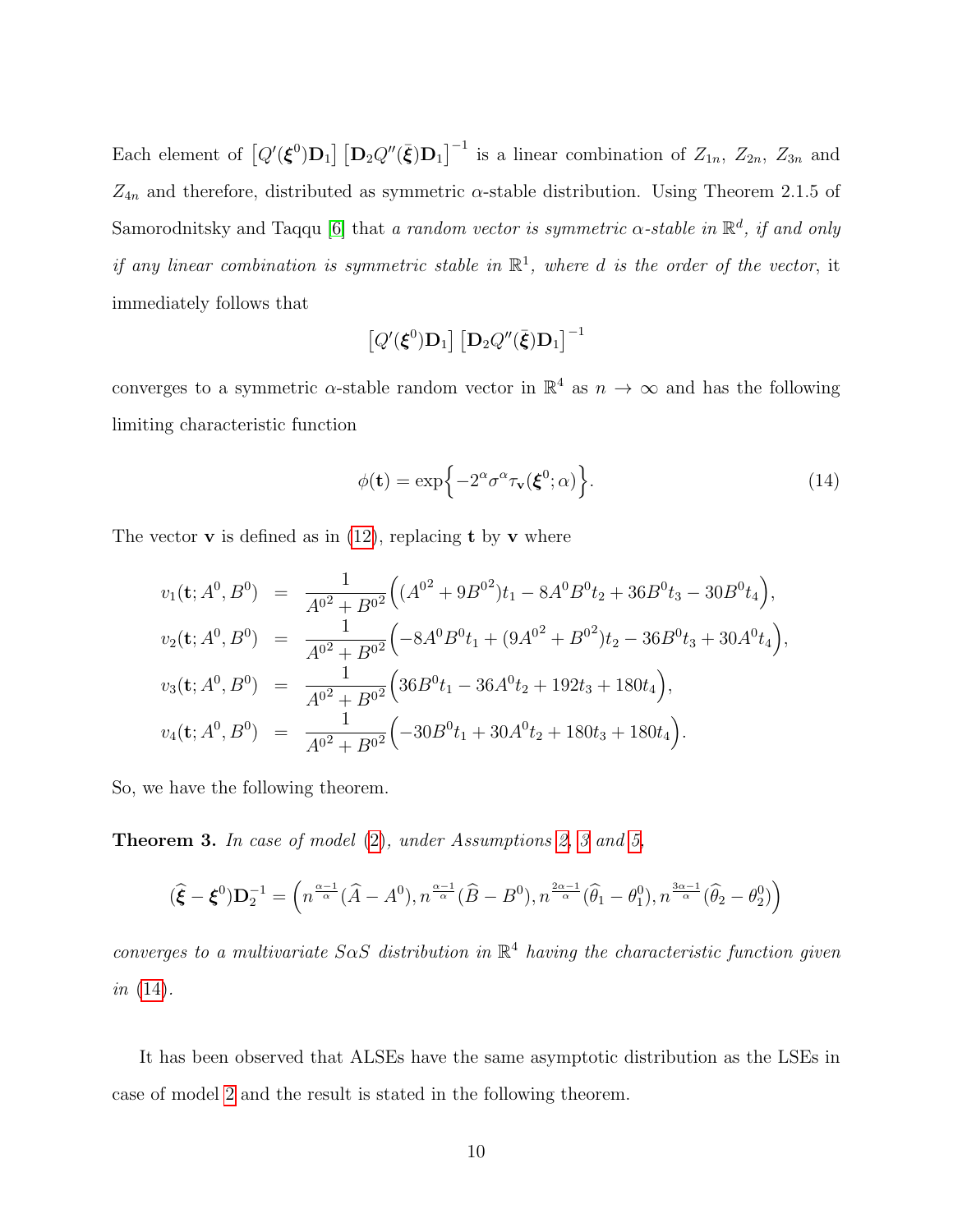Each element of $\left[Q'(\boldsymbol{\xi}^0)\mathbf{D}_1\right]\left[\mathbf{D}_2 Q''(\bar{\boldsymbol{\xi}})\mathbf{D}_1\right]^{-1}$ is a linear combination of $Z_{1n}$, $Z_{2n}$, $Z_{3n}$ and $Z_{4n}$ and therefore, distributed as symmetric $\alpha$-stable distribution. Using Theorem 2.1.5 of Samorodnitsky and Taqqu [6] that *a random vector is symmetric $\alpha$-stable in $\mathbb{R}^d$, if and only if any linear combination is symmetric stable in $\mathbb{R}^1$, where $d$ is the order of the vector*, it immediately follows that

$$\left[Q'(\boldsymbol{\xi}^0)\mathbf{D}_1\right]\left[\mathbf{D}_2 Q''(\bar{\boldsymbol{\xi}})\mathbf{D}_1\right]^{-1}$$

converges to a symmetric $\alpha$-stable random vector in $\mathbb{R}^4$ as $n \to \infty$ and has the following limiting characteristic function

$$\phi(\mathbf{t}) = \exp\Big\{-2^\alpha \sigma^\alpha \tau_{\mathbf{v}}(\boldsymbol{\xi}^0;\alpha)\Big\}. \tag{14}$$

The vector $\mathbf{v}$ is defined as in (12), replacing $\mathbf{t}$ by $\mathbf{v}$ where

$$\begin{aligned}
v_1(\mathbf{t};A^0,B^0) &= \frac{1}{A^{0^2}+B^{0^2}}\Big((A^{0^2}+9B^{0^2})t_1 - 8A^0B^0t_2 + 36B^0t_3 - 30B^0t_4\Big),\\
v_2(\mathbf{t};A^0,B^0) &= \frac{1}{A^{0^2}+B^{0^2}}\Big(-8A^0B^0t_1 + (9A^{0^2}+B^{0^2})t_2 - 36B^0t_3 + 30A^0t_4\Big),\\
v_3(\mathbf{t};A^0,B^0) &= \frac{1}{A^{0^2}+B^{0^2}}\Big(36B^0t_1 - 36A^0t_2 + 192t_3 + 180t_4\Big),\\
v_4(\mathbf{t};A^0,B^0) &= \frac{1}{A^{0^2}+B^{0^2}}\Big(-30B^0t_1 + 30A^0t_2 + 180t_3 + 180t_4\Big).
\end{aligned}$$

So, we have the following theorem.

**Theorem 3.** *In case of model* (2), *under Assumptions 2, 3 and 5,*

$$(\widehat{\boldsymbol{\xi}} - \boldsymbol{\xi}^0)\mathbf{D}_2^{-1} = \Big(n^{\frac{\alpha-1}{\alpha}}(\widehat{A}-A^0), n^{\frac{\alpha-1}{\alpha}}(\widehat{B}-B^0), n^{\frac{2\alpha-1}{\alpha}}(\widehat{\theta}_1-\theta_1^0), n^{\frac{3\alpha-1}{\alpha}}(\widehat{\theta}_2-\theta_2^0)\Big)$$

*converges to a multivariate S$\alpha$S distribution in $\mathbb{R}^4$ having the characteristic function given in* (14).

It has been observed that ALSEs have the same asymptotic distribution as the LSEs in case of model 2 and the result is stated in the following theorem.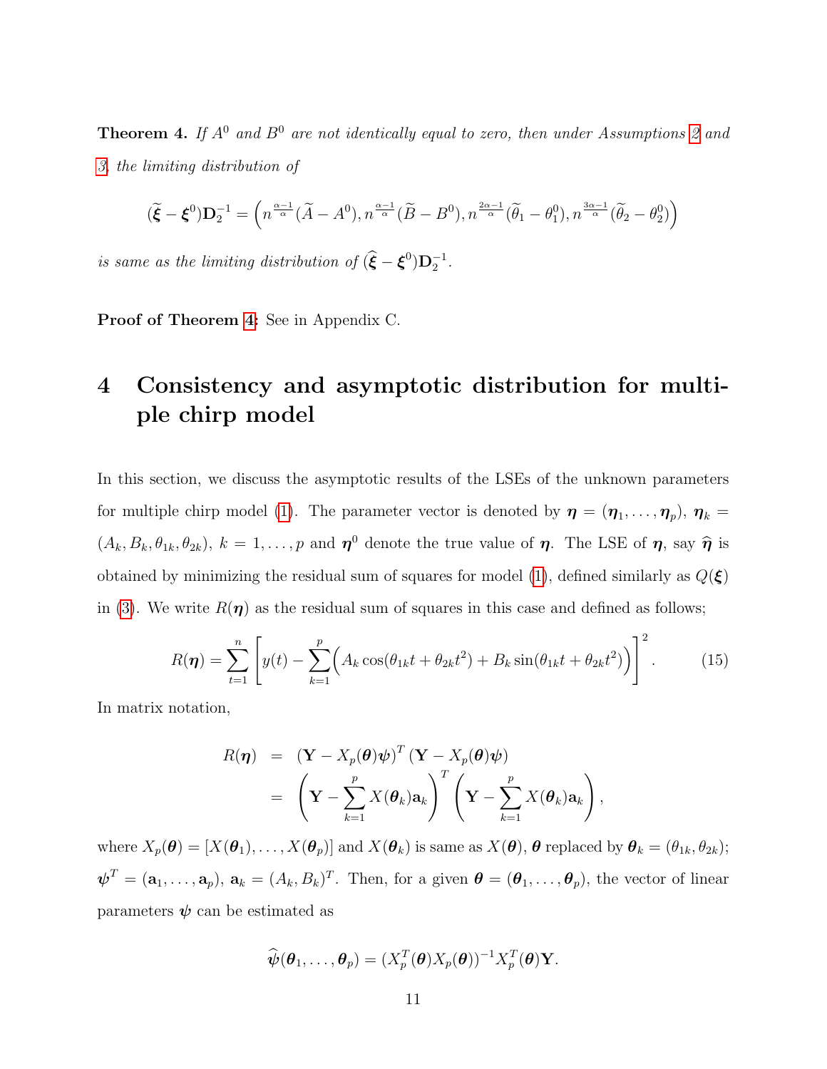**Theorem 4.** *If $A^0$ and $B^0$ are not identically equal to zero, then under Assumptions 2 and 3, the limiting distribution of*

$$(\widetilde{\boldsymbol{\xi}} - \boldsymbol{\xi}^0)\mathbf{D}_2^{-1} = \Big(n^{\frac{\alpha-1}{\alpha}}(\widetilde{A} - A^0), n^{\frac{\alpha-1}{\alpha}}(\widetilde{B} - B^0), n^{\frac{2\alpha-1}{\alpha}}(\widetilde{\theta}_1 - \theta_1^0), n^{\frac{3\alpha-1}{\alpha}}(\widetilde{\theta}_2 - \theta_2^0)\Big)$$

*is same as the limiting distribution of $(\widehat{\boldsymbol{\xi}} - \boldsymbol{\xi}^0)\mathbf{D}_2^{-1}$.*

**Proof of Theorem 4:** See in Appendix C.

# 4 Consistency and asymptotic distribution for multiple chirp model

In this section, we discuss the asymptotic results of the LSEs of the unknown parameters for multiple chirp model (1). The parameter vector is denoted by $\boldsymbol{\eta} = (\boldsymbol{\eta}_1, \ldots, \boldsymbol{\eta}_p)$, $\boldsymbol{\eta}_k = (A_k, B_k, \theta_{1k}, \theta_{2k})$, $k = 1, \ldots, p$ and $\boldsymbol{\eta}^0$ denote the true value of $\boldsymbol{\eta}$. The LSE of $\boldsymbol{\eta}$, say $\widehat{\boldsymbol{\eta}}$ is obtained by minimizing the residual sum of squares for model (1), defined similarly as $Q(\boldsymbol{\xi})$ in (3). We write $R(\boldsymbol{\eta})$ as the residual sum of squares in this case and defined as follows;

$$R(\boldsymbol{\eta}) = \sum_{t=1}^{n} \left[ y(t) - \sum_{k=1}^{p} \Big( A_k \cos(\theta_{1k} t + \theta_{2k} t^2) + B_k \sin(\theta_{1k} t + \theta_{2k} t^2) \Big) \right]^2. \tag{15}$$

In matrix notation,

$$\begin{aligned} R(\boldsymbol{\eta}) &= \left(\mathbf{Y} - X_p(\boldsymbol{\theta})\boldsymbol{\psi}\right)^T \left(\mathbf{Y} - X_p(\boldsymbol{\theta})\boldsymbol{\psi}\right) \\ &= \left(\mathbf{Y} - \sum_{k=1}^{p} X(\boldsymbol{\theta}_k)\mathbf{a}_k\right)^T \left(\mathbf{Y} - \sum_{k=1}^{p} X(\boldsymbol{\theta}_k)\mathbf{a}_k\right), \end{aligned}$$

where $X_p(\boldsymbol{\theta}) = [X(\boldsymbol{\theta}_1), \ldots, X(\boldsymbol{\theta}_p)]$ and $X(\boldsymbol{\theta}_k)$ is same as $X(\boldsymbol{\theta})$, $\boldsymbol{\theta}$ replaced by $\boldsymbol{\theta}_k = (\theta_{1k}, \theta_{2k})$; $\boldsymbol{\psi}^T = (\mathbf{a}_1, \ldots, \mathbf{a}_p)$, $\mathbf{a}_k = (A_k, B_k)^T$. Then, for a given $\boldsymbol{\theta} = (\boldsymbol{\theta}_1, \ldots, \boldsymbol{\theta}_p)$, the vector of linear parameters $\boldsymbol{\psi}$ can be estimated as

$$\widehat{\boldsymbol{\psi}}(\boldsymbol{\theta}_1, \ldots, \boldsymbol{\theta}_p) = (X_p^T(\boldsymbol{\theta})X_p(\boldsymbol{\theta}))^{-1} X_p^T(\boldsymbol{\theta})\mathbf{Y}.$$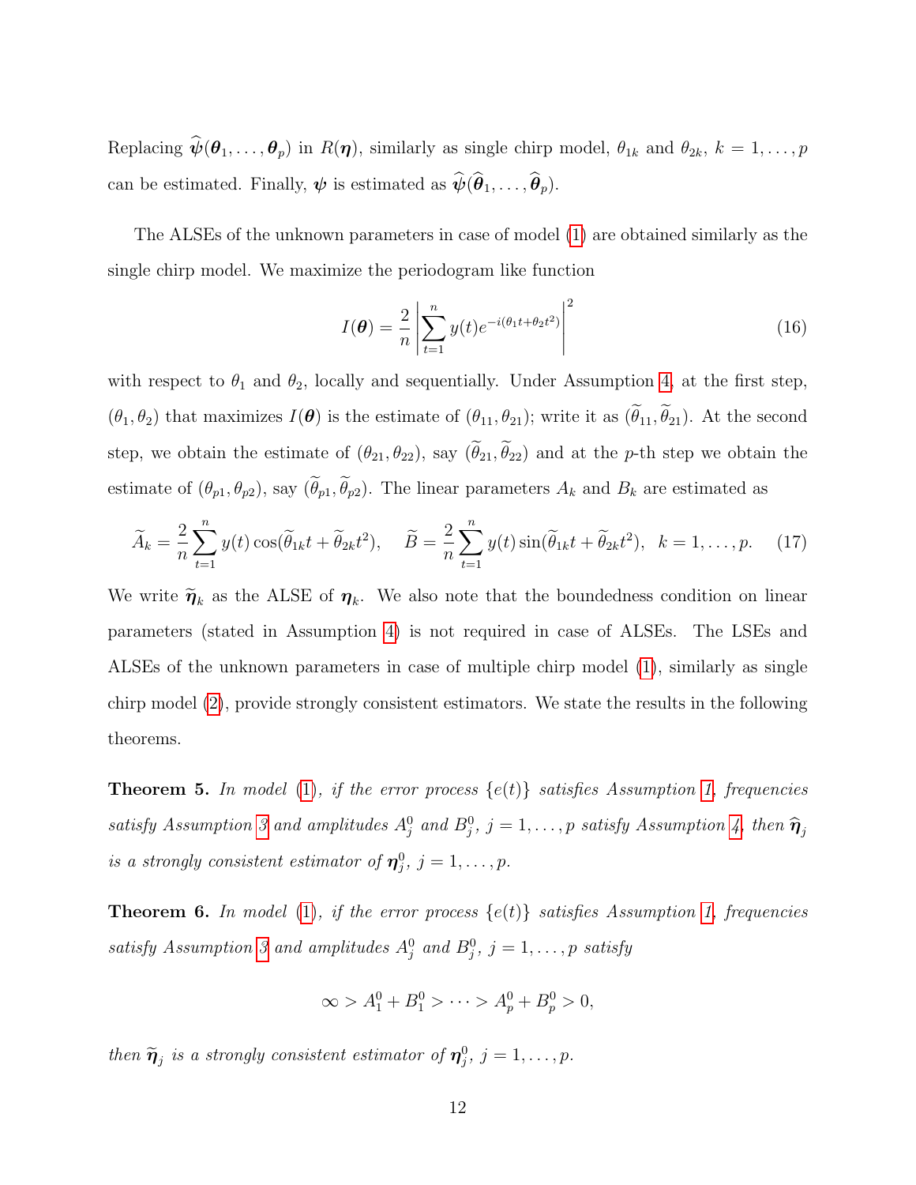Replacing $\widehat{\boldsymbol{\psi}}(\boldsymbol{\theta}_1, \ldots, \boldsymbol{\theta}_p)$ in $R(\boldsymbol{\eta})$, similarly as single chirp model, $\theta_{1k}$ and $\theta_{2k}$, $k = 1, \ldots, p$ can be estimated. Finally, $\boldsymbol{\psi}$ is estimated as $\widehat{\boldsymbol{\psi}}(\widehat{\boldsymbol{\theta}}_1, \ldots, \widehat{\boldsymbol{\theta}}_p)$.

The ALSEs of the unknown parameters in case of model (1) are obtained similarly as the single chirp model. We maximize the periodogram like function

$$I(\boldsymbol{\theta}) = \frac{2}{n} \left| \sum_{t=1}^{n} y(t) e^{-i(\theta_1 t + \theta_2 t^2)} \right|^2 \tag{16}$$

with respect to $\theta_1$ and $\theta_2$, locally and sequentially. Under Assumption 4, at the first step, $(\theta_1, \theta_2)$ that maximizes $I(\boldsymbol{\theta})$ is the estimate of $(\theta_{11}, \theta_{21})$; write it as $(\widetilde{\theta}_{11}, \widetilde{\theta}_{21})$. At the second step, we obtain the estimate of $(\theta_{21}, \theta_{22})$, say $(\widetilde{\theta}_{21}, \widetilde{\theta}_{22})$ and at the $p$-th step we obtain the estimate of $(\theta_{p1}, \theta_{p2})$, say $(\widetilde{\theta}_{p1}, \widetilde{\theta}_{p2})$. The linear parameters $A_k$ and $B_k$ are estimated as

$$\widetilde{A}_k = \frac{2}{n} \sum_{t=1}^{n} y(t) \cos(\widetilde{\theta}_{1k} t + \widetilde{\theta}_{2k} t^2), \quad \widetilde{B} = \frac{2}{n} \sum_{t=1}^{n} y(t) \sin(\widetilde{\theta}_{1k} t + \widetilde{\theta}_{2k} t^2), \;\; k = 1, \ldots, p. \tag{17}$$

We write $\widetilde{\boldsymbol{\eta}}_k$ as the ALSE of $\boldsymbol{\eta}_k$. We also note that the boundedness condition on linear parameters (stated in Assumption 4) is not required in case of ALSEs. The LSEs and ALSEs of the unknown parameters in case of multiple chirp model (1), similarly as single chirp model (2), provide strongly consistent estimators. We state the results in the following theorems.

**Theorem 5.** *In model (1), if the error process $\{e(t)\}$ satisfies Assumption 1, frequencies satisfy Assumption 3 and amplitudes $A_j^0$ and $B_j^0$, $j = 1, \ldots, p$ satisfy Assumption 4, then $\widehat{\boldsymbol{\eta}}_j$ is a strongly consistent estimator of $\boldsymbol{\eta}_j^0$, $j = 1, \ldots, p$.*

**Theorem 6.** *In model (1), if the error process $\{e(t)\}$ satisfies Assumption 1, frequencies satisfy Assumption 3 and amplitudes $A_j^0$ and $B_j^0$, $j = 1, \ldots, p$ satisfy*

$$\infty > A_1^0 + B_1^0 > \cdots > A_p^0 + B_p^0 > 0,$$

*then $\widetilde{\boldsymbol{\eta}}_j$ is a strongly consistent estimator of $\boldsymbol{\eta}_j^0$, $j = 1, \ldots, p$.*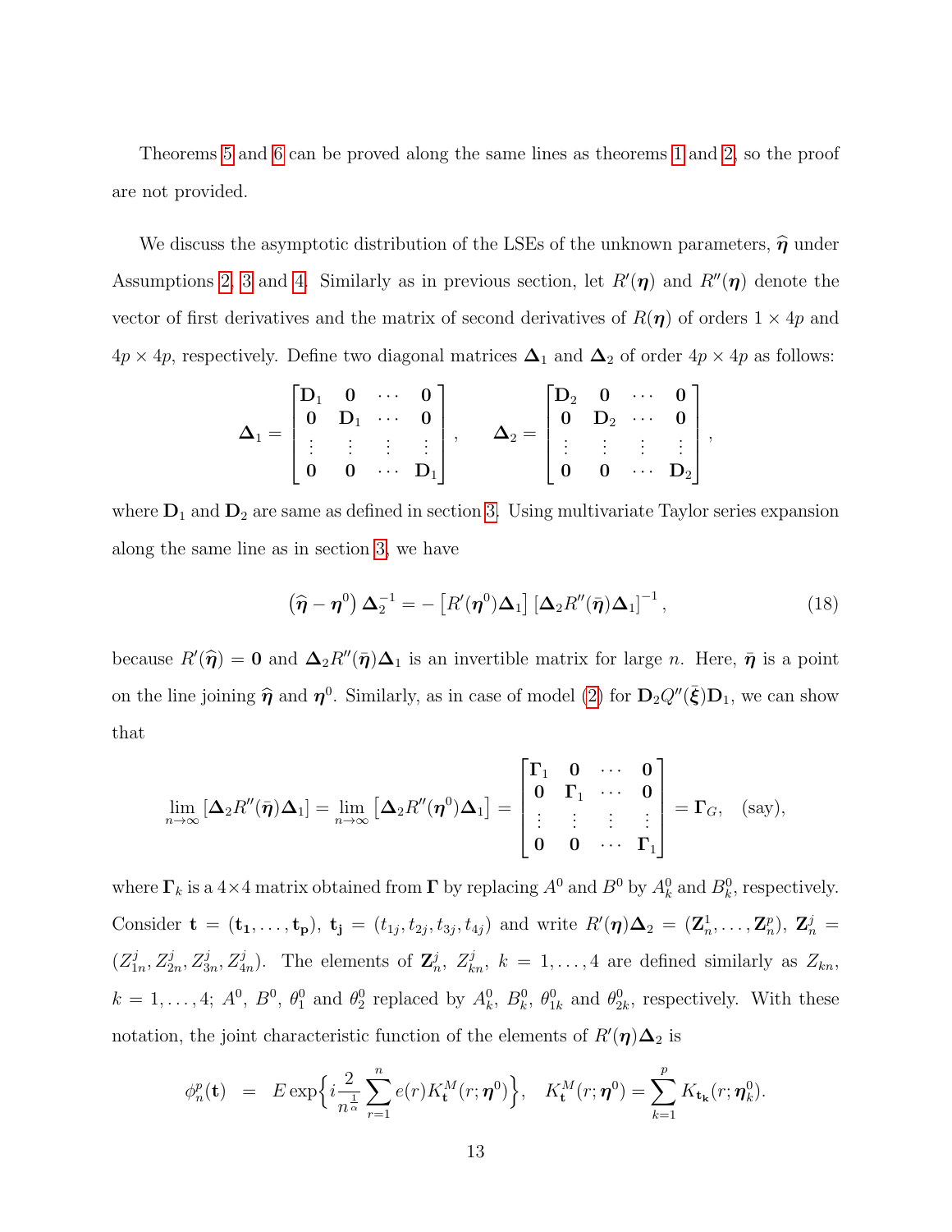Theorems 5 and 6 can be proved along the same lines as theorems 1 and 2, so the proof are not provided.

We discuss the asymptotic distribution of the LSEs of the unknown parameters, $\widehat{\boldsymbol{\eta}}$ under Assumptions 2, 3 and 4. Similarly as in previous section, let $R'(\boldsymbol{\eta})$ and $R''(\boldsymbol{\eta})$ denote the vector of first derivatives and the matrix of second derivatives of $R(\boldsymbol{\eta})$ of orders $1 \times 4p$ and $4p \times 4p$, respectively. Define two diagonal matrices $\boldsymbol{\Delta}_1$ and $\boldsymbol{\Delta}_2$ of order $4p \times 4p$ as follows:

$$
\boldsymbol{\Delta}_1 = \begin{bmatrix} \mathbf{D}_1 & \mathbf{0} & \cdots & \mathbf{0} \\ \mathbf{0} & \mathbf{D}_1 & \cdots & \mathbf{0} \\ \vdots & \vdots & \vdots & \vdots \\ \mathbf{0} & \mathbf{0} & \cdots & \mathbf{D}_1 \end{bmatrix}, \qquad \boldsymbol{\Delta}_2 = \begin{bmatrix} \mathbf{D}_2 & \mathbf{0} & \cdots & \mathbf{0} \\ \mathbf{0} & \mathbf{D}_2 & \cdots & \mathbf{0} \\ \vdots & \vdots & \vdots & \vdots \\ \mathbf{0} & \mathbf{0} & \cdots & \mathbf{D}_2 \end{bmatrix},
$$

where $\mathbf{D}_1$ and $\mathbf{D}_2$ are same as defined in section 3. Using multivariate Taylor series expansion along the same line as in section 3, we have

$$
\left(\widehat{\boldsymbol{\eta}} - \boldsymbol{\eta}^0\right) \boldsymbol{\Delta}_2^{-1} = -\left[R'(\boldsymbol{\eta}^0)\boldsymbol{\Delta}_1\right]\left[\boldsymbol{\Delta}_2 R''(\bar{\boldsymbol{\eta}})\boldsymbol{\Delta}_1\right]^{-1}, \tag{18}
$$

because $R'(\widehat{\boldsymbol{\eta}}) = \mathbf{0}$ and $\boldsymbol{\Delta}_2 R''(\bar{\boldsymbol{\eta}})\boldsymbol{\Delta}_1$ is an invertible matrix for large $n$. Here, $\bar{\boldsymbol{\eta}}$ is a point on the line joining $\widehat{\boldsymbol{\eta}}$ and $\boldsymbol{\eta}^0$. Similarly, as in case of model (2) for $\mathbf{D}_2 Q''(\bar{\boldsymbol{\xi}})\mathbf{D}_1$, we can show that

$$
\lim_{n\to\infty} \left[\boldsymbol{\Delta}_2 R''(\bar{\boldsymbol{\eta}})\boldsymbol{\Delta}_1\right] = \lim_{n\to\infty} \left[\boldsymbol{\Delta}_2 R''(\boldsymbol{\eta}^0)\boldsymbol{\Delta}_1\right] = \begin{bmatrix} \boldsymbol{\Gamma}_1 & \mathbf{0} & \cdots & \mathbf{0} \\ \mathbf{0} & \boldsymbol{\Gamma}_1 & \cdots & \mathbf{0} \\ \vdots & \vdots & \vdots & \vdots \\ \mathbf{0} & \mathbf{0} & \cdots & \boldsymbol{\Gamma}_1 \end{bmatrix} = \boldsymbol{\Gamma}_G, \quad \text{(say)},
$$

where $\boldsymbol{\Gamma}_k$ is a $4 \times 4$ matrix obtained from $\boldsymbol{\Gamma}$ by replacing $A^0$ and $B^0$ by $A_k^0$ and $B_k^0$, respectively. Consider $\mathbf{t} = (\mathbf{t_1}, \ldots, \mathbf{t_p})$, $\mathbf{t_j} = (t_{1j}, t_{2j}, t_{3j}, t_{4j})$ and write $R'(\boldsymbol{\eta})\boldsymbol{\Delta}_2 = (\mathbf{Z}_n^1, \ldots, \mathbf{Z}_n^p)$, $\mathbf{Z}_n^j = (Z_{1n}^j, Z_{2n}^j, Z_{3n}^j, Z_{4n}^j)$. The elements of $\mathbf{Z}_n^j$, $Z_{kn}^j$, $k = 1, \ldots, 4$ are defined similarly as $Z_{kn}$, $k = 1, \ldots, 4$; $A^0$, $B^0$, $\theta_1^0$ and $\theta_2^0$ replaced by $A_k^0$, $B_k^0$, $\theta_{1k}^0$ and $\theta_{2k}^0$, respectively. With these notation, the joint characteristic function of the elements of $R'(\boldsymbol{\eta})\boldsymbol{\Delta}_2$ is

$$
\phi_n^p(\mathbf{t}) \;=\; E \exp\Big\{ i \frac{2}{n^{\frac{1}{\alpha}}} \sum_{r=1}^{n} e(r) K_{\mathbf{t}}^M(r; \boldsymbol{\eta}^0) \Big\}, \quad K_{\mathbf{t}}^M(r; \boldsymbol{\eta}^0) = \sum_{k=1}^{p} K_{\mathbf{t_k}}(r; \boldsymbol{\eta}_k^0).
$$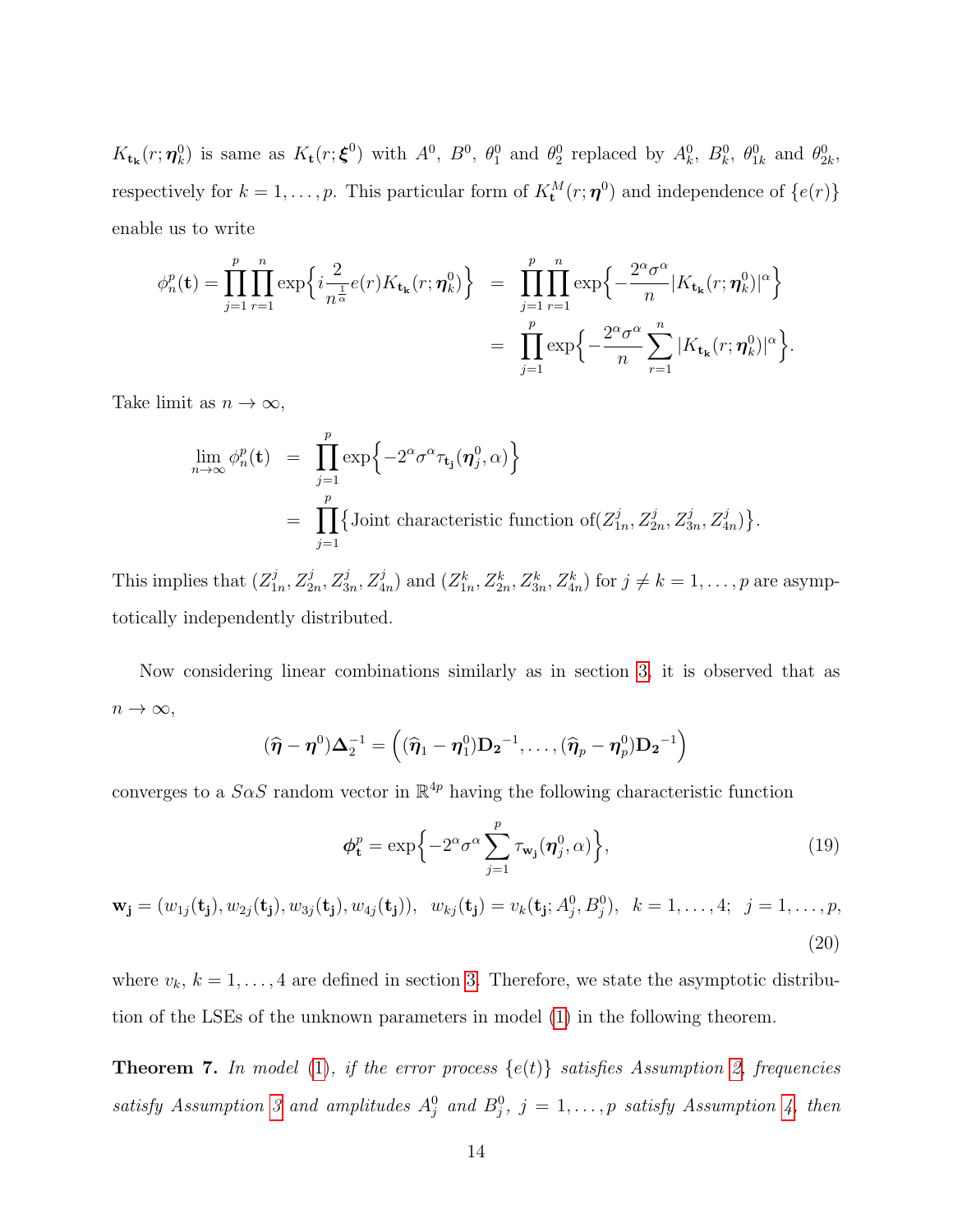$K_{\mathbf{t_k}}(r;\boldsymbol{\eta}_k^0)$ is same as $K_{\mathbf{t}}(r;\boldsymbol{\xi}^0)$ with $A^0$, $B^0$, $\theta_1^0$ and $\theta_2^0$ replaced by $A_k^0$, $B_k^0$, $\theta_{1k}^0$ and $\theta_{2k}^0$, respectively for $k=1,\ldots,p$. This particular form of $K_{\mathbf{t}}^M(r;\boldsymbol{\eta}^0)$ and independence of $\{e(r)\}$ enable us to write

$$
\begin{aligned}
\phi_n^p(\mathbf{t}) = \prod_{j=1}^{p}\prod_{r=1}^{n}\exp\Big\{i\frac{2}{n^{\frac{1}{\alpha}}}e(r)K_{\mathbf{t_k}}(r;\boldsymbol{\eta}_k^0)\Big\} &= \prod_{j=1}^{p}\prod_{r=1}^{n}\exp\Big\{-\frac{2^\alpha\sigma^\alpha}{n}|K_{\mathbf{t_k}}(r;\boldsymbol{\eta}_k^0)|^\alpha\Big\} \\
&= \prod_{j=1}^{p}\exp\Big\{-\frac{2^\alpha\sigma^\alpha}{n}\sum_{r=1}^{n}|K_{\mathbf{t_k}}(r;\boldsymbol{\eta}_k^0)|^\alpha\Big\}.
\end{aligned}
$$

Take limit as $n\to\infty$,

$$
\begin{aligned}
\lim_{n\to\infty}\phi_n^p(\mathbf{t}) &= \prod_{j=1}^{p}\exp\Big\{-2^\alpha\sigma^\alpha\tau_{\mathbf{t_j}}(\boldsymbol{\eta}_j^0,\alpha)\Big\} \\
&= \prod_{j=1}^{p}\big\{\text{Joint characteristic function of}(Z_{1n}^j, Z_{2n}^j, Z_{3n}^j, Z_{4n}^j)\big\}.
\end{aligned}
$$

This implies that $(Z_{1n}^j, Z_{2n}^j, Z_{3n}^j, Z_{4n}^j)$ and $(Z_{1n}^k, Z_{2n}^k, Z_{3n}^k, Z_{4n}^k)$ for $j\neq k=1,\ldots,p$ are asymptotically independently distributed.

Now considering linear combinations similarly as in section 3, it is observed that as $n\to\infty$,

$$
(\widehat{\boldsymbol{\eta}}-\boldsymbol{\eta}^0)\boldsymbol{\Delta}_2^{-1} = \Big((\widehat{\boldsymbol{\eta}}_1-\boldsymbol{\eta}_1^0)\mathbf{D_2}^{-1},\ldots,(\widehat{\boldsymbol{\eta}}_p-\boldsymbol{\eta}_p^0)\mathbf{D_2}^{-1}\Big)
$$

converges to a $S\alpha S$ random vector in $\mathbb{R}^{4p}$ having the following characteristic function

$$
\boldsymbol{\phi}_{\mathbf{t}}^p = \exp\Big\{-2^\alpha\sigma^\alpha\sum_{j=1}^{p}\tau_{\mathbf{w_j}}(\boldsymbol{\eta}_j^0,\alpha)\Big\}, \tag{19}
$$

$$
\mathbf{w_j} = (w_{1j}(\mathbf{t_j}), w_{2j}(\mathbf{t_j}), w_{3j}(\mathbf{t_j}), w_{4j}(\mathbf{t_j})),\ \ w_{kj}(\mathbf{t_j}) = v_k(\mathbf{t_j};A_j^0,B_j^0),\ \ k=1,\ldots,4;\ \ j=1,\ldots,p, \tag{20}
$$

where $v_k$, $k=1,\ldots,4$ are defined in section 3. Therefore, we state the asymptotic distribution of the LSEs of the unknown parameters in model (1) in the following theorem.

**Theorem 7.** *In model (1), if the error process $\{e(t)\}$ satisfies Assumption 2, frequencies satisfy Assumption 3 and amplitudes $A_j^0$ and $B_j^0$, $j=1,\ldots,p$ satisfy Assumption 4, then*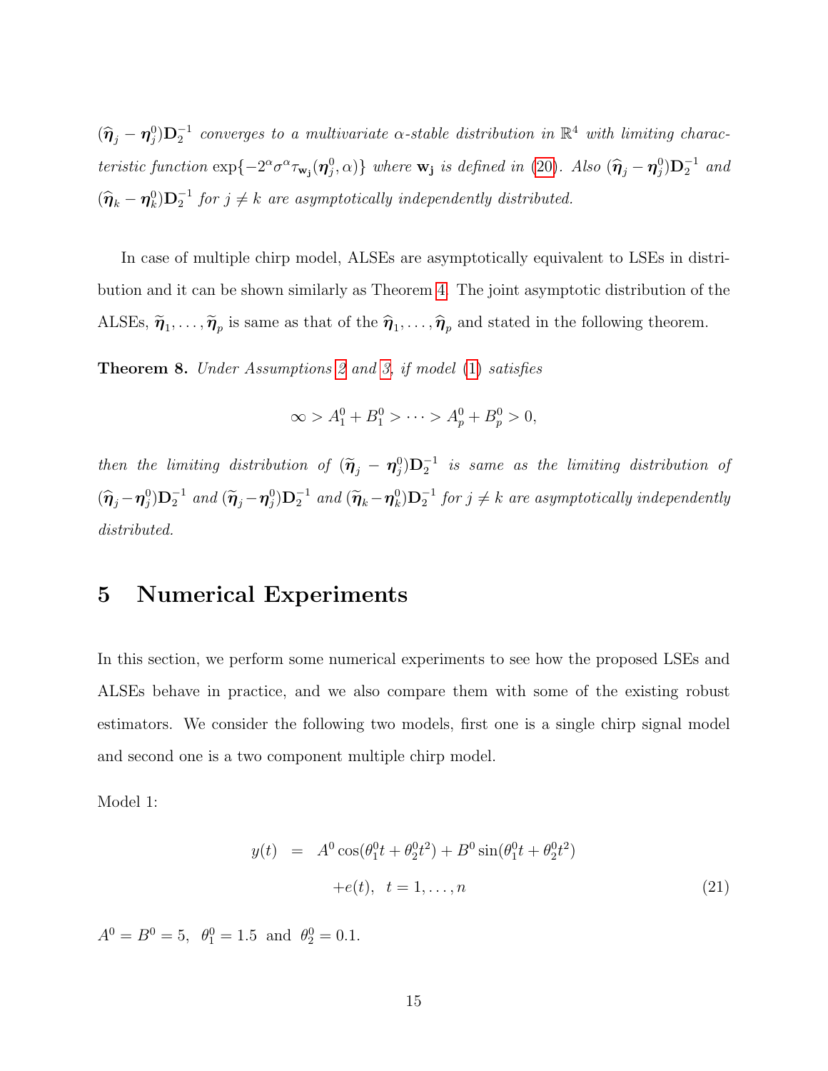*$(\widehat{\boldsymbol{\eta}}_j - \boldsymbol{\eta}_j^0)\mathbf{D}_2^{-1}$ converges to a multivariate $\alpha$-stable distribution in $\mathbb{R}^4$ with limiting characteristic function $\exp\{-2^\alpha \sigma^\alpha \tau_{\mathbf{w_j}}(\boldsymbol{\eta}_j^0, \alpha)\}$ where $\mathbf{w_j}$ is defined in (20). Also $(\widehat{\boldsymbol{\eta}}_j - \boldsymbol{\eta}_j^0)\mathbf{D}_2^{-1}$ and $(\widehat{\boldsymbol{\eta}}_k - \boldsymbol{\eta}_k^0)\mathbf{D}_2^{-1}$ for $j \neq k$ are asymptotically independently distributed.*

In case of multiple chirp model, ALSEs are asymptotically equivalent to LSEs in distribution and it can be shown similarly as Theorem 4. The joint asymptotic distribution of the ALSEs, $\widetilde{\boldsymbol{\eta}}_1, \ldots, \widetilde{\boldsymbol{\eta}}_p$ is same as that of the $\widehat{\boldsymbol{\eta}}_1, \ldots, \widehat{\boldsymbol{\eta}}_p$ and stated in the following theorem.

**Theorem 8.** *Under Assumptions 2 and 3, if model (1) satisfies*

$$\infty > A_1^0 + B_1^0 > \cdots > A_p^0 + B_p^0 > 0,$$

*then the limiting distribution of $(\widetilde{\boldsymbol{\eta}}_j - \boldsymbol{\eta}_j^0)\mathbf{D}_2^{-1}$ is same as the limiting distribution of $(\widehat{\boldsymbol{\eta}}_j - \boldsymbol{\eta}_j^0)\mathbf{D}_2^{-1}$ and $(\widetilde{\boldsymbol{\eta}}_j - \boldsymbol{\eta}_j^0)\mathbf{D}_2^{-1}$ and $(\widetilde{\boldsymbol{\eta}}_k - \boldsymbol{\eta}_k^0)\mathbf{D}_2^{-1}$ for $j \neq k$ are asymptotically independently distributed.*

# 5 Numerical Experiments

In this section, we perform some numerical experiments to see how the proposed LSEs and ALSEs behave in practice, and we also compare them with some of the existing robust estimators. We consider the following two models, first one is a single chirp signal model and second one is a two component multiple chirp model.

Model 1:

$$\begin{aligned} y(t) &= A^0 \cos(\theta_1^0 t + \theta_2^0 t^2) + B^0 \sin(\theta_1^0 t + \theta_2^0 t^2) \\ &\quad + e(t), \quad t = 1, \ldots, n \end{aligned} \tag{21}$$

$A^0 = B^0 = 5, \;\; \theta_1^0 = 1.5 \;\; \text{and} \;\; \theta_2^0 = 0.1.$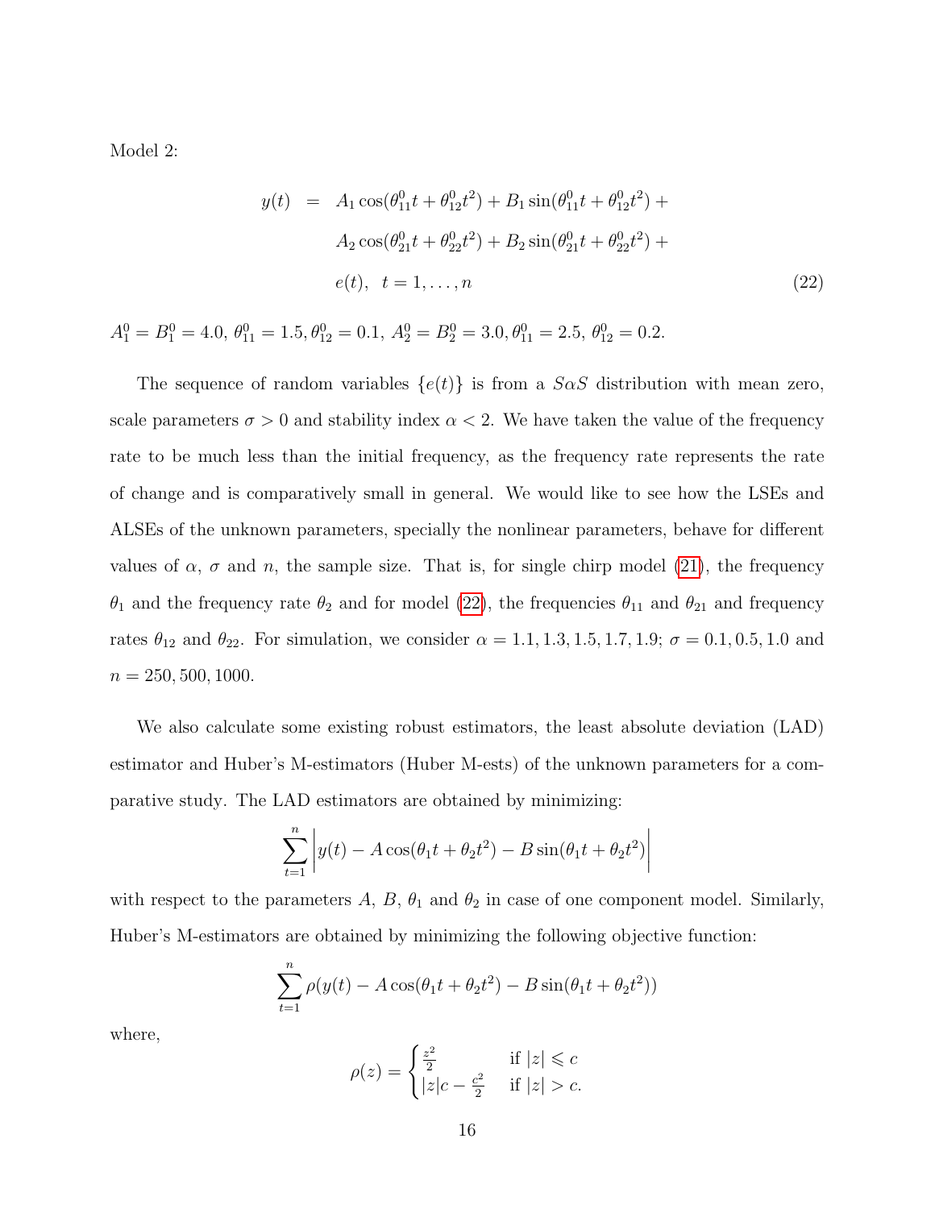Model 2:

$$
\begin{aligned}
y(t) &= A_1 \cos(\theta_{11}^0 t + \theta_{12}^0 t^2) + B_1 \sin(\theta_{11}^0 t + \theta_{12}^0 t^2) + \\
&\quad A_2 \cos(\theta_{21}^0 t + \theta_{22}^0 t^2) + B_2 \sin(\theta_{21}^0 t + \theta_{22}^0 t^2) + \\
&\quad e(t), \quad t = 1, \ldots, n \qquad (22)
\end{aligned}
$$

$A_1^0 = B_1^0 = 4.0$, $\theta_{11}^0 = 1.5, \theta_{12}^0 = 0.1$, $A_2^0 = B_2^0 = 3.0, \theta_{11}^0 = 2.5$, $\theta_{12}^0 = 0.2$.

The sequence of random variables $\{e(t)\}$ is from a $S\alpha S$ distribution with mean zero, scale parameters $\sigma > 0$ and stability index $\alpha < 2$. We have taken the value of the frequency rate to be much less than the initial frequency, as the frequency rate represents the rate of change and is comparatively small in general. We would like to see how the LSEs and ALSEs of the unknown parameters, specially the nonlinear parameters, behave for different values of $\alpha$, $\sigma$ and $n$, the sample size. That is, for single chirp model (21), the frequency $\theta_1$ and the frequency rate $\theta_2$ and for model (22), the frequencies $\theta_{11}$ and $\theta_{21}$ and frequency rates $\theta_{12}$ and $\theta_{22}$. For simulation, we consider $\alpha = 1.1, 1.3, 1.5, 1.7, 1.9$; $\sigma = 0.1, 0.5, 1.0$ and $n = 250, 500, 1000$.

We also calculate some existing robust estimators, the least absolute deviation (LAD) estimator and Huber's M-estimators (Huber M-ests) of the unknown parameters for a comparative study. The LAD estimators are obtained by minimizing:

$$
\sum_{t=1}^{n} \left| y(t) - A\cos(\theta_1 t + \theta_2 t^2) - B\sin(\theta_1 t + \theta_2 t^2) \right|
$$

with respect to the parameters $A$, $B$, $\theta_1$ and $\theta_2$ in case of one component model. Similarly, Huber's M-estimators are obtained by minimizing the following objective function:

$$
\sum_{t=1}^{n} \rho(y(t) - A\cos(\theta_1 t + \theta_2 t^2) - B\sin(\theta_1 t + \theta_2 t^2))
$$

where,

$$
\rho(z) = \begin{cases} \frac{z^2}{2} & \text{if } |z| \leqslant c \\ |z|c - \frac{c^2}{2} & \text{if } |z| > c. \end{cases}
$$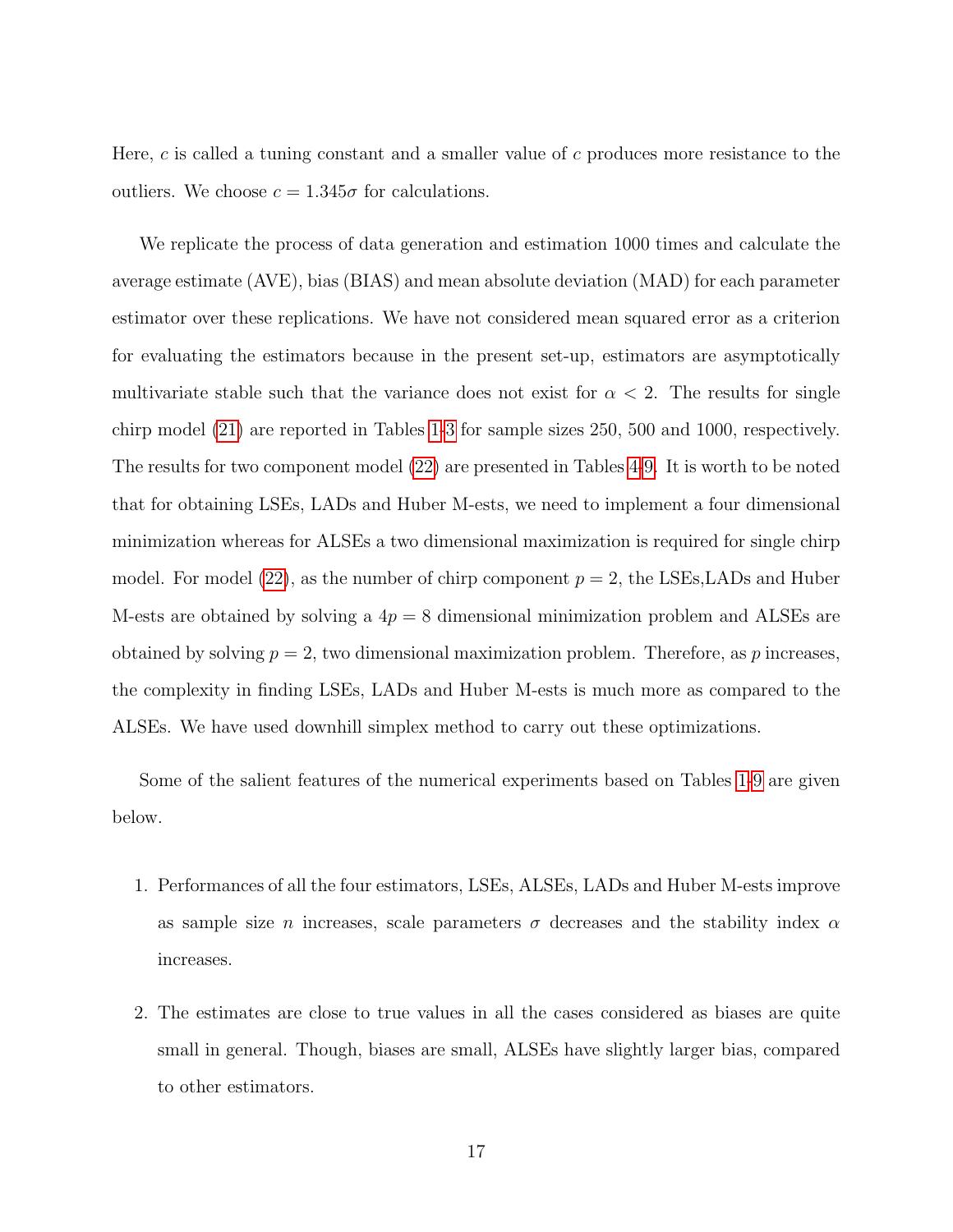Here, $c$ is called a tuning constant and a smaller value of $c$ produces more resistance to the outliers. We choose $c = 1.345\sigma$ for calculations.

We replicate the process of data generation and estimation 1000 times and calculate the average estimate (AVE), bias (BIAS) and mean absolute deviation (MAD) for each parameter estimator over these replications. We have not considered mean squared error as a criterion for evaluating the estimators because in the present set-up, estimators are asymptotically multivariate stable such that the variance does not exist for $\alpha < 2$. The results for single chirp model (21) are reported in Tables 1-3 for sample sizes 250, 500 and 1000, respectively. The results for two component model (22) are presented in Tables 4-9. It is worth to be noted that for obtaining LSEs, LADs and Huber M-ests, we need to implement a four dimensional minimization whereas for ALSEs a two dimensional maximization is required for single chirp model. For model (22), as the number of chirp component $p = 2$, the LSEs,LADs and Huber M-ests are obtained by solving a $4p = 8$ dimensional minimization problem and ALSEs are obtained by solving $p = 2$, two dimensional maximization problem. Therefore, as $p$ increases, the complexity in finding LSEs, LADs and Huber M-ests is much more as compared to the ALSEs. We have used downhill simplex method to carry out these optimizations.

Some of the salient features of the numerical experiments based on Tables 1-9 are given below.

1. Performances of all the four estimators, LSEs, ALSEs, LADs and Huber M-ests improve as sample size $n$ increases, scale parameters $\sigma$ decreases and the stability index $\alpha$ increases.
2. The estimates are close to true values in all the cases considered as biases are quite small in general. Though, biases are small, ALSEs have slightly larger bias, compared to other estimators.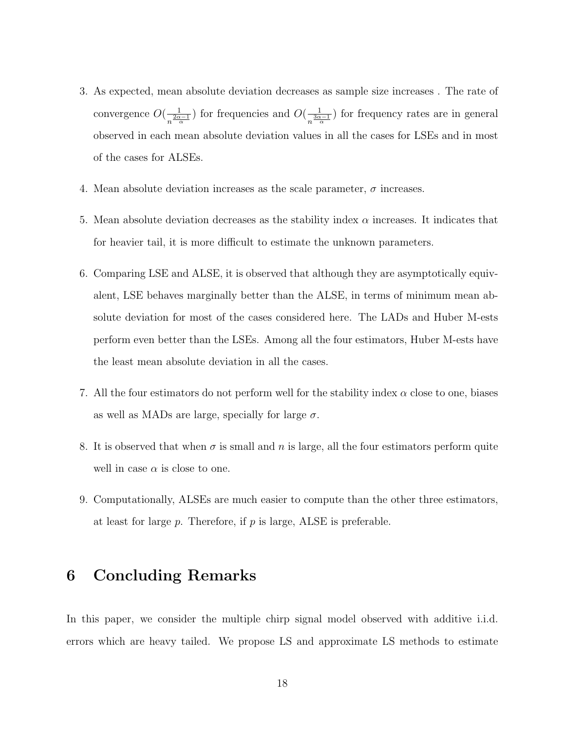3. As expected, mean absolute deviation decreases as sample size increases . The rate of convergence $O(\frac{1}{n^{\frac{2\alpha-1}{\alpha}}})$ for frequencies and $O(\frac{1}{n^{\frac{3\alpha-1}{\alpha}}})$ for frequency rates are in general observed in each mean absolute deviation values in all the cases for LSEs and in most of the cases for ALSEs.

4. Mean absolute deviation increases as the scale parameter, $\sigma$ increases.

5. Mean absolute deviation decreases as the stability index $\alpha$ increases. It indicates that for heavier tail, it is more difficult to estimate the unknown parameters.

6. Comparing LSE and ALSE, it is observed that although they are asymptotically equivalent, LSE behaves marginally better than the ALSE, in terms of minimum mean absolute deviation for most of the cases considered here. The LADs and Huber M-ests perform even better than the LSEs. Among all the four estimators, Huber M-ests have the least mean absolute deviation in all the cases.

7. All the four estimators do not perform well for the stability index $\alpha$ close to one, biases as well as MADs are large, specially for large $\sigma$.

8. It is observed that when $\sigma$ is small and $n$ is large, all the four estimators perform quite well in case $\alpha$ is close to one.

9. Computationally, ALSEs are much easier to compute than the other three estimators, at least for large $p$. Therefore, if $p$ is large, ALSE is preferable.

# 6 Concluding Remarks

In this paper, we consider the multiple chirp signal model observed with additive i.i.d. errors which are heavy tailed. We propose LS and approximate LS methods to estimate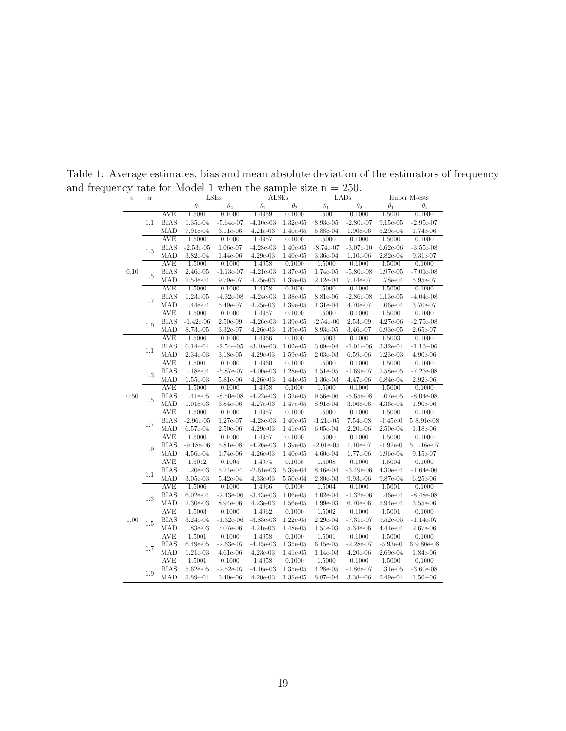Table 1: Average estimates, bias and mean absolute deviation of the estimators of frequency and frequency rate for Model 1 when the sample size n = 250.

| $\sigma$ | $\alpha$ | | LSEs | | ALSEs | | LADs | | Huber M-ests | |
|---|---|---|---|---|---|---|---|---|---|---|
| | | | $\theta_1$ | $\theta_2$ | $\theta_1$ | $\theta_2$ | $\theta_1$ | $\theta_2$ | $\theta_1$ | $\theta_2$ |
| 0.10 | 1.1 | AVE | 1.5001 | 0.1000 | 1.4959 | 0.1000 | 1.5001 | 0.1000 | 1.5001 | 0.1000 |
| | | BIAS | 1.35e-04 | -5.64e-07 | -4.10e-03 | 1.32e-05 | 8.93e-05 | -2.80e-07 | 9.15e-05 | -2.95e-07 |
| | | MAD | 7.91e-04 | 3.11e-06 | 4.21e-03 | 1.40e-05 | 5.88e-04 | 1.90e-06 | 5.29e-04 | 1.74e-06 |
| | 1.3 | AVE | 1.5000 | 0.1000 | 1.4957 | 0.1000 | 1.5000 | 0.1000 | 1.5000 | 0.1000 |
| | | BIAS | -2.53e-05 | 1.06e-07 | -4.28e-03 | 1.40e-05 | -8.74e-07 | -3.07e-10 | 6.62e-06 | -3.55e-08 |
| | | MAD | 3.82e-04 | 1.44e-06 | 4.29e-03 | 1.40e-05 | 3.36e-04 | 1.10e-06 | 2.82e-04 | 9.31e-07 |
| | 1.5 | AVE | 1.5000 | 0.1000 | 1.4958 | 0.1000 | 1.5000 | 0.1000 | 1.5000 | 0.1000 |
| | | BIAS | 2.46e-05 | -1.13e-07 | -4.21e-03 | 1.37e-05 | 1.74e-05 | -5.80e-08 | 1.97e-05 | -7.01e-08 |
| | | MAD | 2.54e-04 | 9.79e-07 | 4.25e-03 | 1.39e-05 | 2.12e-04 | 7.14e-07 | 1.78e-04 | 5.95e-07 |
| | 1.7 | AVE | 1.5000 | 0.1000 | 1.4958 | 0.1000 | 1.5000 | 0.1000 | 1.5000 | 0.1000 |
| | | BIAS | 1.23e-05 | -4.32e-08 | -4.24e-03 | 1.38e-05 | 8.81e-06 | -2.86e-08 | 1.13e-05 | -4.04e-08 |
| | | MAD | 1.44e-04 | 5.49e-07 | 4.25e-03 | 1.39e-05 | 1.31e-04 | 4.70e-07 | 1.06e-04 | 3.70e-07 |
| | 1.9 | AVE | 1.5000 | 0.1000 | 1.4957 | 0.1000 | 1.5000 | 0.1000 | 1.5000 | 0.1000 |
| | | BIAS | -1.42e-06 | 2.50e-09 | -4.26e-03 | 1.39e-05 | -2.54e-06 | 2.53e-09 | 4.27e-06 | -2.75e-08 |
| | | MAD | 8.73e-05 | 3.32e-07 | 4.26e-03 | 1.39e-05 | 8.93e-05 | 3.46e-07 | 6.93e-05 | 2.65e-07 |
| 0.50 | 1.1 | AVE | 1.5006 | 0.1000 | 1.4966 | 0.1000 | 1.5003 | 0.1000 | 1.5003 | 0.1000 |
| | | BIAS | 6.14e-04 | -2.54e-05 | -3.40e-03 | 1.02e-05 | 3.09e-04 | -1.01e-06 | 3.32e-04 | -1.13e-06 |
| | | MAD | 2.34e-03 | 3.18e-05 | 4.29e-03 | 1.59e-05 | 2.03e-03 | 6.59e-06 | 1.23e-03 | 4.90e-06 |
| | 1.3 | AVE | 1.5001 | 0.1000 | 1.4960 | 0.1000 | 1.5000 | 0.1000 | 1.5000 | 0.1000 |
| | | BIAS | 1.18e-04 | -5.87e-07 | -4.00e-03 | 1.28e-05 | 4.51e-05 | -1.69e-07 | 2.58e-05 | -7.23e-08 |
| | | MAD | 1.55e-03 | 5.81e-06 | 4.26e-03 | 1.44e-05 | 1.36e-03 | 4.47e-06 | 6.84e-04 | 2.92e-06 |
| | 1.5 | AVE | 1.5000 | 0.1000 | 1.4958 | 0.1000 | 1.5000 | 0.1000 | 1.5000 | 0.1000 |
| | | BIAS | 1.41e-05 | -8.50e-08 | -4.22e-03 | 1.32e-05 | 9.56e-06 | -5.65e-08 | 1.07e-05 | -8.04e-08 |
| | | MAD | 1.01e-03 | 3.84e-06 | 4.27e-03 | 1.47e-05 | 8.91e-04 | 3.06e-06 | 4.36e-04 | 1.90e-06 |
| | 1.7 | AVE | 1.5000 | 0.1000 | 1.4957 | 0.1000 | 1.5000 | 0.1000 | 1.5000 | 0.1000 |
| | | BIAS | -2.96e-05 | 1.27e-07 | -4.28e-03 | 1.40e-05 | -1.21e-05 | 7.54e-08 | -1.45e-0 | 5 8.91e-08 |
| | | MAD | 6.57e-04 | 2.50e-06 | 4.29e-03 | 1.41e-05 | 6.05e-04 | 2.20e-06 | 2.50e-04 | 1.18e-06 |
| | 1.9 | AVE | 1.5000 | 0.1000 | 1.4957 | 0.1000 | 1.5000 | 0.1000 | 1.5000 | 0.1000 |
| | | BIAS | -9.18e-06 | 5.81e-08 | -4.26e-03 | 1.39e-05 | -2.01e-05 | 1.10e-07 | -1.92e-0 | 5 1.16e-07 |
| | | MAD | 4.56e-04 | 1.74e-06 | 4.26e-03 | 1.40e-05 | 4.60e-04 | 1.77e-06 | 1.96e-04 | 9.15e-07 |
| 1.00 | 1.1 | AVE | 1.5012 | 0.1005 | 1.4974 | 0.1005 | 1.5008 | 0.1000 | 1.5004 | 0.1000 |
| | | BIAS | 1.20e-03 | 5.24e-04 | -2.61e-03 | 5.39e-04 | 8.16e-04 | -3.49e-06 | 4.30e-04 | -1.64e-06 |
| | | MAD | 3.05e-03 | 5.42e-04 | 4.33e-03 | 5.50e-04 | 2.80e-03 | 9.93e-06 | 9.87e-04 | 6.25e-06 |
| | 1.3 | AVE | 1.5006 | 0.1000 | 1.4966 | 0.1000 | 1.5004 | 0.1000 | 1.5001 | 0.1000 |
| | | BIAS | 6.02e-04 | -2.43e-06 | -3.43e-03 | 1.06e-05 | 4.02e-04 | -1.32e-06 | 1.46e-04 | -8.48e-08 |
| | | MAD | 2.30e-03 | 8.94e-06 | 4.23e-03 | 1.56e-05 | 1.99e-03 | 6.70e-06 | 5.94e-04 | 3.55e-06 |
| | 1.5 | AVE | 1.5003 | 0.1000 | 1.4962 | 0.1000 | 1.5002 | 0.1000 | 1.5001 | 0.1000 |
| | | BIAS | 3.24e-04 | -1.32e-06 | -3.83e-03 | 1.22e-05 | 2.29e-04 | -7.31e-07 | 9.52e-05 | -1.14e-07 |
| | | MAD | 1.83e-03 | 7.07e-06 | 4.21e-03 | 1.48e-05 | 1.54e-03 | 5.34e-06 | 4.41e-04 | 2.67e-06 |
| | 1.7 | AVE | 1.5001 | 0.1000 | 1.4958 | 0.1000 | 1.5001 | 0.1000 | 1.5000 | 0.1000 |
| | | BIAS | 6.49e-05 | -2.63e-07 | -4.15e-03 | 1.35e-05 | 6.15e-05 | -2.28e-07 | -5.93e-0 | 6 9.80e-08 |
| | | MAD | 1.21e-03 | 4.61e-06 | 4.23e-03 | 1.41e-05 | 1.14e-03 | 4.20e-06 | 2.69e-04 | 1.84e-06 |
| | 1.9 | AVE | 1.5001 | 0.1000 | 1.4958 | 0.1000 | 1.5000 | 0.1000 | 1.5000 | 0.1000 |
| | | BIAS | 5.62e-05 | -2.52e-07 | -4.16e-03 | 1.35e-05 | 4.28e-05 | -1.86e-07 | 1.31e-05 | -3.60e-08 |
| | | MAD | 8.89e-04 | 3.40e-06 | 4.20e-03 | 1.38e-05 | 8.87e-04 | 3.38e-06 | 2.49e-04 | 1.50e-06 |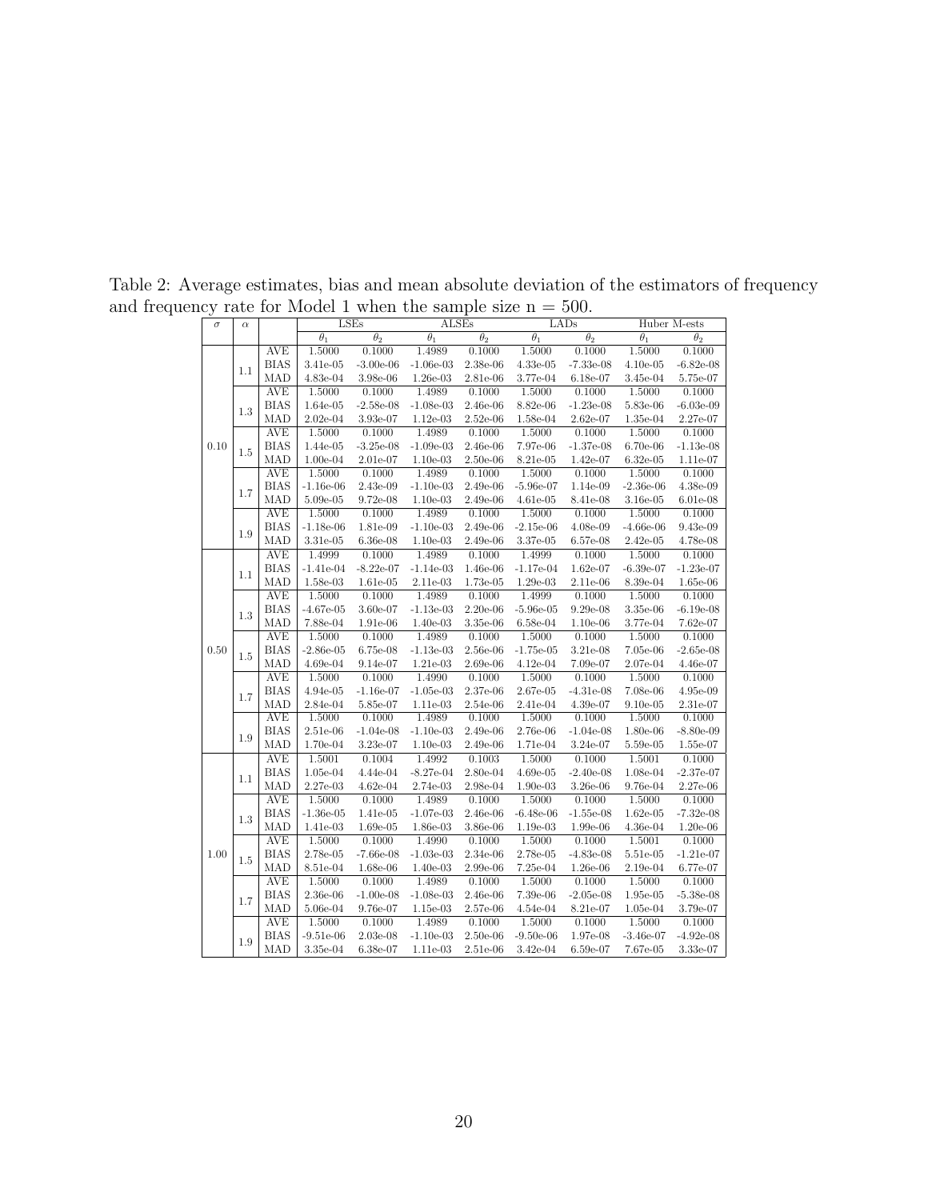Table 2: Average estimates, bias and mean absolute deviation of the estimators of frequency and frequency rate for Model 1 when the sample size n = 500.

| $\sigma$ | $\alpha$ | | LSEs | | ALSEs | | LADs | | Huber M-ests | |
|---|---|---|---|---|---|---|---|---|---|---|
| | | | $\theta_1$ | $\theta_2$ | $\theta_1$ | $\theta_2$ | $\theta_1$ | $\theta_2$ | $\theta_1$ | $\theta_2$ |
| 0.10 | 1.1 | AVE | 1.5000 | 0.1000 | 1.4989 | 0.1000 | 1.5000 | 0.1000 | 1.5000 | 0.1000 |
| | | BIAS | 3.41e-05 | -3.00e-06 | -1.06e-03 | 2.38e-06 | 4.33e-05 | -7.33e-08 | 4.10e-05 | -6.82e-08 |
| | | MAD | 4.83e-04 | 3.98e-06 | 1.26e-03 | 2.81e-06 | 3.77e-04 | 6.18e-07 | 3.45e-04 | 5.75e-07 |
| | 1.3 | AVE | 1.5000 | 0.1000 | 1.4989 | 0.1000 | 1.5000 | 0.1000 | 1.5000 | 0.1000 |
| | | BIAS | 1.64e-05 | -2.58e-08 | -1.08e-03 | 2.46e-06 | 8.82e-06 | -1.23e-08 | 5.83e-06 | -6.03e-09 |
| | | MAD | 2.02e-04 | 3.93e-07 | 1.12e-03 | 2.52e-06 | 1.58e-04 | 2.62e-07 | 1.35e-04 | 2.27e-07 |
| | 1.5 | AVE | 1.5000 | 0.1000 | 1.4989 | 0.1000 | 1.5000 | 0.1000 | 1.5000 | 0.1000 |
| | | BIAS | 1.44e-05 | -3.25e-08 | -1.09e-03 | 2.46e-06 | 7.97e-06 | -1.37e-08 | 6.70e-06 | -1.13e-08 |
| | | MAD | 1.00e-04 | 2.01e-07 | 1.10e-03 | 2.50e-06 | 8.21e-05 | 1.42e-07 | 6.32e-05 | 1.11e-07 |
| | 1.7 | AVE | 1.5000 | 0.1000 | 1.4989 | 0.1000 | 1.5000 | 0.1000 | 1.5000 | 0.1000 |
| | | BIAS | -1.16e-06 | 2.43e-09 | -1.10e-03 | 2.49e-06 | -5.96e-07 | 1.14e-09 | -2.36e-06 | 4.38e-09 |
| | | MAD | 5.09e-05 | 9.72e-08 | 1.10e-03 | 2.49e-06 | 4.61e-05 | 8.41e-08 | 3.16e-05 | 6.01e-08 |
| | 1.9 | AVE | 1.5000 | 0.1000 | 1.4989 | 0.1000 | 1.5000 | 0.1000 | 1.5000 | 0.1000 |
| | | BIAS | -1.18e-06 | 1.81e-09 | -1.10e-03 | 2.49e-06 | -2.15e-06 | 4.08e-09 | -4.66e-06 | 9.43e-09 |
| | | MAD | 3.31e-05 | 6.36e-08 | 1.10e-03 | 2.49e-06 | 3.37e-05 | 6.57e-08 | 2.42e-05 | 4.78e-08 |
| 0.50 | 1.1 | AVE | 1.4999 | 0.1000 | 1.4989 | 0.1000 | 1.4999 | 0.1000 | 1.5000 | 0.1000 |
| | | BIAS | -1.41e-04 | -8.22e-07 | -1.14e-03 | 1.46e-06 | -1.17e-04 | 1.62e-07 | -6.39e-07 | -1.23e-07 |
| | | MAD | 1.58e-03 | 1.61e-05 | 2.11e-03 | 1.73e-05 | 1.29e-03 | 2.11e-06 | 8.39e-04 | 1.65e-06 |
| | 1.3 | AVE | 1.5000 | 0.1000 | 1.4989 | 0.1000 | 1.4999 | 0.1000 | 1.5000 | 0.1000 |
| | | BIAS | -4.67e-05 | 3.60e-07 | -1.13e-03 | 2.20e-06 | -5.96e-05 | 9.29e-08 | 3.35e-06 | -6.19e-08 |
| | | MAD | 7.88e-04 | 1.91e-06 | 1.40e-03 | 3.35e-06 | 6.58e-04 | 1.10e-06 | 3.77e-04 | 7.62e-07 |
| | 1.5 | AVE | 1.5000 | 0.1000 | 1.4989 | 0.1000 | 1.5000 | 0.1000 | 1.5000 | 0.1000 |
| | | BIAS | -2.86e-05 | 6.75e-08 | -1.13e-03 | 2.56e-06 | -1.75e-05 | 3.21e-08 | 7.05e-06 | -2.65e-08 |
| | | MAD | 4.69e-04 | 9.14e-07 | 1.21e-03 | 2.69e-06 | 4.12e-04 | 7.09e-07 | 2.07e-04 | 4.46e-07 |
| | 1.7 | AVE | 1.5000 | 0.1000 | 1.4990 | 0.1000 | 1.5000 | 0.1000 | 1.5000 | 0.1000 |
| | | BIAS | 4.94e-05 | -1.16e-07 | -1.05e-03 | 2.37e-06 | 2.67e-05 | -4.31e-08 | 7.08e-06 | 4.95e-09 |
| | | MAD | 2.84e-04 | 5.85e-07 | 1.11e-03 | 2.54e-06 | 2.41e-04 | 4.39e-07 | 9.10e-05 | 2.31e-07 |
| | 1.9 | AVE | 1.5000 | 0.1000 | 1.4989 | 0.1000 | 1.5000 | 0.1000 | 1.5000 | 0.1000 |
| | | BIAS | 2.51e-06 | -1.04e-08 | -1.10e-03 | 2.49e-06 | 2.76e-06 | -1.04e-08 | 1.80e-06 | -8.80e-09 |
| | | MAD | 1.70e-04 | 3.23e-07 | 1.10e-03 | 2.49e-06 | 1.71e-04 | 3.24e-07 | 5.59e-05 | 1.55e-07 |
| 1.00 | 1.1 | AVE | 1.5001 | 0.1004 | 1.4992 | 0.1003 | 1.5000 | 0.1000 | 1.5001 | 0.1000 |
| | | BIAS | 1.05e-04 | 4.44e-04 | -8.27e-04 | 2.80e-04 | 4.69e-05 | -2.40e-08 | 1.08e-04 | -2.37e-07 |
| | | MAD | 2.27e-03 | 4.62e-04 | 2.74e-03 | 2.98e-04 | 1.90e-03 | 3.26e-06 | 9.76e-04 | 2.27e-06 |
| | 1.3 | AVE | 1.5000 | 0.1000 | 1.4989 | 0.1000 | 1.5000 | 0.1000 | 1.5000 | 0.1000 |
| | | BIAS | -1.36e-05 | 1.41e-05 | -1.07e-03 | 2.46e-06 | -6.48e-06 | -1.55e-08 | 1.62e-05 | -7.32e-08 |
| | | MAD | 1.41e-03 | 1.69e-05 | 1.86e-03 | 3.86e-06 | 1.19e-03 | 1.99e-06 | 4.36e-04 | 1.20e-06 |
| | 1.5 | AVE | 1.5000 | 0.1000 | 1.4990 | 0.1000 | 1.5000 | 0.1000 | 1.5001 | 0.1000 |
| | | BIAS | 2.78e-05 | -7.66e-08 | -1.03e-03 | 2.34e-06 | 2.78e-05 | -4.83e-08 | 5.51e-05 | -1.21e-07 |
| | | MAD | 8.51e-04 | 1.68e-06 | 1.40e-03 | 2.99e-06 | 7.25e-04 | 1.26e-06 | 2.19e-04 | 6.77e-07 |
| | 1.7 | AVE | 1.5000 | 0.1000 | 1.4989 | 0.1000 | 1.5000 | 0.1000 | 1.5000 | 0.1000 |
| | | BIAS | 2.36e-06 | -1.00e-08 | -1.08e-03 | 2.46e-06 | 7.39e-06 | -2.05e-08 | 1.95e-05 | -5.38e-08 |
| | | MAD | 5.06e-04 | 9.76e-07 | 1.15e-03 | 2.57e-06 | 4.54e-04 | 8.21e-07 | 1.05e-04 | 3.79e-07 |
| | 1.9 | AVE | 1.5000 | 0.1000 | 1.4989 | 0.1000 | 1.5000 | 0.1000 | 1.5000 | 0.1000 |
| | | BIAS | -9.51e-06 | 2.03e-08 | -1.10e-03 | 2.50e-06 | -9.50e-06 | 1.97e-08 | -3.46e-07 | -4.92e-08 |
| | | MAD | 3.35e-04 | 6.38e-07 | 1.11e-03 | 2.51e-06 | 3.42e-04 | 6.59e-07 | 7.67e-05 | 3.33e-07 |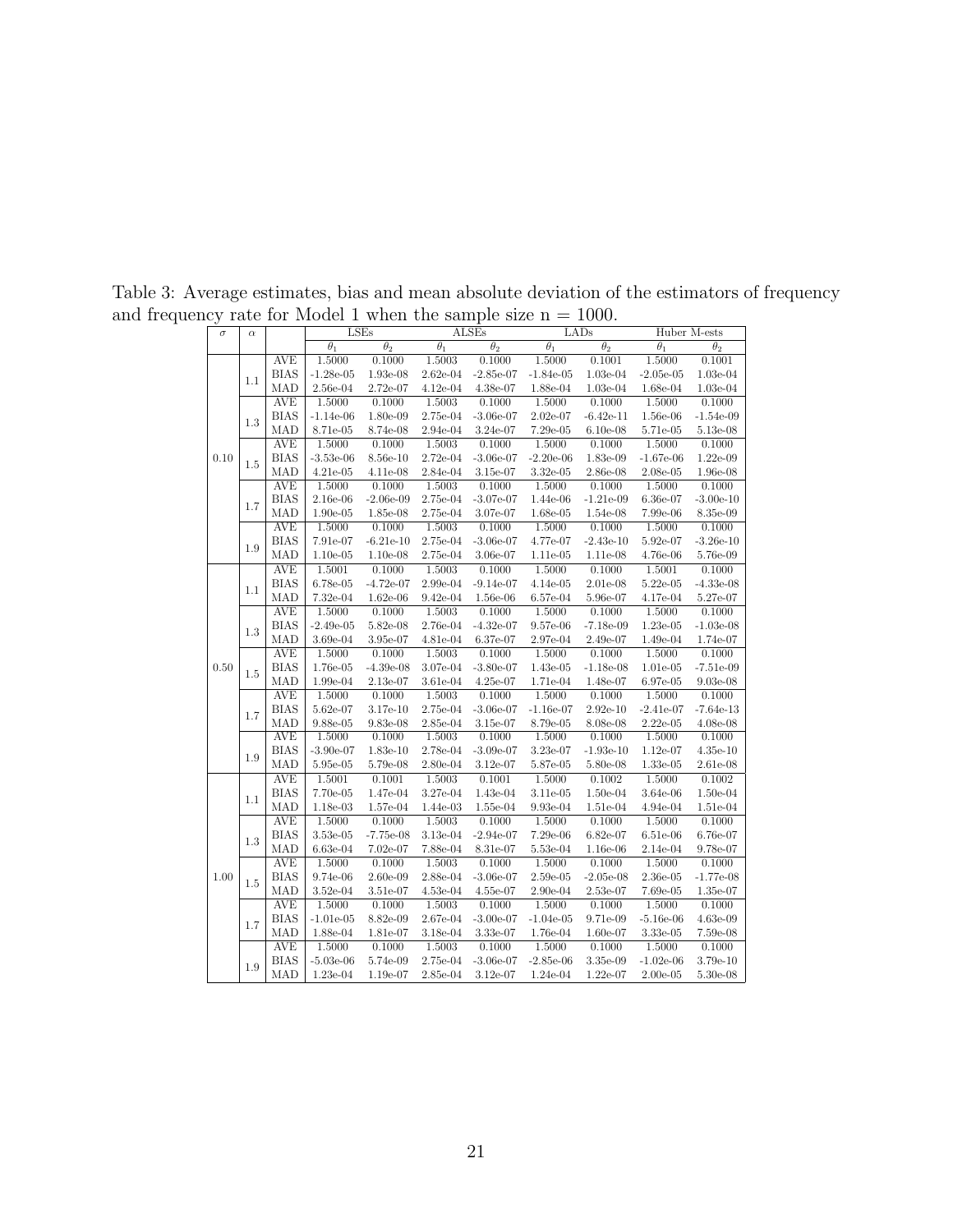Table 3: Average estimates, bias and mean absolute deviation of the estimators of frequency and frequency rate for Model 1 when the sample size n = 1000.

| $\sigma$ | $\alpha$ | | LSEs | | ALSEs | | LADs | | Huber M-ests | |
|---|---|---|---|---|---|---|---|---|---|---|
| | | | $\theta_1$ | $\theta_2$ | $\theta_1$ | $\theta_2$ | $\theta_1$ | $\theta_2$ | $\theta_1$ | $\theta_2$ |
| 0.10 | 1.1 | AVE | 1.5000 | 0.1000 | 1.5003 | 0.1000 | 1.5000 | 0.1001 | 1.5000 | 0.1001 |
| | | BIAS | -1.28e-05 | 1.93e-08 | 2.62e-04 | -2.85e-07 | -1.84e-05 | 1.03e-04 | -2.05e-05 | 1.03e-04 |
| | | MAD | 2.56e-04 | 2.72e-07 | 4.12e-04 | 4.38e-07 | 1.88e-04 | 1.03e-04 | 1.68e-04 | 1.03e-04 |
| | 1.3 | AVE | 1.5000 | 0.1000 | 1.5003 | 0.1000 | 1.5000 | 0.1000 | 1.5000 | 0.1000 |
| | | BIAS | -1.14e-06 | 1.80e-09 | 2.75e-04 | -3.06e-07 | 2.02e-07 | -6.42e-11 | 1.56e-06 | -1.54e-09 |
| | | MAD | 8.71e-05 | 8.74e-08 | 2.94e-04 | 3.24e-07 | 7.29e-05 | 6.10e-08 | 5.71e-05 | 5.13e-08 |
| | 1.5 | AVE | 1.5000 | 0.1000 | 1.5003 | 0.1000 | 1.5000 | 0.1000 | 1.5000 | 0.1000 |
| | | BIAS | -3.53e-06 | 8.56e-10 | 2.72e-04 | -3.06e-07 | -2.20e-06 | 1.83e-09 | -1.67e-06 | 1.22e-09 |
| | | MAD | 4.21e-05 | 4.11e-08 | 2.84e-04 | 3.15e-07 | 3.32e-05 | 2.86e-08 | 2.08e-05 | 1.96e-08 |
| | 1.7 | AVE | 1.5000 | 0.1000 | 1.5003 | 0.1000 | 1.5000 | 0.1000 | 1.5000 | 0.1000 |
| | | BIAS | 2.16e-06 | -2.06e-09 | 2.75e-04 | -3.07e-07 | 1.44e-06 | -1.21e-09 | 6.36e-07 | -3.00e-10 |
| | | MAD | 1.90e-05 | 1.85e-08 | 2.75e-04 | 3.07e-07 | 1.68e-05 | 1.54e-08 | 7.99e-06 | 8.35e-09 |
| | 1.9 | AVE | 1.5000 | 0.1000 | 1.5003 | 0.1000 | 1.5000 | 0.1000 | 1.5000 | 0.1000 |
| | | BIAS | 7.91e-07 | -6.21e-10 | 2.75e-04 | -3.06e-07 | 4.77e-07 | -2.43e-10 | 5.92e-07 | -3.26e-10 |
| | | MAD | 1.10e-05 | 1.10e-08 | 2.75e-04 | 3.06e-07 | 1.11e-05 | 1.11e-08 | 4.76e-06 | 5.76e-09 |
| 0.50 | 1.1 | AVE | 1.5001 | 0.1000 | 1.5003 | 0.1000 | 1.5000 | 0.1000 | 1.5001 | 0.1000 |
| | | BIAS | 6.78e-05 | -4.72e-07 | 2.99e-04 | -9.14e-07 | 4.14e-05 | 2.01e-08 | 5.22e-05 | -4.33e-08 |
| | | MAD | 7.32e-04 | 1.62e-06 | 9.42e-04 | 1.56e-06 | 6.57e-04 | 5.96e-07 | 4.17e-04 | 5.27e-07 |
| | 1.3 | AVE | 1.5000 | 0.1000 | 1.5003 | 0.1000 | 1.5000 | 0.1000 | 1.5000 | 0.1000 |
| | | BIAS | -2.49e-05 | 5.82e-08 | 2.76e-04 | -4.32e-07 | 9.57e-06 | -7.18e-09 | 1.23e-05 | -1.03e-08 |
| | | MAD | 3.69e-04 | 3.95e-07 | 4.81e-04 | 6.37e-07 | 2.97e-04 | 2.49e-07 | 1.49e-04 | 1.74e-07 |
| | 1.5 | AVE | 1.5000 | 0.1000 | 1.5003 | 0.1000 | 1.5000 | 0.1000 | 1.5000 | 0.1000 |
| | | BIAS | 1.76e-05 | -4.39e-08 | 3.07e-04 | -3.80e-07 | 1.43e-05 | -1.18e-08 | 1.01e-05 | -7.51e-09 |
| | | MAD | 1.99e-04 | 2.13e-07 | 3.61e-04 | 4.25e-07 | 1.71e-04 | 1.48e-07 | 6.97e-05 | 9.03e-08 |
| | 1.7 | AVE | 1.5000 | 0.1000 | 1.5003 | 0.1000 | 1.5000 | 0.1000 | 1.5000 | 0.1000 |
| | | BIAS | 5.62e-07 | 3.17e-10 | 2.75e-04 | -3.06e-07 | -1.16e-07 | 2.92e-10 | -2.41e-07 | -7.64e-13 |
| | | MAD | 9.88e-05 | 9.83e-08 | 2.85e-04 | 3.15e-07 | 8.79e-05 | 8.08e-08 | 2.22e-05 | 4.08e-08 |
| | 1.9 | AVE | 1.5000 | 0.1000 | 1.5003 | 0.1000 | 1.5000 | 0.1000 | 1.5000 | 0.1000 |
| | | BIAS | -3.90e-07 | 1.83e-10 | 2.78e-04 | -3.09e-07 | 3.23e-07 | -1.93e-10 | 1.12e-07 | 4.35e-10 |
| | | MAD | 5.95e-05 | 5.79e-08 | 2.80e-04 | 3.12e-07 | 5.87e-05 | 5.80e-08 | 1.33e-05 | 2.61e-08 |
| 1.00 | 1.1 | AVE | 1.5001 | 0.1001 | 1.5003 | 0.1001 | 1.5000 | 0.1002 | 1.5000 | 0.1002 |
| | | BIAS | 7.70e-05 | 1.47e-04 | 3.27e-04 | 1.43e-04 | 3.11e-05 | 1.50e-04 | 3.64e-06 | 1.50e-04 |
| | | MAD | 1.18e-03 | 1.57e-04 | 1.44e-03 | 1.55e-04 | 9.93e-04 | 1.51e-04 | 4.94e-04 | 1.51e-04 |
| | 1.3 | AVE | 1.5000 | 0.1000 | 1.5003 | 0.1000 | 1.5000 | 0.1000 | 1.5000 | 0.1000 |
| | | BIAS | 3.53e-05 | -7.75e-08 | 3.13e-04 | -2.94e-07 | 7.29e-06 | 6.82e-07 | 6.51e-06 | 6.76e-07 |
| | | MAD | 6.63e-04 | 7.02e-07 | 7.88e-04 | 8.31e-07 | 5.53e-04 | 1.16e-06 | 2.14e-04 | 9.78e-07 |
| | 1.5 | AVE | 1.5000 | 0.1000 | 1.5003 | 0.1000 | 1.5000 | 0.1000 | 1.5000 | 0.1000 |
| | | BIAS | 9.74e-06 | 2.60e-09 | 2.88e-04 | -3.06e-07 | 2.59e-05 | -2.05e-08 | 2.36e-05 | -1.77e-08 |
| | | MAD | 3.52e-04 | 3.51e-07 | 4.53e-04 | 4.55e-07 | 2.90e-04 | 2.53e-07 | 7.69e-05 | 1.35e-07 |
| | 1.7 | AVE | 1.5000 | 0.1000 | 1.5003 | 0.1000 | 1.5000 | 0.1000 | 1.5000 | 0.1000 |
| | | BIAS | -1.01e-05 | 8.82e-09 | 2.67e-04 | -3.00e-07 | -1.04e-05 | 9.71e-09 | -5.16e-06 | 4.63e-09 |
| | | MAD | 1.88e-04 | 1.81e-07 | 3.18e-04 | 3.33e-07 | 1.76e-04 | 1.60e-07 | 3.33e-05 | 7.59e-08 |
| | 1.9 | AVE | 1.5000 | 0.1000 | 1.5003 | 0.1000 | 1.5000 | 0.1000 | 1.5000 | 0.1000 |
| | | BIAS | -5.03e-06 | 5.74e-09 | 2.75e-04 | -3.06e-07 | -2.85e-06 | 3.35e-09 | -1.02e-06 | 3.79e-10 |
| | | MAD | 1.23e-04 | 1.19e-07 | 2.85e-04 | 3.12e-07 | 1.24e-04 | 1.22e-07 | 2.00e-05 | 5.30e-08 |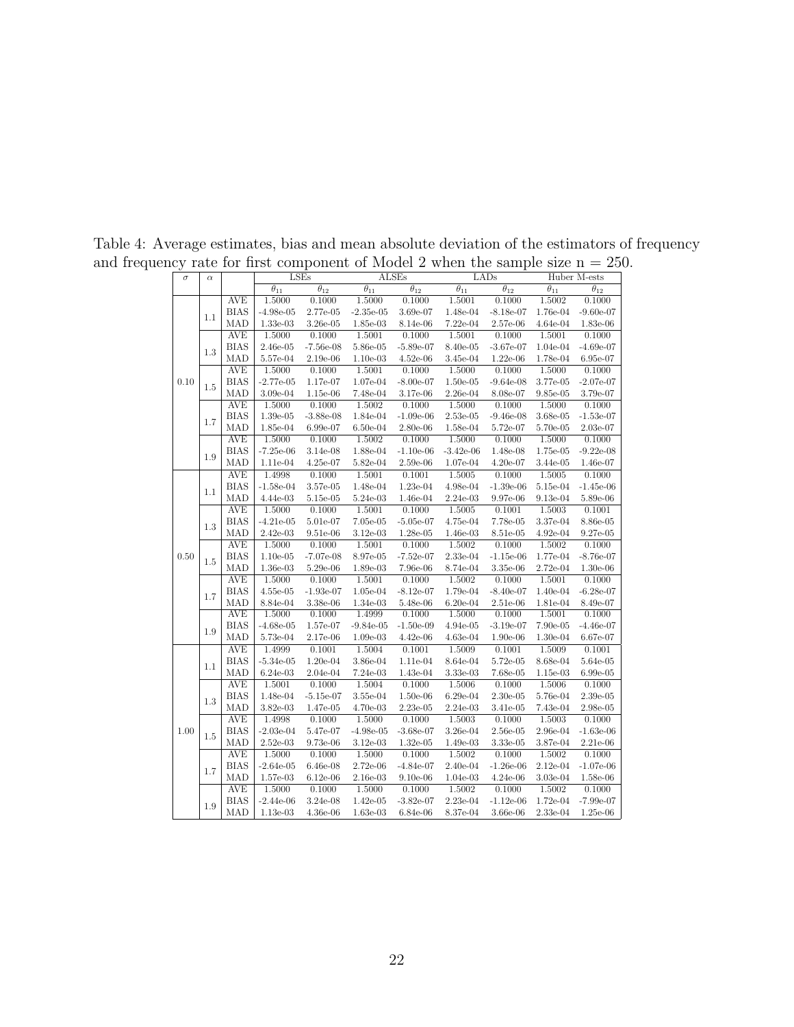Table 4: Average estimates, bias and mean absolute deviation of the estimators of frequency and frequency rate for first component of Model 2 when the sample size n = 250.

| $\sigma$ | $\alpha$ | | LSEs | | ALSEs | | LADs | | Huber M-ests | |
|---|---|---|---|---|---|---|---|---|---|---|
| | | | $\theta_{11}$ | $\theta_{12}$ | $\theta_{11}$ | $\theta_{12}$ | $\theta_{11}$ | $\theta_{12}$ | $\theta_{11}$ | $\theta_{12}$ |
| 0.10 | 1.1 | AVE | 1.5000 | 0.1000 | 1.5000 | 0.1000 | 1.5001 | 0.1000 | 1.5002 | 0.1000 |
| | | BIAS | -4.98e-05 | 2.77e-05 | -2.35e-05 | 3.69e-07 | 1.48e-04 | -8.18e-07 | 1.76e-04 | -9.60e-07 |
| | | MAD | 1.33e-03 | 3.26e-05 | 1.85e-03 | 8.14e-06 | 7.22e-04 | 2.57e-06 | 4.64e-04 | 1.83e-06 |
| | 1.3 | AVE | 1.5000 | 0.1000 | 1.5001 | 0.1000 | 1.5001 | 0.1000 | 1.5001 | 0.1000 |
| | | BIAS | 2.46e-05 | -7.56e-08 | 5.86e-05 | -5.89e-07 | 8.40e-05 | -3.67e-07 | 1.04e-04 | -4.69e-07 |
| | | MAD | 5.57e-04 | 2.19e-06 | 1.10e-03 | 4.52e-06 | 3.45e-04 | 1.22e-06 | 1.78e-04 | 6.95e-07 |
| | 1.5 | AVE | 1.5000 | 0.1000 | 1.5001 | 0.1000 | 1.5000 | 0.1000 | 1.5000 | 0.1000 |
| | | BIAS | -2.77e-05 | 1.17e-07 | 1.07e-04 | -8.00e-07 | 1.50e-05 | -9.64e-08 | 3.77e-05 | -2.07e-07 |
| | | MAD | 3.09e-04 | 1.15e-06 | 7.48e-04 | 3.17e-06 | 2.26e-04 | 8.08e-07 | 9.85e-05 | 3.79e-07 |
| | 1.7 | AVE | 1.5000 | 0.1000 | 1.5002 | 0.1000 | 1.5000 | 0.1000 | 1.5000 | 0.1000 |
| | | BIAS | 1.39e-05 | -3.88e-08 | 1.84e-04 | -1.09e-06 | 2.53e-05 | -9.46e-08 | 3.68e-05 | -1.53e-07 |
| | | MAD | 1.85e-04 | 6.99e-07 | 6.50e-04 | 2.80e-06 | 1.58e-04 | 5.72e-07 | 5.70e-05 | 2.03e-07 |
| | 1.9 | AVE | 1.5000 | 0.1000 | 1.5002 | 0.1000 | 1.5000 | 0.1000 | 1.5000 | 0.1000 |
| | | BIAS | -7.25e-06 | 3.14e-08 | 1.88e-04 | -1.10e-06 | -3.42e-06 | 1.48e-08 | 1.75e-05 | -9.22e-08 |
| | | MAD | 1.11e-04 | 4.25e-07 | 5.82e-04 | 2.59e-06 | 1.07e-04 | 4.20e-07 | 3.44e-05 | 1.46e-07 |
| 0.50 | 1.1 | AVE | 1.4998 | 0.1000 | 1.5001 | 0.1001 | 1.5005 | 0.1000 | 1.5005 | 0.1000 |
| | | BIAS | -1.58e-04 | 3.57e-05 | 1.48e-04 | 1.23e-04 | 4.98e-04 | -1.39e-06 | 5.15e-04 | -1.45e-06 |
| | | MAD | 4.44e-03 | 5.15e-05 | 5.24e-03 | 1.46e-04 | 2.24e-03 | 9.97e-06 | 9.13e-04 | 5.89e-06 |
| | 1.3 | AVE | 1.5000 | 0.1000 | 1.5001 | 0.1000 | 1.5005 | 0.1001 | 1.5003 | 0.1001 |
| | | BIAS | -4.21e-05 | 5.01e-07 | 7.05e-05 | -5.05e-07 | 4.75e-04 | 7.78e-05 | 3.37e-04 | 8.86e-05 |
| | | MAD | 2.42e-03 | 9.51e-06 | 3.12e-03 | 1.28e-05 | 1.46e-03 | 8.51e-05 | 4.92e-04 | 9.27e-05 |
| | 1.5 | AVE | 1.5000 | 0.1000 | 1.5001 | 0.1000 | 1.5002 | 0.1000 | 1.5002 | 0.1000 |
| | | BIAS | 1.10e-05 | -7.07e-08 | 8.97e-05 | -7.52e-07 | 2.33e-04 | -1.15e-06 | 1.77e-04 | -8.76e-07 |
| | | MAD | 1.36e-03 | 5.29e-06 | 1.89e-03 | 7.96e-06 | 8.74e-04 | 3.35e-06 | 2.72e-04 | 1.30e-06 |
| | 1.7 | AVE | 1.5000 | 0.1000 | 1.5001 | 0.1000 | 1.5002 | 0.1000 | 1.5001 | 0.1000 |
| | | BIAS | 4.55e-05 | -1.93e-07 | 1.05e-04 | -8.12e-07 | 1.79e-04 | -8.40e-07 | 1.40e-04 | -6.28e-07 |
| | | MAD | 8.84e-04 | 3.38e-06 | 1.34e-03 | 5.48e-06 | 6.20e-04 | 2.51e-06 | 1.81e-04 | 8.49e-07 |
| | 1.9 | AVE | 1.5000 | 0.1000 | 1.4999 | 0.1000 | 1.5000 | 0.1000 | 1.5001 | 0.1000 |
| | | BIAS | -4.68e-05 | 1.57e-07 | -9.84e-05 | -1.50e-09 | 4.94e-05 | -3.19e-07 | 7.90e-05 | -4.46e-07 |
| | | MAD | 5.73e-04 | 2.17e-06 | 1.09e-03 | 4.42e-06 | 4.63e-04 | 1.90e-06 | 1.30e-04 | 6.67e-07 |
| 1.00 | 1.1 | AVE | 1.4999 | 0.1001 | 1.5004 | 0.1001 | 1.5009 | 0.1001 | 1.5009 | 0.1001 |
| | | BIAS | -5.34e-05 | 1.20e-04 | 3.86e-04 | 1.11e-04 | 8.64e-04 | 5.72e-05 | 8.68e-04 | 5.64e-05 |
| | | MAD | 6.24e-03 | 2.04e-04 | 7.24e-03 | 1.43e-04 | 3.33e-03 | 7.68e-05 | 1.15e-03 | 6.99e-05 |
| | 1.3 | AVE | 1.5001 | 0.1000 | 1.5004 | 0.1000 | 1.5006 | 0.1000 | 1.5006 | 0.1000 |
| | | BIAS | 1.48e-04 | -5.15e-07 | 3.55e-04 | 1.50e-06 | 6.29e-04 | 2.30e-05 | 5.76e-04 | 2.39e-05 |
| | | MAD | 3.82e-03 | 1.47e-05 | 4.70e-03 | 2.23e-05 | 2.24e-03 | 3.41e-05 | 7.43e-04 | 2.98e-05 |
| | 1.5 | AVE | 1.4998 | 0.1000 | 1.5000 | 0.1000 | 1.5003 | 0.1000 | 1.5003 | 0.1000 |
| | | BIAS | -2.03e-04 | 5.47e-07 | -4.98e-05 | -3.68e-07 | 3.26e-04 | 2.56e-05 | 2.96e-04 | -1.63e-06 |
| | | MAD | 2.52e-03 | 9.73e-06 | 3.12e-03 | 1.32e-05 | 1.49e-03 | 3.33e-05 | 3.87e-04 | 2.21e-06 |
| | 1.7 | AVE | 1.5000 | 0.1000 | 1.5000 | 0.1000 | 1.5002 | 0.1000 | 1.5002 | 0.1000 |
| | | BIAS | -2.64e-05 | 6.46e-08 | 2.72e-06 | -4.84e-07 | 2.40e-04 | -1.26e-06 | 2.12e-04 | -1.07e-06 |
| | | MAD | 1.57e-03 | 6.12e-06 | 2.16e-03 | 9.10e-06 | 1.04e-03 | 4.24e-06 | 3.03e-04 | 1.58e-06 |
| | 1.9 | AVE | 1.5000 | 0.1000 | 1.5000 | 0.1000 | 1.5002 | 0.1000 | 1.5002 | 0.1000 |
| | | BIAS | -2.44e-06 | 3.24e-08 | 1.42e-05 | -3.82e-07 | 2.23e-04 | -1.12e-06 | 1.72e-04 | -7.99e-07 |
| | | MAD | 1.13e-03 | 4.36e-06 | 1.63e-03 | 6.84e-06 | 8.37e-04 | 3.66e-06 | 2.33e-04 | 1.25e-06 |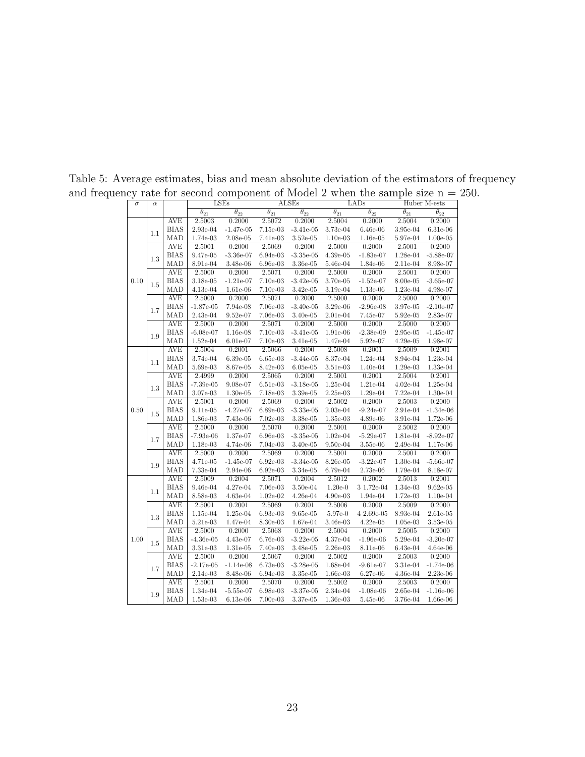Table 5: Average estimates, bias and mean absolute deviation of the estimators of frequency and frequency rate for second component of Model 2 when the sample size n = 250.

| $\sigma$ | $\alpha$ | | LSEs | | ALSEs | | LADs | | Huber M-ests | |
|---|---|---|---|---|---|---|---|---|---|---|
| | | | $\theta_{21}$ | $\theta_{22}$ | $\theta_{21}$ | $\theta_{22}$ | $\theta_{21}$ | $\theta_{22}$ | $\theta_{21}$ | $\theta_{22}$ |
| 0.10 | 1.1 | AVE | 2.5003 | 0.2000 | 2.5072 | 0.2000 | 2.5004 | 0.2000 | 2.5004 | 0.2000 |
| | | BIAS | 2.93e-04 | -1.47e-05 | 7.15e-03 | -3.41e-05 | 3.73e-04 | 6.46e-06 | 3.95e-04 | 6.31e-06 |
| | | MAD | 1.74e-03 | 2.08e-05 | 7.41e-03 | 3.52e-05 | 1.10e-03 | 1.16e-05 | 5.97e-04 | 1.00e-05 |
| | 1.3 | AVE | 2.5001 | 0.2000 | 2.5069 | 0.2000 | 2.5000 | 0.2000 | 2.5001 | 0.2000 |
| | | BIAS | 9.47e-05 | -3.36e-07 | 6.94e-03 | -3.35e-05 | 4.39e-05 | -1.83e-07 | 1.28e-04 | -5.88e-07 |
| | | MAD | 8.91e-04 | 3.48e-06 | 6.96e-03 | 3.36e-05 | 5.46e-04 | 1.84e-06 | 2.11e-04 | 8.98e-07 |
| | 1.5 | AVE | 2.5000 | 0.2000 | 2.5071 | 0.2000 | 2.5000 | 0.2000 | 2.5001 | 0.2000 |
| | | BIAS | 3.18e-05 | -1.21e-07 | 7.10e-03 | -3.42e-05 | 3.70e-05 | -1.52e-07 | 8.00e-05 | -3.65e-07 |
| | | MAD | 4.13e-04 | 1.61e-06 | 7.10e-03 | 3.42e-05 | 3.19e-04 | 1.13e-06 | 1.23e-04 | 4.98e-07 |
| | 1.7 | AVE | 2.5000 | 0.2000 | 2.5071 | 0.2000 | 2.5000 | 0.2000 | 2.5000 | 0.2000 |
| | | BIAS | -1.87e-05 | 7.94e-08 | 7.06e-03 | -3.40e-05 | 3.29e-06 | -2.96e-08 | 3.97e-05 | -2.10e-07 |
| | | MAD | 2.43e-04 | 9.52e-07 | 7.06e-03 | 3.40e-05 | 2.01e-04 | 7.45e-07 | 5.92e-05 | 2.83e-07 |
| | 1.9 | AVE | 2.5000 | 0.2000 | 2.5071 | 0.2000 | 2.5000 | 0.2000 | 2.5000 | 0.2000 |
| | | BIAS | -6.08e-07 | 1.16e-08 | 7.10e-03 | -3.41e-05 | 1.91e-06 | -2.38e-09 | 2.95e-05 | -1.45e-07 |
| | | MAD | 1.52e-04 | 6.01e-07 | 7.10e-03 | 3.41e-05 | 1.47e-04 | 5.92e-07 | 4.29e-05 | 1.98e-07 |
| 0.50 | 1.1 | AVE | 2.5004 | 0.2001 | 2.5066 | 0.2000 | 2.5008 | 0.2001 | 2.5009 | 0.2001 |
| | | BIAS | 3.74e-04 | 6.39e-05 | 6.65e-03 | -3.44e-05 | 8.37e-04 | 1.24e-04 | 8.94e-04 | 1.23e-04 |
| | | MAD | 5.69e-03 | 8.67e-05 | 8.42e-03 | 6.05e-05 | 3.51e-03 | 1.40e-04 | 1.29e-03 | 1.33e-04 |
| | 1.3 | AVE | 2.4999 | 0.2000 | 2.5065 | 0.2000 | 2.5001 | 0.2001 | 2.5004 | 0.2001 |
| | | BIAS | -7.39e-05 | 9.08e-07 | 6.51e-03 | -3.18e-05 | 1.25e-04 | 1.21e-04 | 4.02e-04 | 1.25e-04 |
| | | MAD | 3.07e-03 | 1.30e-05 | 7.18e-03 | 3.39e-05 | 2.25e-03 | 1.29e-04 | 7.22e-04 | 1.30e-04 |
| | 1.5 | AVE | 2.5001 | 0.2000 | 2.5069 | 0.2000 | 2.5002 | 0.2000 | 2.5003 | 0.2000 |
| | | BIAS | 9.11e-05 | -4.27e-07 | 6.89e-03 | -3.33e-05 | 2.03e-04 | -9.24e-07 | 2.91e-04 | -1.34e-06 |
| | | MAD | 1.86e-03 | 7.43e-06 | 7.02e-03 | 3.38e-05 | 1.35e-03 | 4.89e-06 | 3.91e-04 | 1.72e-06 |
| | 1.7 | AVE | 2.5000 | 0.2000 | 2.5070 | 0.2000 | 2.5001 | 0.2000 | 2.5002 | 0.2000 |
| | | BIAS | -7.93e-06 | 1.37e-07 | 6.96e-03 | -3.35e-05 | 1.02e-04 | -5.29e-07 | 1.81e-04 | -8.92e-07 |
| | | MAD | 1.18e-03 | 4.74e-06 | 7.04e-03 | 3.40e-05 | 9.50e-04 | 3.55e-06 | 2.49e-04 | 1.17e-06 |
| | 1.9 | AVE | 2.5000 | 0.2000 | 2.5069 | 0.2000 | 2.5001 | 0.2000 | 2.5001 | 0.2000 |
| | | BIAS | 4.71e-05 | -1.45e-07 | 6.92e-03 | -3.34e-05 | 8.26e-05 | -3.22e-07 | 1.30e-04 | -5.66e-07 |
| | | MAD | 7.33e-04 | 2.94e-06 | 6.92e-03 | 3.34e-05 | 6.79e-04 | 2.73e-06 | 1.79e-04 | 8.18e-07 |
| 1.00 | 1.1 | AVE | 2.5009 | 0.2004 | 2.5071 | 0.2004 | 2.5012 | 0.2002 | 2.5013 | 0.2001 |
| | | BIAS | 9.46e-04 | 4.27e-04 | 7.06e-03 | 3.50e-04 | 1.20e-0 | 3 1.72e-04 | 1.34e-03 | 9.62e-05 |
| | | MAD | 8.58e-03 | 4.63e-04 | 1.02e-02 | 4.26e-04 | 4.90e-03 | 1.94e-04 | 1.72e-03 | 1.10e-04 |
| | 1.3 | AVE | 2.5001 | 0.2001 | 2.5069 | 0.2001 | 2.5006 | 0.2000 | 2.5009 | 0.2000 |
| | | BIAS | 1.15e-04 | 1.25e-04 | 6.93e-03 | 9.65e-05 | 5.97e-0 | 4 2.69e-05 | 8.93e-04 | 2.61e-05 |
| | | MAD | 5.21e-03 | 1.47e-04 | 8.30e-03 | 1.67e-04 | 3.46e-03 | 4.22e-05 | 1.05e-03 | 3.53e-05 |
| | 1.5 | AVE | 2.5000 | 0.2000 | 2.5068 | 0.2000 | 2.5004 | 0.2000 | 2.5005 | 0.2000 |
| | | BIAS | -4.36e-05 | 4.43e-07 | 6.76e-03 | -3.22e-05 | 4.37e-04 | -1.96e-06 | 5.29e-04 | -3.20e-07 |
| | | MAD | 3.31e-03 | 1.31e-05 | 7.40e-03 | 3.48e-05 | 2.26e-03 | 8.11e-06 | 6.43e-04 | 4.64e-06 |
| | 1.7 | AVE | 2.5000 | 0.2000 | 2.5067 | 0.2000 | 2.5002 | 0.2000 | 2.5003 | 0.2000 |
| | | BIAS | -2.17e-05 | -1.14e-08 | 6.73e-03 | -3.28e-05 | 1.68e-04 | -9.61e-07 | 3.31e-04 | -1.74e-06 |
| | | MAD | 2.14e-03 | 8.48e-06 | 6.94e-03 | 3.35e-05 | 1.66e-03 | 6.27e-06 | 4.36e-04 | 2.23e-06 |
| | 1.9 | AVE | 2.5001 | 0.2000 | 2.5070 | 0.2000 | 2.5002 | 0.2000 | 2.5003 | 0.2000 |
| | | BIAS | 1.34e-04 | -5.55e-07 | 6.98e-03 | -3.37e-05 | 2.34e-04 | -1.08e-06 | 2.65e-04 | -1.16e-06 |
| | | MAD | 1.53e-03 | 6.13e-06 | 7.00e-03 | 3.37e-05 | 1.36e-03 | 5.45e-06 | 3.76e-04 | 1.66e-06 |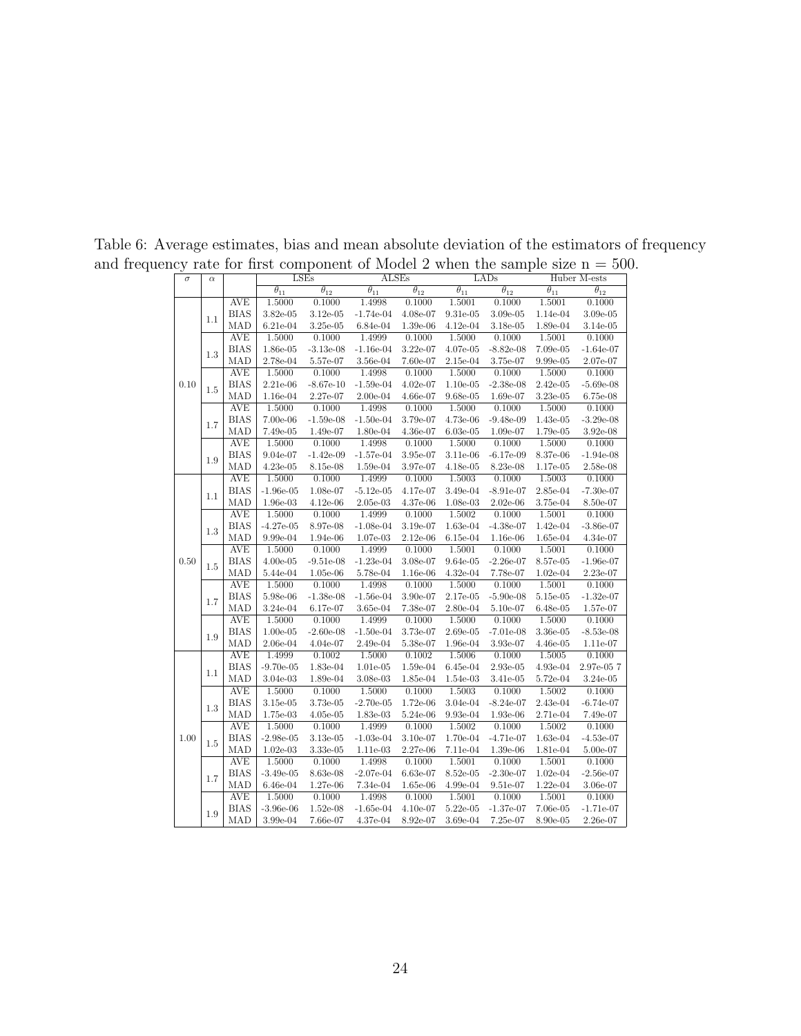Table 6: Average estimates, bias and mean absolute deviation of the estimators of frequency and frequency rate for first component of Model 2 when the sample size n = 500.

| $\sigma$ | $\alpha$ | | LSEs | | ALSEs | | LADs | | Huber M-ests | |
|---|---|---|---|---|---|---|---|---|---|---|
| | | | $\theta_{11}$ | $\theta_{12}$ | $\theta_{11}$ | $\theta_{12}$ | $\theta_{11}$ | $\theta_{12}$ | $\theta_{11}$ | $\theta_{12}$ |
| 0.10 | 1.1 | AVE | 1.5000 | 0.1000 | 1.4998 | 0.1000 | 1.5001 | 0.1000 | 1.5001 | 0.1000 |
| | | BIAS | 3.82e-05 | 3.12e-05 | -1.74e-04 | 4.08e-07 | 9.31e-05 | 3.09e-05 | 1.14e-04 | 3.09e-05 |
| | | MAD | 6.21e-04 | 3.25e-05 | 6.84e-04 | 1.39e-06 | 4.12e-04 | 3.18e-05 | 1.89e-04 | 3.14e-05 |
| | 1.3 | AVE | 1.5000 | 0.1000 | 1.4999 | 0.1000 | 1.5000 | 0.1000 | 1.5001 | 0.1000 |
| | | BIAS | 1.86e-05 | -3.13e-08 | -1.16e-04 | 3.22e-07 | 4.07e-05 | -8.82e-08 | 7.09e-05 | -1.64e-07 |
| | | MAD | 2.78e-04 | 5.57e-07 | 3.56e-04 | 7.60e-07 | 2.15e-04 | 3.75e-07 | 9.99e-05 | 2.07e-07 |
| | 1.5 | AVE | 1.5000 | 0.1000 | 1.4998 | 0.1000 | 1.5000 | 0.1000 | 1.5000 | 0.1000 |
| | | BIAS | 2.21e-06 | -8.67e-10 | -1.59e-04 | 4.02e-07 | 1.10e-05 | -2.38e-08 | 2.42e-05 | -5.69e-08 |
| | | MAD | 1.16e-04 | 2.27e-07 | 2.00e-04 | 4.66e-07 | 9.68e-05 | 1.69e-07 | 3.23e-05 | 6.75e-08 |
| | 1.7 | AVE | 1.5000 | 0.1000 | 1.4998 | 0.1000 | 1.5000 | 0.1000 | 1.5000 | 0.1000 |
| | | BIAS | 7.00e-06 | -1.59e-08 | -1.50e-04 | 3.79e-07 | 4.73e-06 | -9.48e-09 | 1.43e-05 | -3.29e-08 |
| | | MAD | 7.49e-05 | 1.49e-07 | 1.80e-04 | 4.36e-07 | 6.03e-05 | 1.09e-07 | 1.79e-05 | 3.92e-08 |
| | 1.9 | AVE | 1.5000 | 0.1000 | 1.4998 | 0.1000 | 1.5000 | 0.1000 | 1.5000 | 0.1000 |
| | | BIAS | 9.04e-07 | -1.42e-09 | -1.57e-04 | 3.95e-07 | 3.11e-06 | -6.17e-09 | 8.37e-06 | -1.94e-08 |
| | | MAD | 4.23e-05 | 8.15e-08 | 1.59e-04 | 3.97e-07 | 4.18e-05 | 8.23e-08 | 1.17e-05 | 2.58e-08 |
| 0.50 | 1.1 | AVE | 1.5000 | 0.1000 | 1.4999 | 0.1000 | 1.5003 | 0.1000 | 1.5003 | 0.1000 |
| | | BIAS | -1.96e-05 | 1.08e-07 | -5.12e-05 | 4.17e-07 | 3.49e-04 | -8.91e-07 | 2.85e-04 | -7.30e-07 |
| | | MAD | 1.96e-03 | 4.12e-06 | 2.05e-03 | 4.37e-06 | 1.08e-03 | 2.02e-06 | 3.75e-04 | 8.50e-07 |
| | 1.3 | AVE | 1.5000 | 0.1000 | 1.4999 | 0.1000 | 1.5002 | 0.1000 | 1.5001 | 0.1000 |
| | | BIAS | -4.27e-05 | 8.97e-08 | -1.08e-04 | 3.19e-07 | 1.63e-04 | -4.38e-07 | 1.42e-04 | -3.86e-07 |
| | | MAD | 9.99e-04 | 1.94e-06 | 1.07e-03 | 2.12e-06 | 6.15e-04 | 1.16e-06 | 1.65e-04 | 4.34e-07 |
| | 1.5 | AVE | 1.5000 | 0.1000 | 1.4999 | 0.1000 | 1.5001 | 0.1000 | 1.5001 | 0.1000 |
| | | BIAS | 4.00e-05 | -9.51e-08 | -1.23e-04 | 3.08e-07 | 9.64e-05 | -2.26e-07 | 8.57e-05 | -1.96e-07 |
| | | MAD | 5.44e-04 | 1.05e-06 | 5.78e-04 | 1.16e-06 | 4.32e-04 | 7.78e-07 | 1.02e-04 | 2.23e-07 |
| | 1.7 | AVE | 1.5000 | 0.1000 | 1.4998 | 0.1000 | 1.5000 | 0.1000 | 1.5001 | 0.1000 |
| | | BIAS | 5.98e-06 | -1.38e-08 | -1.56e-04 | 3.90e-07 | 2.17e-05 | -5.90e-08 | 5.15e-05 | -1.32e-07 |
| | | MAD | 3.24e-04 | 6.17e-07 | 3.65e-04 | 7.38e-07 | 2.80e-04 | 5.10e-07 | 6.48e-05 | 1.57e-07 |
| | 1.9 | AVE | 1.5000 | 0.1000 | 1.4999 | 0.1000 | 1.5000 | 0.1000 | 1.5000 | 0.1000 |
| | | BIAS | 1.00e-05 | -2.60e-08 | -1.50e-04 | 3.73e-07 | 2.69e-05 | -7.01e-08 | 3.36e-05 | -8.53e-08 |
| | | MAD | 2.06e-04 | 4.04e-07 | 2.49e-04 | 5.38e-07 | 1.96e-04 | 3.93e-07 | 4.46e-05 | 1.11e-07 |
| 1.00 | 1.1 | AVE | 1.4999 | 0.1002 | 1.5000 | 0.1002 | 1.5006 | 0.1000 | 1.5005 | 0.1000 |
| | | BIAS | -9.70e-05 | 1.83e-04 | 1.01e-05 | 1.59e-04 | 6.45e-04 | 2.93e-05 | 4.93e-04 | 2.97e-05 7 |
| | | MAD | 3.04e-03 | 1.89e-04 | 3.08e-03 | 1.85e-04 | 1.54e-03 | 3.41e-05 | 5.72e-04 | 3.24e-05 |
| | 1.3 | AVE | 1.5000 | 0.1000 | 1.5000 | 0.1000 | 1.5003 | 0.1000 | 1.5002 | 0.1000 |
| | | BIAS | 3.15e-05 | 3.73e-05 | -2.70e-05 | 1.72e-06 | 3.04e-04 | -8.24e-07 | 2.43e-04 | -6.74e-07 |
| | | MAD | 1.75e-03 | 4.05e-05 | 1.83e-03 | 5.24e-06 | 9.93e-04 | 1.93e-06 | 2.71e-04 | 7.49e-07 |
| | 1.5 | AVE | 1.5000 | 0.1000 | 1.4999 | 0.1000 | 1.5002 | 0.1000 | 1.5002 | 0.1000 |
| | | BIAS | -2.98e-05 | 3.13e-05 | -1.03e-04 | 3.10e-07 | 1.70e-04 | -4.71e-07 | 1.63e-04 | -4.53e-07 |
| | | MAD | 1.02e-03 | 3.33e-05 | 1.11e-03 | 2.27e-06 | 7.11e-04 | 1.39e-06 | 1.81e-04 | 5.00e-07 |
| | 1.7 | AVE | 1.5000 | 0.1000 | 1.4998 | 0.1000 | 1.5001 | 0.1000 | 1.5001 | 0.1000 |
| | | BIAS | -3.49e-05 | 8.63e-08 | -2.07e-04 | 6.63e-07 | 8.52e-05 | -2.30e-07 | 1.02e-04 | -2.56e-07 |
| | | MAD | 6.46e-04 | 1.27e-06 | 7.34e-04 | 1.65e-06 | 4.99e-04 | 9.51e-07 | 1.22e-04 | 3.06e-07 |
| | 1.9 | AVE | 1.5000 | 0.1000 | 1.4998 | 0.1000 | 1.5001 | 0.1000 | 1.5001 | 0.1000 |
| | | BIAS | -3.96e-06 | 1.52e-08 | -1.65e-04 | 4.10e-07 | 5.22e-05 | -1.37e-07 | 7.06e-05 | -1.71e-07 |
| | | MAD | 3.99e-04 | 7.66e-07 | 4.37e-04 | 8.92e-07 | 3.69e-04 | 7.25e-07 | 8.90e-05 | 2.26e-07 |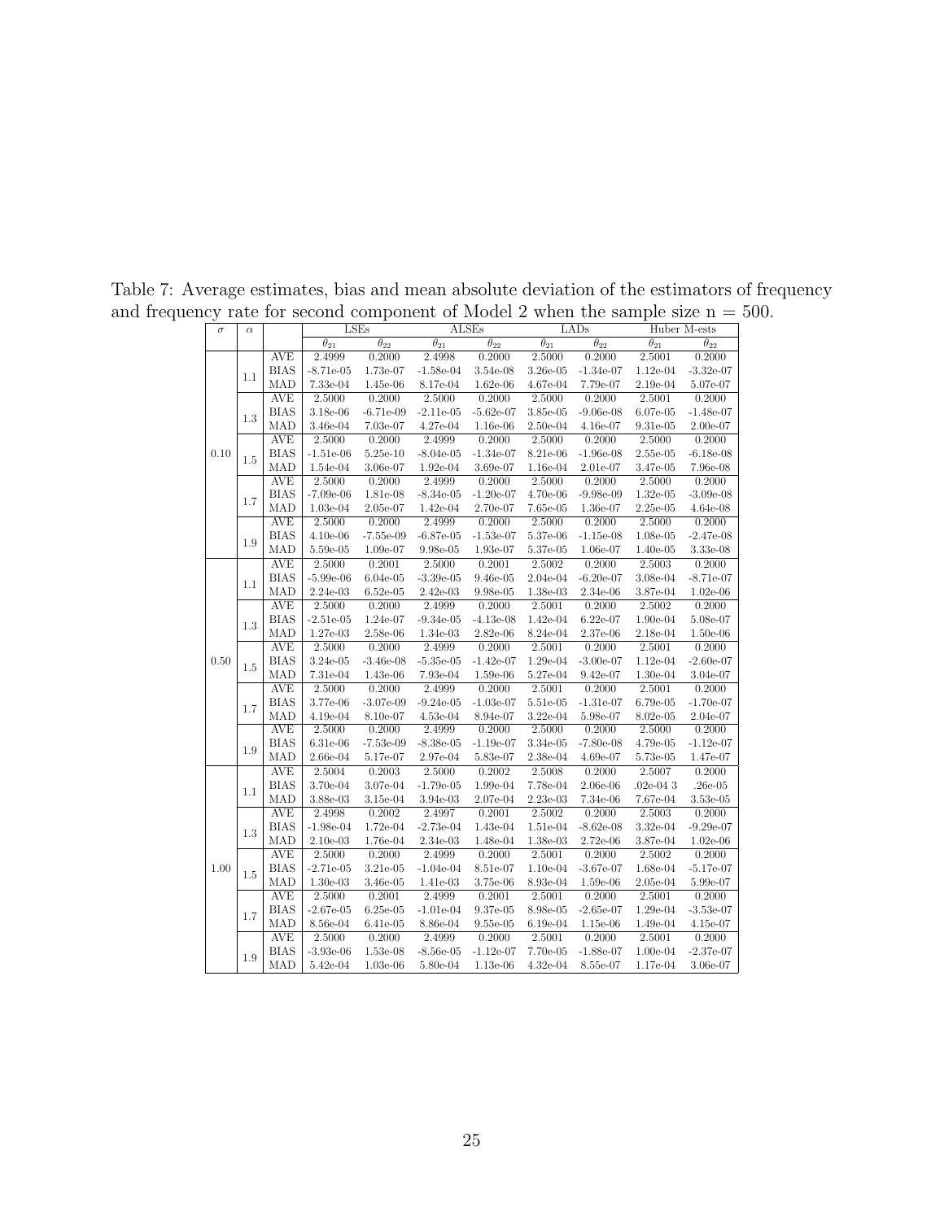Table 7: Average estimates, bias and mean absolute deviation of the estimators of frequency and frequency rate for second component of Model 2 when the sample size n = 500.

| $\sigma$ | $\alpha$ | | LSEs | | ALSEs | | LADs | | Huber M-ests | |
|---|---|---|---|---|---|---|---|---|---|---|
| | | | $\theta_{21}$ | $\theta_{22}$ | $\theta_{21}$ | $\theta_{22}$ | $\theta_{21}$ | $\theta_{22}$ | $\theta_{21}$ | $\theta_{22}$ |
| 0.10 | 1.1 | AVE | 2.4999 | 0.2000 | 2.4998 | 0.2000 | 2.5000 | 0.2000 | 2.5001 | 0.2000 |
| | | BIAS | -8.71e-05 | 1.73e-07 | -1.58e-04 | 3.54e-08 | 3.26e-05 | -1.34e-07 | 1.12e-04 | -3.32e-07 |
| | | MAD | 7.33e-04 | 1.45e-06 | 8.17e-04 | 1.62e-06 | 4.67e-04 | 7.79e-07 | 2.19e-04 | 5.07e-07 |
| | 1.3 | AVE | 2.5000 | 0.2000 | 2.5000 | 0.2000 | 2.5000 | 0.2000 | 2.5001 | 0.2000 |
| | | BIAS | 3.18e-06 | -6.71e-09 | -2.11e-05 | -5.62e-07 | 3.85e-05 | -9.06e-08 | 6.07e-05 | -1.48e-07 |
| | | MAD | 3.46e-04 | 7.03e-07 | 4.27e-04 | 1.16e-06 | 2.50e-04 | 4.16e-07 | 9.31e-05 | 2.00e-07 |
| | 1.5 | AVE | 2.5000 | 0.2000 | 2.4999 | 0.2000 | 2.5000 | 0.2000 | 2.5000 | 0.2000 |
| | | BIAS | -1.51e-06 | 5.25e-10 | -8.04e-05 | -1.34e-07 | 8.21e-06 | -1.96e-08 | 2.55e-05 | -6.18e-08 |
| | | MAD | 1.54e-04 | 3.06e-07 | 1.92e-04 | 3.69e-07 | 1.16e-04 | 2.01e-07 | 3.47e-05 | 7.96e-08 |
| | 1.7 | AVE | 2.5000 | 0.2000 | 2.4999 | 0.2000 | 2.5000 | 0.2000 | 2.5000 | 0.2000 |
| | | BIAS | -7.09e-06 | 1.81e-08 | -8.34e-05 | -1.20e-07 | 4.70e-06 | -9.98e-09 | 1.32e-05 | -3.09e-08 |
| | | MAD | 1.03e-04 | 2.05e-07 | 1.42e-04 | 2.70e-07 | 7.65e-05 | 1.36e-07 | 2.25e-05 | 4.64e-08 |
| | 1.9 | AVE | 2.5000 | 0.2000 | 2.4999 | 0.2000 | 2.5000 | 0.2000 | 2.5000 | 0.2000 |
| | | BIAS | 4.10e-06 | -7.55e-09 | -6.87e-05 | -1.53e-07 | 5.37e-06 | -1.15e-08 | 1.08e-05 | -2.47e-08 |
| | | MAD | 5.59e-05 | 1.09e-07 | 9.98e-05 | 1.93e-07 | 5.37e-05 | 1.06e-07 | 1.40e-05 | 3.33e-08 |
| 0.50 | 1.1 | AVE | 2.5000 | 0.2001 | 2.5000 | 0.2001 | 2.5002 | 0.2000 | 2.5003 | 0.2000 |
| | | BIAS | -5.99e-06 | 6.04e-05 | -3.39e-05 | 9.46e-05 | 2.04e-04 | -6.20e-07 | 3.08e-04 | -8.71e-07 |
| | | MAD | 2.24e-03 | 6.52e-05 | 2.42e-03 | 9.98e-05 | 1.38e-03 | 2.34e-06 | 3.87e-04 | 1.02e-06 |
| | 1.3 | AVE | 2.5000 | 0.2000 | 2.4999 | 0.2000 | 2.5001 | 0.2000 | 2.5002 | 0.2000 |
| | | BIAS | -2.51e-05 | 1.24e-07 | -9.34e-05 | -4.13e-08 | 1.42e-04 | 6.22e-07 | 1.90e-04 | 5.08e-07 |
| | | MAD | 1.27e-03 | 2.58e-06 | 1.34e-03 | 2.82e-06 | 8.24e-04 | 2.37e-06 | 2.18e-04 | 1.50e-06 |
| | 1.5 | AVE | 2.5000 | 0.2000 | 2.4999 | 0.2000 | 2.5001 | 0.2000 | 2.5001 | 0.2000 |
| | | BIAS | 3.24e-05 | -3.46e-08 | -5.35e-05 | -1.42e-07 | 1.29e-04 | -3.00e-07 | 1.12e-04 | -2.60e-07 |
| | | MAD | 7.31e-04 | 1.43e-06 | 7.93e-04 | 1.59e-06 | 5.27e-04 | 9.42e-07 | 1.30e-04 | 3.04e-07 |
| | 1.7 | AVE | 2.5000 | 0.2000 | 2.4999 | 0.2000 | 2.5001 | 0.2000 | 2.5001 | 0.2000 |
| | | BIAS | 3.77e-06 | -3.07e-09 | -9.24e-05 | -1.03e-07 | 5.51e-05 | -1.31e-07 | 6.79e-05 | -1.70e-07 |
| | | MAD | 4.19e-04 | 8.10e-07 | 4.53e-04 | 8.94e-07 | 3.22e-04 | 5.98e-07 | 8.02e-05 | 2.04e-07 |
| | 1.9 | AVE | 2.5000 | 0.2000 | 2.4999 | 0.2000 | 2.5000 | 0.2000 | 2.5000 | 0.2000 |
| | | BIAS | 6.31e-06 | -7.53e-09 | -8.38e-05 | -1.19e-07 | 3.34e-05 | -7.80e-08 | 4.79e-05 | -1.12e-07 |
| | | MAD | 2.66e-04 | 5.17e-07 | 2.97e-04 | 5.83e-07 | 2.38e-04 | 4.69e-07 | 5.73e-05 | 1.47e-07 |
| 1.00 | 1.1 | AVE | 2.5004 | 0.2003 | 2.5000 | 0.2002 | 2.5008 | 0.2000 | 2.5007 | 0.2000 |
| | | BIAS | 3.70e-04 | 3.07e-04 | -1.79e-05 | 1.99e-04 | 7.78e-04 | 2.06e-06 | .02e-04 3 | .26e-05 |
| | | MAD | 3.88e-03 | 3.15e-04 | 3.94e-03 | 2.07e-04 | 2.23e-03 | 7.34e-06 | 7.67e-04 | 3.53e-05 |
| | 1.3 | AVE | 2.4998 | 0.2002 | 2.4997 | 0.2001 | 2.5002 | 0.2000 | 2.5003 | 0.2000 |
| | | BIAS | -1.98e-04 | 1.72e-04 | -2.73e-04 | 1.43e-04 | 1.51e-04 | -8.62e-08 | 3.32e-04 | -9.29e-07 |
| | | MAD | 2.10e-03 | 1.76e-04 | 2.34e-03 | 1.48e-04 | 1.38e-03 | 2.72e-06 | 3.87e-04 | 1.02e-06 |
| | 1.5 | AVE | 2.5000 | 0.2000 | 2.4999 | 0.2000 | 2.5001 | 0.2000 | 2.5002 | 0.2000 |
| | | BIAS | -2.71e-05 | 3.21e-05 | -1.04e-04 | 8.51e-07 | 1.10e-04 | -3.67e-07 | 1.68e-04 | -5.17e-07 |
| | | MAD | 1.30e-03 | 3.46e-05 | 1.41e-03 | 3.75e-06 | 8.93e-04 | 1.59e-06 | 2.05e-04 | 5.99e-07 |
| | 1.7 | AVE | 2.5000 | 0.2001 | 2.4999 | 0.2001 | 2.5001 | 0.2000 | 2.5001 | 0.2000 |
| | | BIAS | -2.67e-05 | 6.25e-05 | -1.01e-04 | 9.37e-05 | 8.98e-05 | -2.65e-07 | 1.29e-04 | -3.53e-07 |
| | | MAD | 8.56e-04 | 6.41e-05 | 8.86e-04 | 9.55e-05 | 6.19e-04 | 1.15e-06 | 1.49e-04 | 4.15e-07 |
| | 1.9 | AVE | 2.5000 | 0.2000 | 2.4999 | 0.2000 | 2.5001 | 0.2000 | 2.5001 | 0.2000 |
| | | BIAS | -3.93e-06 | 1.53e-08 | -8.56e-05 | -1.12e-07 | 7.70e-05 | -1.88e-07 | 1.00e-04 | -2.37e-07 |
| | | MAD | 5.42e-04 | 1.03e-06 | 5.80e-04 | 1.13e-06 | 4.32e-04 | 8.55e-07 | 1.17e-04 | 3.06e-07 |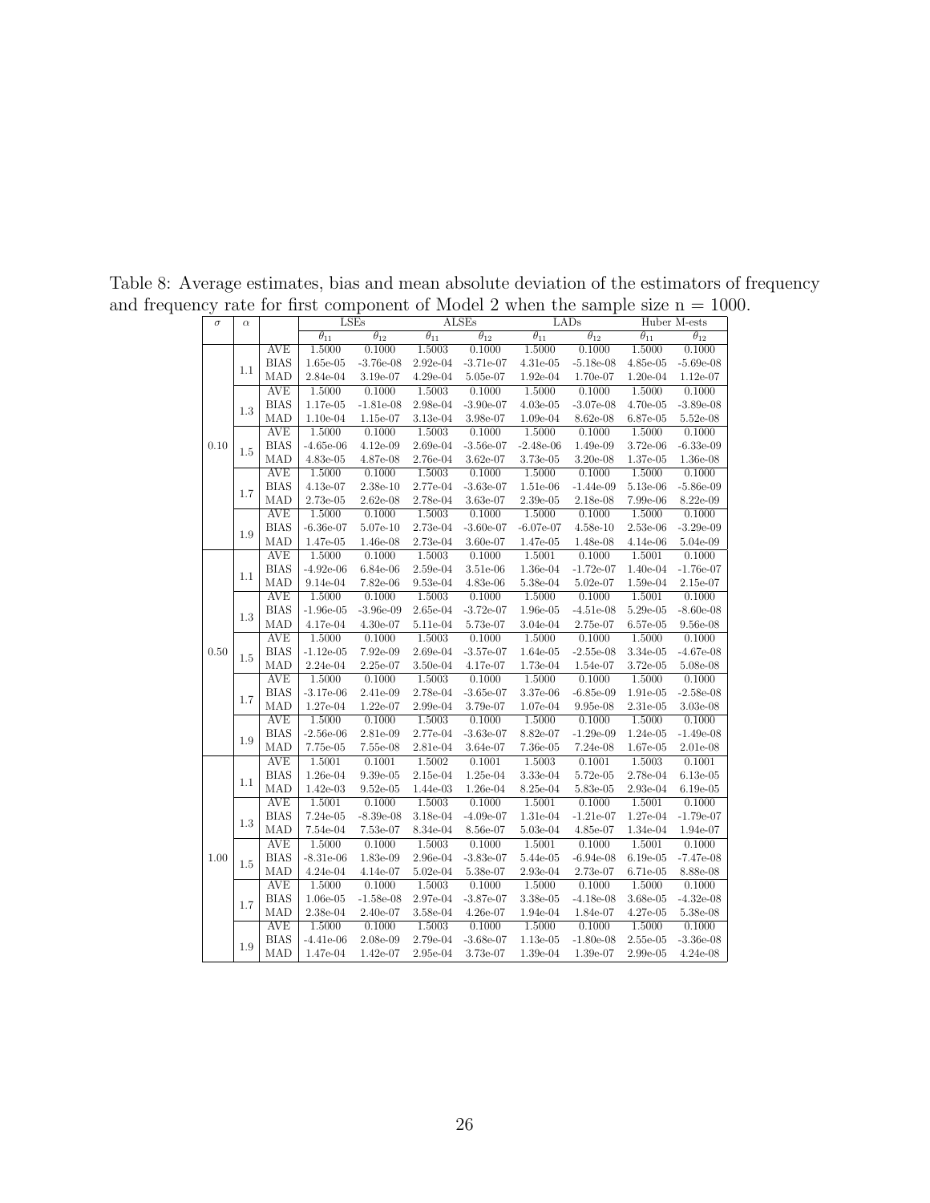Table 8: Average estimates, bias and mean absolute deviation of the estimators of frequency and frequency rate for first component of Model 2 when the sample size n = 1000.

| $\sigma$ | $\alpha$ | | LSEs | | ALSEs | | LADs | | Huber M-ests | |
|---|---|---|---|---|---|---|---|---|---|---|
| | | | $\theta_{11}$ | $\theta_{12}$ | $\theta_{11}$ | $\theta_{12}$ | $\theta_{11}$ | $\theta_{12}$ | $\theta_{11}$ | $\theta_{12}$ |
| 0.10 | 1.1 | AVE | 1.5000 | 0.1000 | 1.5003 | 0.1000 | 1.5000 | 0.1000 | 1.5000 | 0.1000 |
| | | BIAS | 1.65e-05 | -3.76e-08 | 2.92e-04 | -3.71e-07 | 4.31e-05 | -5.18e-08 | 4.85e-05 | -5.69e-08 |
| | | MAD | 2.84e-04 | 3.19e-07 | 4.29e-04 | 5.05e-07 | 1.92e-04 | 1.70e-07 | 1.20e-04 | 1.12e-07 |
| | 1.3 | AVE | 1.5000 | 0.1000 | 1.5003 | 0.1000 | 1.5000 | 0.1000 | 1.5000 | 0.1000 |
| | | BIAS | 1.17e-05 | -1.81e-08 | 2.98e-04 | -3.90e-07 | 4.03e-05 | -3.07e-08 | 4.70e-05 | -3.89e-08 |
| | | MAD | 1.10e-04 | 1.15e-07 | 3.13e-04 | 3.98e-07 | 1.09e-04 | 8.62e-08 | 6.87e-05 | 5.52e-08 |
| | 1.5 | AVE | 1.5000 | 0.1000 | 1.5003 | 0.1000 | 1.5000 | 0.1000 | 1.5000 | 0.1000 |
| | | BIAS | -4.65e-06 | 4.12e-09 | 2.69e-04 | -3.56e-07 | -2.48e-06 | 1.49e-09 | 3.72e-06 | -6.33e-09 |
| | | MAD | 4.83e-05 | 4.87e-08 | 2.76e-04 | 3.62e-07 | 3.73e-05 | 3.20e-08 | 1.37e-05 | 1.36e-08 |
| | 1.7 | AVE | 1.5000 | 0.1000 | 1.5003 | 0.1000 | 1.5000 | 0.1000 | 1.5000 | 0.1000 |
| | | BIAS | 4.13e-07 | 2.38e-10 | 2.77e-04 | -3.63e-07 | 1.51e-06 | -1.44e-09 | 5.13e-06 | -5.86e-09 |
| | | MAD | 2.73e-05 | 2.62e-08 | 2.78e-04 | 3.63e-07 | 2.39e-05 | 2.18e-08 | 7.99e-06 | 8.22e-09 |
| | 1.9 | AVE | 1.5000 | 0.1000 | 1.5003 | 0.1000 | 1.5000 | 0.1000 | 1.5000 | 0.1000 |
| | | BIAS | -6.36e-07 | 5.07e-10 | 2.73e-04 | -3.60e-07 | -6.07e-07 | 4.58e-10 | 2.53e-06 | -3.29e-09 |
| | | MAD | 1.47e-05 | 1.46e-08 | 2.73e-04 | 3.60e-07 | 1.47e-05 | 1.48e-08 | 4.14e-06 | 5.04e-09 |
| 0.50 | 1.1 | AVE | 1.5000 | 0.1000 | 1.5003 | 0.1000 | 1.5001 | 0.1000 | 1.5001 | 0.1000 |
| | | BIAS | -4.92e-06 | 6.84e-06 | 2.59e-04 | 3.51e-06 | 1.36e-04 | -1.72e-07 | 1.40e-04 | -1.76e-07 |
| | | MAD | 9.14e-04 | 7.82e-06 | 9.53e-04 | 4.83e-06 | 5.38e-04 | 5.02e-07 | 1.59e-04 | 2.15e-07 |
| | 1.3 | AVE | 1.5000 | 0.1000 | 1.5003 | 0.1000 | 1.5000 | 0.1000 | 1.5001 | 0.1000 |
| | | BIAS | -1.96e-05 | -3.96e-09 | 2.65e-04 | -3.72e-07 | 1.96e-05 | -4.51e-08 | 5.29e-05 | -8.60e-08 |
| | | MAD | 4.17e-04 | 4.30e-07 | 5.11e-04 | 5.73e-07 | 3.04e-04 | 2.75e-07 | 6.57e-05 | 9.56e-08 |
| | 1.5 | AVE | 1.5000 | 0.1000 | 1.5003 | 0.1000 | 1.5000 | 0.1000 | 1.5000 | 0.1000 |
| | | BIAS | -1.12e-05 | 7.92e-09 | 2.69e-04 | -3.57e-07 | 1.64e-05 | -2.55e-08 | 3.34e-05 | -4.67e-08 |
| | | MAD | 2.24e-04 | 2.25e-07 | 3.50e-04 | 4.17e-07 | 1.73e-04 | 1.54e-07 | 3.72e-05 | 5.08e-08 |
| | 1.7 | AVE | 1.5000 | 0.1000 | 1.5003 | 0.1000 | 1.5000 | 0.1000 | 1.5000 | 0.1000 |
| | | BIAS | -3.17e-06 | 2.41e-09 | 2.78e-04 | -3.65e-07 | 3.37e-06 | -6.85e-09 | 1.91e-05 | -2.58e-08 |
| | | MAD | 1.27e-04 | 1.22e-07 | 2.99e-04 | 3.79e-07 | 1.07e-04 | 9.95e-08 | 2.31e-05 | 3.03e-08 |
| | 1.9 | AVE | 1.5000 | 0.1000 | 1.5003 | 0.1000 | 1.5000 | 0.1000 | 1.5000 | 0.1000 |
| | | BIAS | -2.56e-06 | 2.81e-09 | 2.77e-04 | -3.63e-07 | 8.82e-07 | -1.29e-09 | 1.24e-05 | -1.49e-08 |
| | | MAD | 7.75e-05 | 7.55e-08 | 2.81e-04 | 3.64e-07 | 7.36e-05 | 7.24e-08 | 1.67e-05 | 2.01e-08 |
| 1.00 | 1.1 | AVE | 1.5001 | 0.1001 | 1.5002 | 0.1001 | 1.5003 | 0.1001 | 1.5003 | 0.1001 |
| | | BIAS | 1.26e-04 | 9.39e-05 | 2.15e-04 | 1.25e-04 | 3.33e-04 | 5.72e-05 | 2.78e-04 | 6.13e-05 |
| | | MAD | 1.42e-03 | 9.52e-05 | 1.44e-03 | 1.26e-04 | 8.25e-04 | 5.83e-05 | 2.93e-04 | 6.19e-05 |
| | 1.3 | AVE | 1.5001 | 0.1000 | 1.5003 | 0.1000 | 1.5001 | 0.1000 | 1.5001 | 0.1000 |
| | | BIAS | 7.24e-05 | -8.39e-08 | 3.18e-04 | -4.09e-07 | 1.31e-04 | -1.21e-07 | 1.27e-04 | -1.79e-07 |
| | | MAD | 7.54e-04 | 7.53e-07 | 8.34e-04 | 8.56e-07 | 5.03e-04 | 4.85e-07 | 1.34e-04 | 1.94e-07 |
| | 1.5 | AVE | 1.5000 | 0.1000 | 1.5003 | 0.1000 | 1.5001 | 0.1000 | 1.5001 | 0.1000 |
| | | BIAS | -8.31e-06 | 1.83e-09 | 2.96e-04 | -3.83e-07 | 5.44e-05 | -6.94e-08 | 6.19e-05 | -7.47e-08 |
| | | MAD | 4.24e-04 | 4.14e-07 | 5.02e-04 | 5.38e-07 | 2.93e-04 | 2.73e-07 | 6.71e-05 | 8.88e-08 |
| | 1.7 | AVE | 1.5000 | 0.1000 | 1.5003 | 0.1000 | 1.5000 | 0.1000 | 1.5000 | 0.1000 |
| | | BIAS | 1.06e-05 | -1.58e-08 | 2.97e-04 | -3.87e-07 | 3.38e-05 | -4.18e-08 | 3.68e-05 | -4.32e-08 |
| | | MAD | 2.38e-04 | 2.40e-07 | 3.58e-04 | 4.26e-07 | 1.94e-04 | 1.84e-07 | 4.27e-05 | 5.38e-08 |
| | 1.9 | AVE | 1.5000 | 0.1000 | 1.5003 | 0.1000 | 1.5000 | 0.1000 | 1.5000 | 0.1000 |
| | | BIAS | -4.41e-06 | 2.08e-09 | 2.79e-04 | -3.68e-07 | 1.13e-05 | -1.80e-08 | 2.55e-05 | -3.36e-08 |
| | | MAD | 1.47e-04 | 1.42e-07 | 2.95e-04 | 3.73e-07 | 1.39e-04 | 1.39e-07 | 2.99e-05 | 4.24e-08 |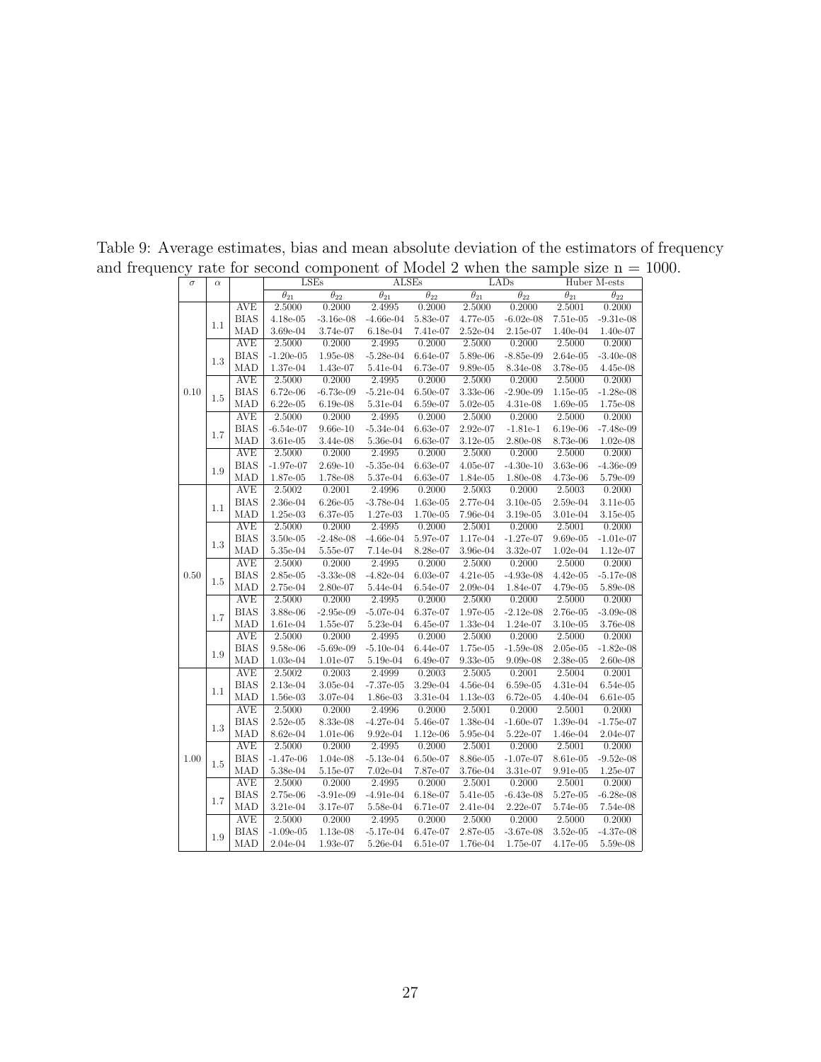Table 9: Average estimates, bias and mean absolute deviation of the estimators of frequency and frequency rate for second component of Model 2 when the sample size n = 1000.

| $\sigma$ | $\alpha$ | | LSEs | | ALSEs | | LADs | | Huber M-ests | |
|---|---|---|---|---|---|---|---|---|---|---|
| | | | $\theta_{21}$ | $\theta_{22}$ | $\theta_{21}$ | $\theta_{22}$ | $\theta_{21}$ | $\theta_{22}$ | $\theta_{21}$ | $\theta_{22}$ |
| 0.10 | 1.1 | AVE | 2.5000 | 0.2000 | 2.4995 | 0.2000 | 2.5000 | 0.2000 | 2.5001 | 0.2000 |
| | | BIAS | 4.18e-05 | -3.16e-08 | -4.66e-04 | 5.83e-07 | 4.77e-05 | -6.02e-08 | 7.51e-05 | -9.31e-08 |
| | | MAD | 3.69e-04 | 3.74e-07 | 6.18e-04 | 7.41e-07 | 2.52e-04 | 2.15e-07 | 1.40e-04 | 1.40e-07 |
| | 1.3 | AVE | 2.5000 | 0.2000 | 2.4995 | 0.2000 | 2.5000 | 0.2000 | 2.5000 | 0.2000 |
| | | BIAS | -1.20e-05 | 1.95e-08 | -5.28e-04 | 6.64e-07 | 5.89e-06 | -8.85e-09 | 2.64e-05 | -3.40e-08 |
| | | MAD | 1.37e-04 | 1.43e-07 | 5.41e-04 | 6.73e-07 | 9.89e-05 | 8.34e-08 | 3.78e-05 | 4.45e-08 |
| | 1.5 | AVE | 2.5000 | 0.2000 | 2.4995 | 0.2000 | 2.5000 | 0.2000 | 2.5000 | 0.2000 |
| | | BIAS | 6.72e-06 | -6.73e-09 | -5.21e-04 | 6.50e-07 | 3.33e-06 | -2.90e-09 | 1.15e-05 | -1.28e-08 |
| | | MAD | 6.22e-05 | 6.19e-08 | 5.31e-04 | 6.59e-07 | 5.02e-05 | 4.31e-08 | 1.69e-05 | 1.75e-08 |
| | 1.7 | AVE | 2.5000 | 0.2000 | 2.4995 | 0.2000 | 2.5000 | 0.2000 | 2.5000 | 0.2000 |
| | | BIAS | -6.54e-07 | 9.66e-10 | -5.34e-04 | 6.63e-07 | 2.92e-07 | -1.81e-1 | 6.19e-06 | -7.48e-09 |
| | | MAD | 3.61e-05 | 3.44e-08 | 5.36e-04 | 6.63e-07 | 3.12e-05 | 2.80e-08 | 8.73e-06 | 1.02e-08 |
| | 1.9 | AVE | 2.5000 | 0.2000 | 2.4995 | 0.2000 | 2.5000 | 0.2000 | 2.5000 | 0.2000 |
| | | BIAS | -1.97e-07 | 2.69e-10 | -5.35e-04 | 6.63e-07 | 4.05e-07 | -4.30e-10 | 3.63e-06 | -4.36e-09 |
| | | MAD | 1.87e-05 | 1.78e-08 | 5.37e-04 | 6.63e-07 | 1.84e-05 | 1.80e-08 | 4.73e-06 | 5.79e-09 |
| 0.50 | 1.1 | AVE | 2.5002 | 0.2001 | 2.4996 | 0.2000 | 2.5003 | 0.2000 | 2.5003 | 0.2000 |
| | | BIAS | 2.36e-04 | 6.26e-05 | -3.78e-04 | 1.63e-05 | 2.77e-04 | 3.10e-05 | 2.59e-04 | 3.11e-05 |
| | | MAD | 1.25e-03 | 6.37e-05 | 1.27e-03 | 1.70e-05 | 7.96e-04 | 3.19e-05 | 3.01e-04 | 3.15e-05 |
| | 1.3 | AVE | 2.5000 | 0.2000 | 2.4995 | 0.2000 | 2.5001 | 0.2000 | 2.5001 | 0.2000 |
| | | BIAS | 3.50e-05 | -2.48e-08 | -4.66e-04 | 5.97e-07 | 1.17e-04 | -1.27e-07 | 9.69e-05 | -1.01e-07 |
| | | MAD | 5.35e-04 | 5.55e-07 | 7.14e-04 | 8.28e-07 | 3.96e-04 | 3.32e-07 | 1.02e-04 | 1.12e-07 |
| | 1.5 | AVE | 2.5000 | 0.2000 | 2.4995 | 0.2000 | 2.5000 | 0.2000 | 2.5000 | 0.2000 |
| | | BIAS | 2.85e-05 | -3.33e-08 | -4.82e-04 | 6.03e-07 | 4.21e-05 | -4.93e-08 | 4.42e-05 | -5.17e-08 |
| | | MAD | 2.75e-04 | 2.80e-07 | 5.44e-04 | 6.54e-07 | 2.09e-04 | 1.84e-07 | 4.79e-05 | 5.89e-08 |
| | 1.7 | AVE | 2.5000 | 0.2000 | 2.4995 | 0.2000 | 2.5000 | 0.2000 | 2.5000 | 0.2000 |
| | | BIAS | 3.88e-06 | -2.95e-09 | -5.07e-04 | 6.37e-07 | 1.97e-05 | -2.12e-08 | 2.76e-05 | -3.09e-08 |
| | | MAD | 1.61e-04 | 1.55e-07 | 5.23e-04 | 6.45e-07 | 1.33e-04 | 1.24e-07 | 3.10e-05 | 3.76e-08 |
| | 1.9 | AVE | 2.5000 | 0.2000 | 2.4995 | 0.2000 | 2.5000 | 0.2000 | 2.5000 | 0.2000 |
| | | BIAS | 9.58e-06 | -5.69e-09 | -5.10e-04 | 6.44e-07 | 1.75e-05 | -1.59e-08 | 2.05e-05 | -1.82e-08 |
| | | MAD | 1.03e-04 | 1.01e-07 | 5.19e-04 | 6.49e-07 | 9.33e-05 | 9.09e-08 | 2.38e-05 | 2.60e-08 |
| 1.00 | 1.1 | AVE | 2.5002 | 0.2003 | 2.4999 | 0.2003 | 2.5005 | 0.2001 | 2.5004 | 0.2001 |
| | | BIAS | 2.13e-04 | 3.05e-04 | -7.37e-05 | 3.29e-04 | 4.56e-04 | 6.59e-05 | 4.31e-04 | 6.54e-05 |
| | | MAD | 1.56e-03 | 3.07e-04 | 1.86e-03 | 3.31e-04 | 1.13e-03 | 6.72e-05 | 4.40e-04 | 6.61e-05 |
| | 1.3 | AVE | 2.5000 | 0.2000 | 2.4996 | 0.2000 | 2.5001 | 0.2000 | 2.5001 | 0.2000 |
| | | BIAS | 2.52e-05 | 8.33e-08 | -4.27e-04 | 5.46e-07 | 1.38e-04 | -1.60e-07 | 1.39e-04 | -1.75e-07 |
| | | MAD | 8.62e-04 | 1.01e-06 | 9.92e-04 | 1.12e-06 | 5.95e-04 | 5.22e-07 | 1.46e-04 | 2.04e-07 |
| | 1.5 | AVE | 2.5000 | 0.2000 | 2.4995 | 0.2000 | 2.5001 | 0.2000 | 2.5001 | 0.2000 |
| | | BIAS | -1.47e-06 | 1.04e-08 | -5.13e-04 | 6.50e-07 | 8.86e-05 | -1.07e-07 | 8.61e-05 | -9.52e-08 |
| | | MAD | 5.38e-04 | 5.15e-07 | 7.02e-04 | 7.87e-07 | 3.76e-04 | 3.31e-07 | 9.91e-05 | 1.25e-07 |
| | 1.7 | AVE | 2.5000 | 0.2000 | 2.4995 | 0.2000 | 2.5001 | 0.2000 | 2.5001 | 0.2000 |
| | | BIAS | 2.75e-06 | -3.91e-09 | -4.91e-04 | 6.18e-07 | 5.41e-05 | -6.43e-08 | 5.27e-05 | -6.28e-08 |
| | | MAD | 3.21e-04 | 3.17e-07 | 5.58e-04 | 6.71e-07 | 2.41e-04 | 2.22e-07 | 5.74e-05 | 7.54e-08 |
| | 1.9 | AVE | 2.5000 | 0.2000 | 2.4995 | 0.2000 | 2.5000 | 0.2000 | 2.5000 | 0.2000 |
| | | BIAS | -1.09e-05 | 1.13e-08 | -5.17e-04 | 6.47e-07 | 2.87e-05 | -3.67e-08 | 3.52e-05 | -4.37e-08 |
| | | MAD | 2.04e-04 | 1.93e-07 | 5.26e-04 | 6.51e-07 | 1.76e-04 | 1.75e-07 | 4.17e-05 | 5.59e-08 |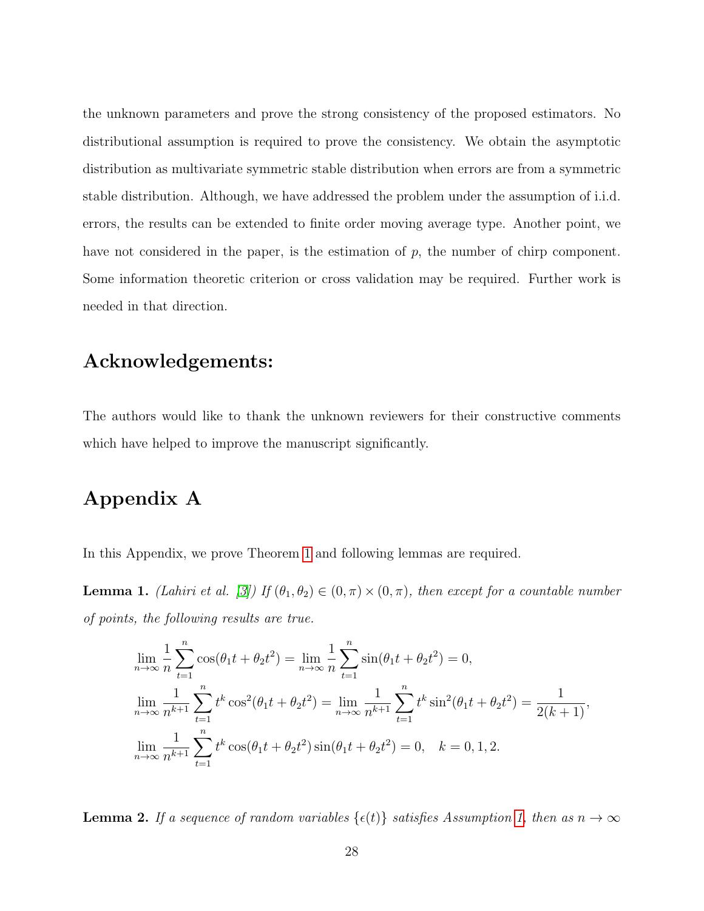the unknown parameters and prove the strong consistency of the proposed estimators. No distributional assumption is required to prove the consistency. We obtain the asymptotic distribution as multivariate symmetric stable distribution when errors are from a symmetric stable distribution. Although, we have addressed the problem under the assumption of i.i.d. errors, the results can be extended to finite order moving average type. Another point, we have not considered in the paper, is the estimation of $p$, the number of chirp component. Some information theoretic criterion or cross validation may be required. Further work is needed in that direction.

## Acknowledgements:

The authors would like to thank the unknown reviewers for their constructive comments which have helped to improve the manuscript significantly.

## Appendix A

In this Appendix, we prove Theorem 1 and following lemmas are required.

**Lemma 1.** *(Lahiri et al. [3]) If $(\theta_1, \theta_2) \in (0, \pi) \times (0, \pi)$, then except for a countable number of points, the following results are true.*

$$\lim_{n\to\infty} \frac{1}{n} \sum_{t=1}^{n} \cos(\theta_1 t + \theta_2 t^2) = \lim_{n\to\infty} \frac{1}{n} \sum_{t=1}^{n} \sin(\theta_1 t + \theta_2 t^2) = 0,$$

$$\lim_{n\to\infty} \frac{1}{n^{k+1}} \sum_{t=1}^{n} t^k \cos^2(\theta_1 t + \theta_2 t^2) = \lim_{n\to\infty} \frac{1}{n^{k+1}} \sum_{t=1}^{n} t^k \sin^2(\theta_1 t + \theta_2 t^2) = \frac{1}{2(k+1)},$$

$$\lim_{n\to\infty} \frac{1}{n^{k+1}} \sum_{t=1}^{n} t^k \cos(\theta_1 t + \theta_2 t^2) \sin(\theta_1 t + \theta_2 t^2) = 0, \quad k = 0, 1, 2.$$

**Lemma 2.** *If a sequence of random variables $\{\epsilon(t)\}$ satisfies Assumption 1, then as $n \to \infty$*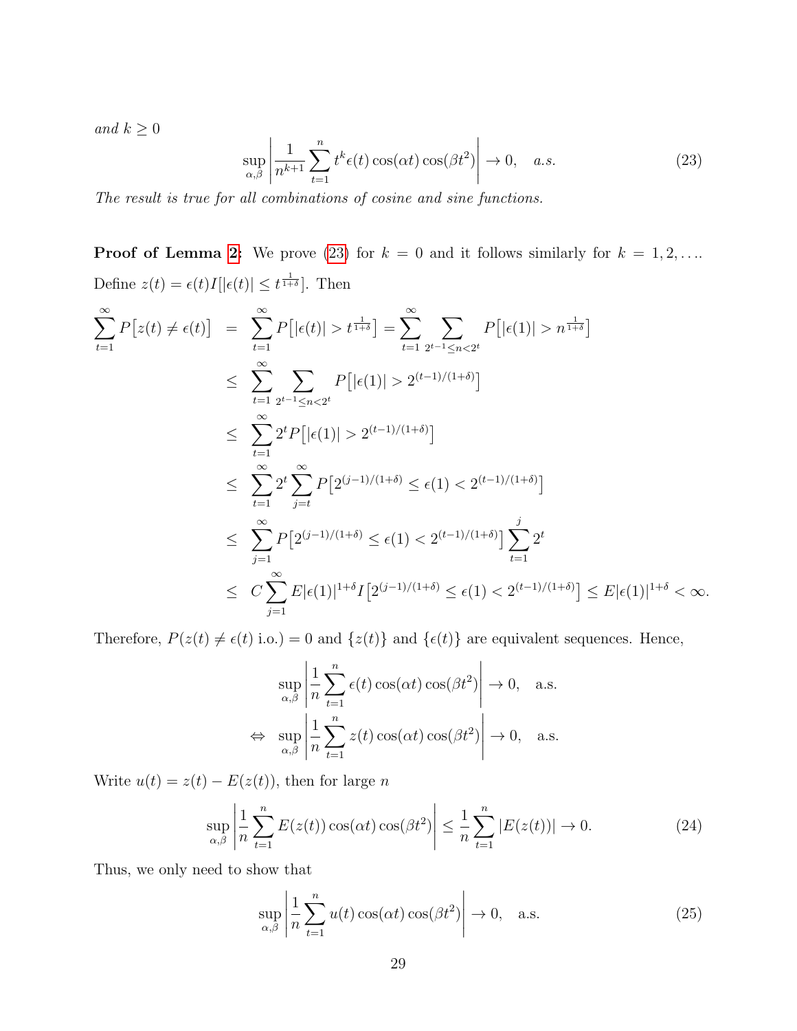*and* $k \geq 0$

$$\sup_{\alpha,\beta} \left| \frac{1}{n^{k+1}} \sum_{t=1}^{n} t^k \epsilon(t) \cos(\alpha t) \cos(\beta t^2) \right| \to 0, \quad a.s. \tag{23}$$

*The result is true for all combinations of cosine and sine functions.*

**Proof of Lemma 2:** We prove (23) for $k = 0$ and it follows similarly for $k = 1, 2, \ldots$. Define $z(t) = \epsilon(t) I[|\epsilon(t)| \leq t^{\frac{1}{1+\delta}}]$. Then

$$\begin{aligned}
\sum_{t=1}^{\infty} P\big[z(t) \neq \epsilon(t)\big] &= \sum_{t=1}^{\infty} P\big[|\epsilon(t)| > t^{\frac{1}{1+\delta}}\big] = \sum_{t=1}^{\infty} \sum_{2^{t-1} \leq n < 2^t} P\big[|\epsilon(1)| > n^{\frac{1}{1+\delta}}\big] \\
&\leq \sum_{t=1}^{\infty} \sum_{2^{t-1} \leq n < 2^t} P\big[|\epsilon(1)| > 2^{(t-1)/(1+\delta)}\big] \\
&\leq \sum_{t=1}^{\infty} 2^t P\big[|\epsilon(1)| > 2^{(t-1)/(1+\delta)}\big] \\
&\leq \sum_{t=1}^{\infty} 2^t \sum_{j=t}^{\infty} P\big[2^{(j-1)/(1+\delta)} \leq \epsilon(1) < 2^{(t-1)/(1+\delta)}\big] \\
&\leq \sum_{j=1}^{\infty} P\big[2^{(j-1)/(1+\delta)} \leq \epsilon(1) < 2^{(t-1)/(1+\delta)}\big] \sum_{t=1}^{j} 2^t \\
&\leq C \sum_{j=1}^{\infty} E|\epsilon(1)|^{1+\delta} I\big[2^{(j-1)/(1+\delta)} \leq \epsilon(1) < 2^{(t-1)/(1+\delta)}\big] \leq E|\epsilon(1)|^{1+\delta} < \infty.
\end{aligned}$$

Therefore, $P(z(t) \neq \epsilon(t) \text{ i.o.}) = 0$ and $\{z(t)\}$ and $\{\epsilon(t)\}$ are equivalent sequences. Hence,

$$\begin{aligned}
&\sup_{\alpha,\beta} \left| \frac{1}{n} \sum_{t=1}^{n} \epsilon(t) \cos(\alpha t) \cos(\beta t^2) \right| \to 0, \quad \text{a.s.} \\
\Leftrightarrow \quad &\sup_{\alpha,\beta} \left| \frac{1}{n} \sum_{t=1}^{n} z(t) \cos(\alpha t) \cos(\beta t^2) \right| \to 0, \quad \text{a.s.}
\end{aligned}$$

Write $u(t) = z(t) - E(z(t))$, then for large $n$

$$\sup_{\alpha,\beta} \left| \frac{1}{n} \sum_{t=1}^{n} E(z(t)) \cos(\alpha t) \cos(\beta t^2) \right| \leq \frac{1}{n} \sum_{t=1}^{n} |E(z(t))| \to 0. \tag{24}$$

Thus, we only need to show that

$$\sup_{\alpha,\beta} \left| \frac{1}{n} \sum_{t=1}^{n} u(t) \cos(\alpha t) \cos(\beta t^2) \right| \to 0, \quad \text{a.s.} \tag{25}$$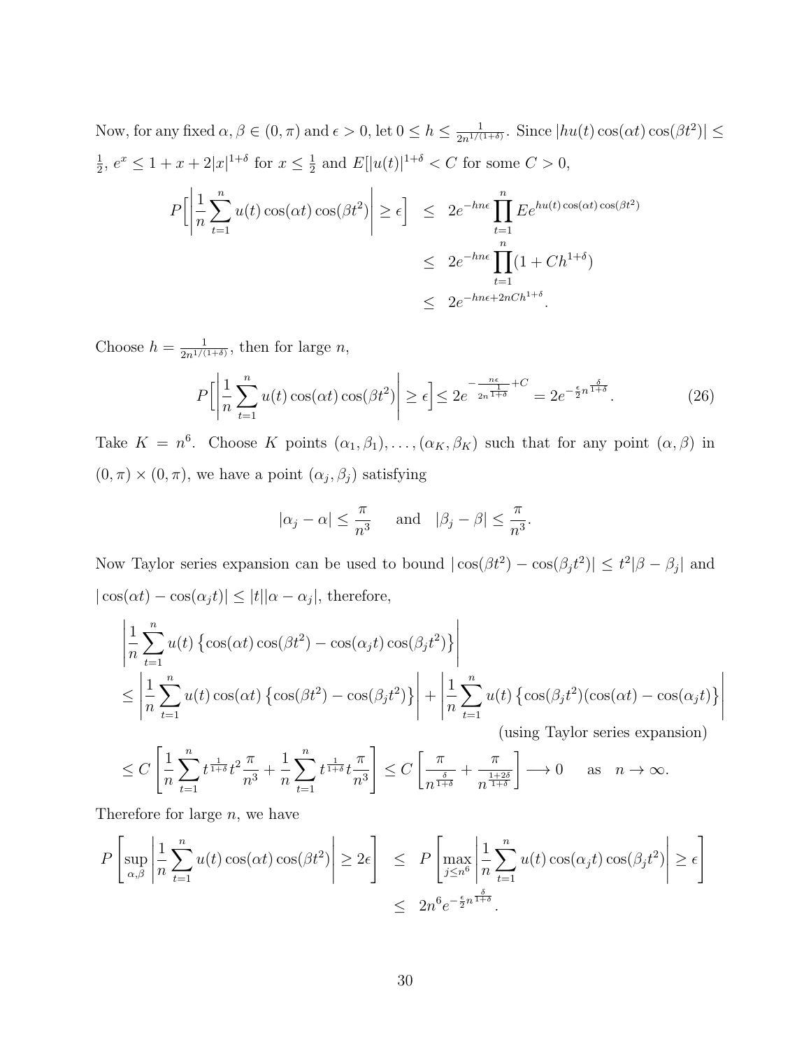Now, for any fixed $\alpha, \beta \in (0, \pi)$ and $\epsilon > 0$, let $0 \leq h \leq \frac{1}{2n^{1/(1+\delta)}}$. Since $|hu(t)\cos(\alpha t)\cos(\beta t^2)| \leq \frac{1}{2}$, $e^x \leq 1 + x + 2|x|^{1+\delta}$ for $x \leq \frac{1}{2}$ and $E[|u(t)|^{1+\delta} < C$ for some $C > 0$,

$$
\begin{aligned}
P\Big[\Big|\frac{1}{n}\sum_{t=1}^{n} u(t)\cos(\alpha t)\cos(\beta t^2)\Big| \geq \epsilon\Big] &\leq 2e^{-hn\epsilon}\prod_{t=1}^{n} Ee^{hu(t)\cos(\alpha t)\cos(\beta t^2)} \\
&\leq 2e^{-hn\epsilon}\prod_{t=1}^{n}(1 + Ch^{1+\delta}) \\
&\leq 2e^{-hn\epsilon + 2nCh^{1+\delta}}.
\end{aligned}
$$

Choose $h = \frac{1}{2n^{1/(1+\delta)}}$, then for large $n$,

$$
P\Big[\Big|\frac{1}{n}\sum_{t=1}^{n} u(t)\cos(\alpha t)\cos(\beta t^2)\Big| \geq \epsilon\Big] \leq 2e^{-\frac{n\epsilon}{2n^{\frac{1}{1+\delta}}} + C} = 2e^{-\frac{\epsilon}{2}n^{\frac{\delta}{1+\delta}}}. \tag{26}
$$

Take $K = n^6$. Choose $K$ points $(\alpha_1, \beta_1), \ldots, (\alpha_K, \beta_K)$ such that for any point $(\alpha, \beta)$ in $(0, \pi) \times (0, \pi)$, we have a point $(\alpha_j, \beta_j)$ satisfying

$$
|\alpha_j - \alpha| \leq \frac{\pi}{n^3} \quad \text{ and } \quad |\beta_j - \beta| \leq \frac{\pi}{n^3}.
$$

Now Taylor series expansion can be used to bound $|\cos(\beta t^2) - \cos(\beta_j t^2)| \leq t^2|\beta - \beta_j|$ and $|\cos(\alpha t) - \cos(\alpha_j t)| \leq |t||\alpha - \alpha_j|$, therefore,

$$
\begin{aligned}
&\left|\frac{1}{n}\sum_{t=1}^{n} u(t)\left\{\cos(\alpha t)\cos(\beta t^2) - \cos(\alpha_j t)\cos(\beta_j t^2)\right\}\right| \\
&\leq \left|\frac{1}{n}\sum_{t=1}^{n} u(t)\cos(\alpha t)\left\{\cos(\beta t^2) - \cos(\beta_j t^2)\right\}\right| + \left|\frac{1}{n}\sum_{t=1}^{n} u(t)\left\{\cos(\beta_j t^2)(\cos(\alpha t) - \cos(\alpha_j t)\right\}\right| \\
&\hspace{25em}\text{(using Taylor series expansion)} \\
&\leq C\left[\frac{1}{n}\sum_{t=1}^{n} t^{\frac{1}{1+\delta}} t^2 \frac{\pi}{n^3} + \frac{1}{n}\sum_{t=1}^{n} t^{\frac{1}{1+\delta}} t\frac{\pi}{n^3}\right] \leq C\left[\frac{\pi}{n^{\frac{\delta}{1+\delta}}} + \frac{\pi}{n^{\frac{1+2\delta}{1+\delta}}}\right] \longrightarrow 0 \quad \text{ as } \quad n \to \infty.
\end{aligned}
$$

Therefore for large $n$, we have

$$
\begin{aligned}
P\left[\sup_{\alpha,\beta}\left|\frac{1}{n}\sum_{t=1}^{n} u(t)\cos(\alpha t)\cos(\beta t^2)\right| \geq 2\epsilon\right] &\leq P\left[\max_{j \leq n^6}\left|\frac{1}{n}\sum_{t=1}^{n} u(t)\cos(\alpha_j t)\cos(\beta_j t^2)\right| \geq \epsilon\right] \\
&\leq 2n^6 e^{-\frac{\epsilon}{2}n^{\frac{\delta}{1+\delta}}}.
\end{aligned}
$$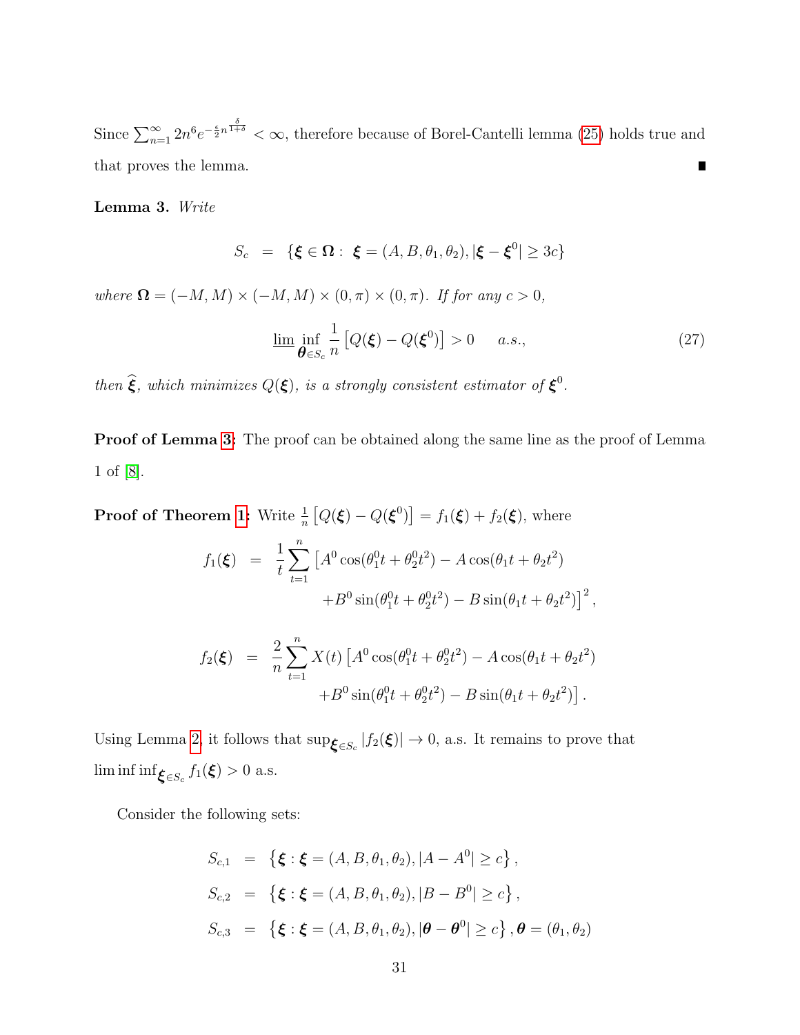Since $\sum_{n=1}^{\infty} 2n^6 e^{-\frac{\epsilon}{2} n^{\frac{\delta}{1+\delta}}} < \infty$, therefore because of Borel-Cantelli lemma (25) holds true and that proves the lemma. ∎

**Lemma 3.** *Write*

$$S_c = \{\boldsymbol{\xi} \in \boldsymbol{\Omega} : \boldsymbol{\xi} = (A, B, \theta_1, \theta_2), |\boldsymbol{\xi} - \boldsymbol{\xi}^0| \geq 3c\}$$

*where* $\boldsymbol{\Omega} = (-M, M) \times (-M, M) \times (0, \pi) \times (0, \pi)$. *If for any* $c > 0$,

$$\underline{\lim} \inf_{\boldsymbol{\theta} \in S_c} \frac{1}{n} \left[Q(\boldsymbol{\xi}) - Q(\boldsymbol{\xi}^0)\right] > 0 \quad a.s., \tag{27}$$

*then* $\widehat{\boldsymbol{\xi}}$*, which minimizes* $Q(\boldsymbol{\xi})$*, is a strongly consistent estimator of* $\boldsymbol{\xi}^0$.

**Proof of Lemma 3:** The proof can be obtained along the same line as the proof of Lemma 1 of [8].

**Proof of Theorem 1:** Write $\frac{1}{n}\left[Q(\boldsymbol{\xi}) - Q(\boldsymbol{\xi}^0)\right] = f_1(\boldsymbol{\xi}) + f_2(\boldsymbol{\xi})$, where

$$\begin{aligned}
f_1(\boldsymbol{\xi}) &= \frac{1}{t} \sum_{t=1}^{n} \left[A^0 \cos(\theta_1^0 t + \theta_2^0 t^2) - A \cos(\theta_1 t + \theta_2 t^2)\right. \\
&\qquad \left. + B^0 \sin(\theta_1^0 t + \theta_2^0 t^2) - B \sin(\theta_1 t + \theta_2 t^2)\right]^2, \\
f_2(\boldsymbol{\xi}) &= \frac{2}{n} \sum_{t=1}^{n} X(t) \left[A^0 \cos(\theta_1^0 t + \theta_2^0 t^2) - A \cos(\theta_1 t + \theta_2 t^2)\right. \\
&\qquad \left. + B^0 \sin(\theta_1^0 t + \theta_2^0 t^2) - B \sin(\theta_1 t + \theta_2 t^2)\right].
\end{aligned}$$

Using Lemma 2, it follows that $\sup_{\boldsymbol{\xi} \in S_c} |f_2(\boldsymbol{\xi})| \to 0$, a.s. It remains to prove that $\liminf \inf_{\boldsymbol{\xi} \in S_c} f_1(\boldsymbol{\xi}) > 0$ a.s.

Consider the following sets:

$$\begin{aligned}
S_{c,1} &= \left\{\boldsymbol{\xi} : \boldsymbol{\xi} = (A, B, \theta_1, \theta_2), |A - A^0| \geq c\right\}, \\
S_{c,2} &= \left\{\boldsymbol{\xi} : \boldsymbol{\xi} = (A, B, \theta_1, \theta_2), |B - B^0| \geq c\right\}, \\
S_{c,3} &= \left\{\boldsymbol{\xi} : \boldsymbol{\xi} = (A, B, \theta_1, \theta_2), |\boldsymbol{\theta} - \boldsymbol{\theta}^0| \geq c\right\}, \boldsymbol{\theta} = (\theta_1, \theta_2)
\end{aligned}$$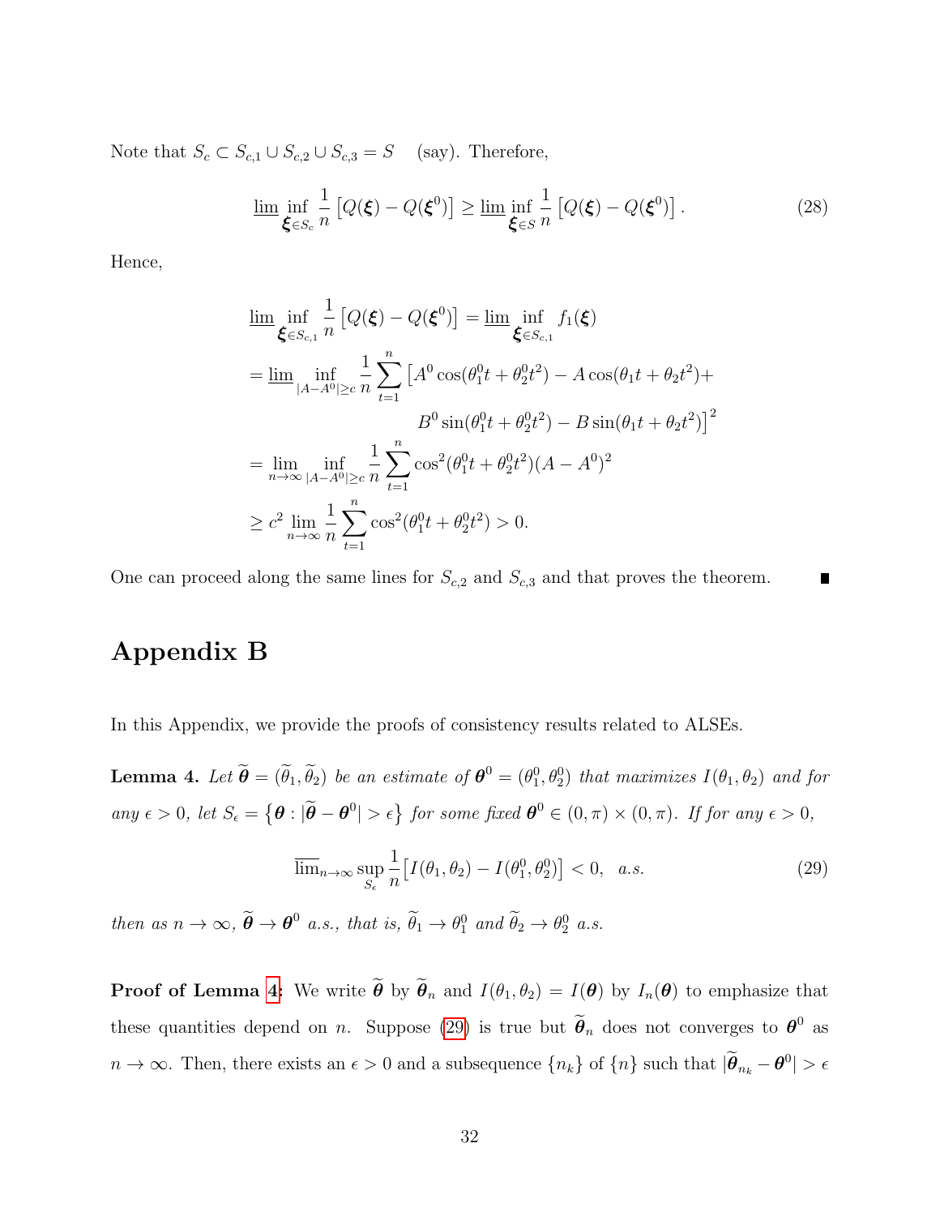Note that $S_c \subset S_{c,1} \cup S_{c,2} \cup S_{c,3} = S$ (say). Therefore,

$$\underline{\lim} \inf_{\boldsymbol{\xi} \in S_c} \frac{1}{n} \left[ Q(\boldsymbol{\xi}) - Q(\boldsymbol{\xi}^0) \right] \geq \underline{\lim} \inf_{\boldsymbol{\xi} \in S} \frac{1}{n} \left[ Q(\boldsymbol{\xi}) - Q(\boldsymbol{\xi}^0) \right]. \tag{28}$$

Hence,

$$\begin{aligned}
&\underline{\lim} \inf_{\boldsymbol{\xi} \in S_{c,1}} \frac{1}{n} \left[ Q(\boldsymbol{\xi}) - Q(\boldsymbol{\xi}^0) \right] = \underline{\lim} \inf_{\boldsymbol{\xi} \in S_{c,1}} f_1(\boldsymbol{\xi}) \\
&= \underline{\lim} \inf_{|A - A^0| \geq c} \frac{1}{n} \sum_{t=1}^{n} \big[ A^0 \cos(\theta_1^0 t + \theta_2^0 t^2) - A \cos(\theta_1 t + \theta_2 t^2) + \\
&\qquad\qquad B^0 \sin(\theta_1^0 t + \theta_2^0 t^2) - B \sin(\theta_1 t + \theta_2 t^2) \big]^2 \\
&= \lim_{n \to \infty} \inf_{|A - A^0| \geq c} \frac{1}{n} \sum_{t=1}^{n} \cos^2(\theta_1^0 t + \theta_2^0 t^2)(A - A^0)^2 \\
&\geq c^2 \lim_{n \to \infty} \frac{1}{n} \sum_{t=1}^{n} \cos^2(\theta_1^0 t + \theta_2^0 t^2) > 0.
\end{aligned}$$

One can proceed along the same lines for $S_{c,2}$ and $S_{c,3}$ and that proves the theorem. ∎

# Appendix B

In this Appendix, we provide the proofs of consistency results related to ALSEs.

**Lemma 4.** *Let $\widetilde{\boldsymbol{\theta}} = (\widetilde{\theta}_1, \widetilde{\theta}_2)$ be an estimate of $\boldsymbol{\theta}^0 = (\theta_1^0, \theta_2^0)$ that maximizes $I(\theta_1, \theta_2)$ and for any $\epsilon > 0$, let $S_\epsilon = \left\{ \boldsymbol{\theta} : |\widetilde{\boldsymbol{\theta}} - \boldsymbol{\theta}^0| > \epsilon \right\}$ for some fixed $\boldsymbol{\theta}^0 \in (0, \pi) \times (0, \pi)$. If for any $\epsilon > 0$,*

$$\overline{\lim}_{n \to \infty} \sup_{S_\epsilon} \frac{1}{n} \big[ I(\theta_1, \theta_2) - I(\theta_1^0, \theta_2^0) \big] < 0, \quad a.s. \tag{29}$$

*then as $n \to \infty$, $\widetilde{\boldsymbol{\theta}} \to \boldsymbol{\theta}^0$ a.s., that is, $\widetilde{\theta}_1 \to \theta_1^0$ and $\widetilde{\theta}_2 \to \theta_2^0$ a.s.*

**Proof of Lemma 4:** We write $\widetilde{\boldsymbol{\theta}}$ by $\widetilde{\boldsymbol{\theta}}_n$ and $I(\theta_1, \theta_2) = I(\boldsymbol{\theta})$ by $I_n(\boldsymbol{\theta})$ to emphasize that these quantities depend on $n$. Suppose (29) is true but $\widetilde{\boldsymbol{\theta}}_n$ does not converges to $\boldsymbol{\theta}^0$ as $n \to \infty$. Then, there exists an $\epsilon > 0$ and a subsequence $\{n_k\}$ of $\{n\}$ such that $|\widetilde{\boldsymbol{\theta}}_{n_k} - \boldsymbol{\theta}^0| > \epsilon$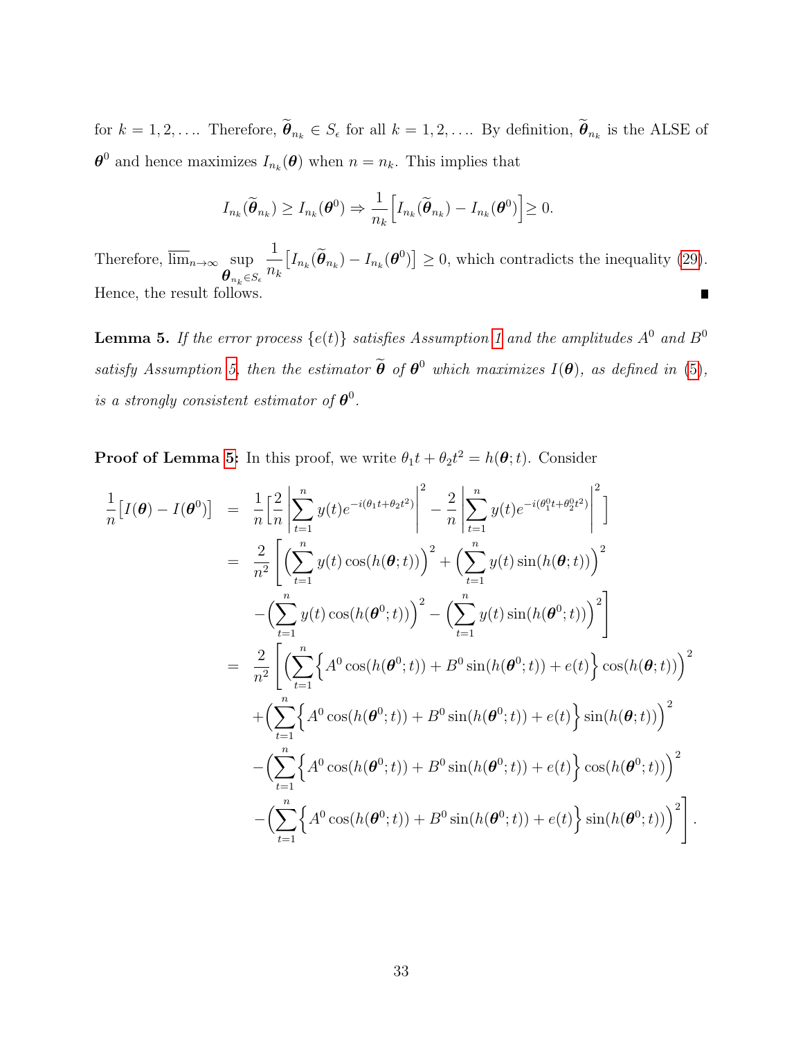for $k = 1, 2, \ldots$. Therefore, $\widetilde{\boldsymbol{\theta}}_{n_k} \in S_\epsilon$ for all $k = 1, 2, \ldots$. By definition, $\widetilde{\boldsymbol{\theta}}_{n_k}$ is the ALSE of $\boldsymbol{\theta}^0$ and hence maximizes $I_{n_k}(\boldsymbol{\theta})$ when $n = n_k$. This implies that

$$I_{n_k}(\widetilde{\boldsymbol{\theta}}_{n_k}) \geq I_{n_k}(\boldsymbol{\theta}^0) \Rightarrow \frac{1}{n_k}\Big[I_{n_k}(\widetilde{\boldsymbol{\theta}}_{n_k}) - I_{n_k}(\boldsymbol{\theta}^0)\Big] \geq 0.$$

Therefore, $\overline{\lim}_{n\to\infty} \sup\limits_{\boldsymbol{\theta}_{n_k} \in S_\epsilon} \dfrac{1}{n_k}\big[I_{n_k}(\widetilde{\boldsymbol{\theta}}_{n_k}) - I_{n_k}(\boldsymbol{\theta}^0)\big] \geq 0$, which contradicts the inequality (29). Hence, the result follows. ∎

**Lemma 5.** *If the error process $\{e(t)\}$ satisfies Assumption 1 and the amplitudes $A^0$ and $B^0$ satisfy Assumption 5, then the estimator $\widetilde{\boldsymbol{\theta}}$ of $\boldsymbol{\theta}^0$ which maximizes $I(\boldsymbol{\theta})$, as defined in (5), is a strongly consistent estimator of $\boldsymbol{\theta}^0$.*

**Proof of Lemma 5:** In this proof, we write $\theta_1 t + \theta_2 t^2 = h(\boldsymbol{\theta}; t)$. Consider

$$\begin{aligned}
\frac{1}{n}\big[I(\boldsymbol{\theta}) - I(\boldsymbol{\theta}^0)\big] &= \frac{1}{n}\Big[\frac{2}{n}\Big|\sum_{t=1}^{n} y(t)e^{-i(\theta_1 t + \theta_2 t^2)}\Big|^2 - \frac{2}{n}\Big|\sum_{t=1}^{n} y(t)e^{-i(\theta_1^0 t + \theta_2^0 t^2)}\Big|^2\Big] \\
&= \frac{2}{n^2}\Bigg[\Big(\sum_{t=1}^{n} y(t)\cos(h(\boldsymbol{\theta};t))\Big)^2 + \Big(\sum_{t=1}^{n} y(t)\sin(h(\boldsymbol{\theta};t))\Big)^2 \\
&\quad - \Big(\sum_{t=1}^{n} y(t)\cos(h(\boldsymbol{\theta}^0;t))\Big)^2 - \Big(\sum_{t=1}^{n} y(t)\sin(h(\boldsymbol{\theta}^0;t))\Big)^2\Bigg] \\
&= \frac{2}{n^2}\Bigg[\Big(\sum_{t=1}^{n}\Big\{A^0\cos(h(\boldsymbol{\theta}^0;t)) + B^0\sin(h(\boldsymbol{\theta}^0;t)) + e(t)\Big\}\cos(h(\boldsymbol{\theta};t))\Big)^2 \\
&\quad + \Big(\sum_{t=1}^{n}\Big\{A^0\cos(h(\boldsymbol{\theta}^0;t)) + B^0\sin(h(\boldsymbol{\theta}^0;t)) + e(t)\Big\}\sin(h(\boldsymbol{\theta};t))\Big)^2 \\
&\quad - \Big(\sum_{t=1}^{n}\Big\{A^0\cos(h(\boldsymbol{\theta}^0;t)) + B^0\sin(h(\boldsymbol{\theta}^0;t)) + e(t)\Big\}\cos(h(\boldsymbol{\theta}^0;t))\Big)^2 \\
&\quad - \Big(\sum_{t=1}^{n}\Big\{A^0\cos(h(\boldsymbol{\theta}^0;t)) + B^0\sin(h(\boldsymbol{\theta}^0;t)) + e(t)\Big\}\sin(h(\boldsymbol{\theta}^0;t))\Big)^2\Bigg].
\end{aligned}$$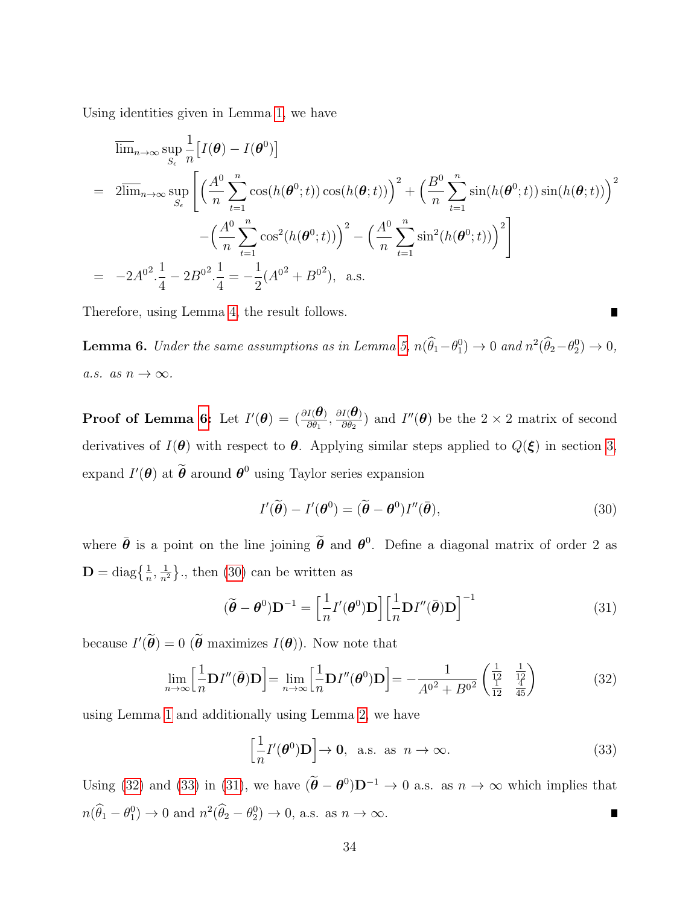Using identities given in Lemma 1, we have

$$
\begin{aligned}
& \overline{\lim}_{n\to\infty} \sup_{S_\epsilon} \frac{1}{n}\big[I(\boldsymbol{\theta}) - I(\boldsymbol{\theta}^0)\big] \\
= \;& 2\overline{\lim}_{n\to\infty} \sup_{S_\epsilon} \Bigg[\Big(\frac{A^0}{n}\sum_{t=1}^{n}\cos(h(\boldsymbol{\theta}^0;t))\cos(h(\boldsymbol{\theta};t))\Big)^2 + \Big(\frac{B^0}{n}\sum_{t=1}^{n}\sin(h(\boldsymbol{\theta}^0;t))\sin(h(\boldsymbol{\theta};t))\Big)^2 \\
& \qquad - \Big(\frac{A^0}{n}\sum_{t=1}^{n}\cos^2(h(\boldsymbol{\theta}^0;t))\Big)^2 - \Big(\frac{A^0}{n}\sum_{t=1}^{n}\sin^2(h(\boldsymbol{\theta}^0;t))\Big)^2\Bigg] \\
= \;& -2{A^0}^2.\frac{1}{4} - 2{B^0}^2.\frac{1}{4} = -\frac{1}{2}({A^0}^2 + {B^0}^2), \;\; \text{a.s.}
\end{aligned}
$$

Therefore, using Lemma 4, the result follows. ∎

**Lemma 6.** *Under the same assumptions as in Lemma 5, $n(\widehat{\theta}_1 - \theta_1^0) \to 0$ and $n^2(\widehat{\theta}_2 - \theta_2^0) \to 0$, a.s. as $n \to \infty$.*

**Proof of Lemma 6:** Let $I'(\boldsymbol{\theta}) = (\frac{\partial I(\boldsymbol{\theta})}{\partial \theta_1}, \frac{\partial I(\boldsymbol{\theta})}{\partial \theta_2})$ and $I''(\boldsymbol{\theta})$ be the $2\times 2$ matrix of second derivatives of $I(\boldsymbol{\theta})$ with respect to $\boldsymbol{\theta}$. Applying similar steps applied to $Q(\boldsymbol{\xi})$ in section 3, expand $I'(\boldsymbol{\theta})$ at $\widetilde{\boldsymbol{\theta}}$ around $\boldsymbol{\theta}^0$ using Taylor series expansion

$$
I'(\widetilde{\boldsymbol{\theta}}) - I'(\boldsymbol{\theta}^0) = (\widetilde{\boldsymbol{\theta}} - \boldsymbol{\theta}^0) I''(\bar{\boldsymbol{\theta}}), \tag{30}
$$

where $\bar{\boldsymbol{\theta}}$ is a point on the line joining $\widetilde{\boldsymbol{\theta}}$ and $\boldsymbol{\theta}^0$. Define a diagonal matrix of order 2 as $\mathbf{D} = \text{diag}\{\frac{1}{n}, \frac{1}{n^2}\}$., then (30) can be written as

$$
(\widetilde{\boldsymbol{\theta}} - \boldsymbol{\theta}^0)\mathbf{D}^{-1} = \Big[\frac{1}{n} I'(\boldsymbol{\theta}^0)\mathbf{D}\Big]\Big[\frac{1}{n}\mathbf{D} I''(\bar{\boldsymbol{\theta}})\mathbf{D}\Big]^{-1} \tag{31}
$$

because $I'(\widetilde{\boldsymbol{\theta}}) = 0$ ($\widetilde{\boldsymbol{\theta}}$ maximizes $I(\boldsymbol{\theta})$). Now note that

$$
\lim_{n\to\infty}\Big[\frac{1}{n}\mathbf{D} I''(\bar{\boldsymbol{\theta}})\mathbf{D}\Big] = \lim_{n\to\infty}\Big[\frac{1}{n}\mathbf{D} I''(\boldsymbol{\theta}^0)\mathbf{D}\Big] = -\frac{1}{{A^0}^2 + {B^0}^2}\begin{pmatrix} \frac{1}{12} & \frac{1}{12} \\ \frac{1}{12} & \frac{4}{45} \end{pmatrix} \tag{32}
$$

using Lemma 1 and additionally using Lemma 2, we have

$$
\Big[\frac{1}{n} I'(\boldsymbol{\theta}^0)\mathbf{D}\Big] \to \mathbf{0}, \;\; \text{a.s. as } n \to \infty. \tag{33}
$$

Using (32) and (33) in (31), we have $(\widetilde{\boldsymbol{\theta}} - \boldsymbol{\theta}^0)\mathbf{D}^{-1} \to 0$ a.s. as $n \to \infty$ which implies that $n(\widehat{\theta}_1 - \theta_1^0) \to 0$ and $n^2(\widehat{\theta}_2 - \theta_2^0) \to 0$, a.s. as $n \to \infty$. ∎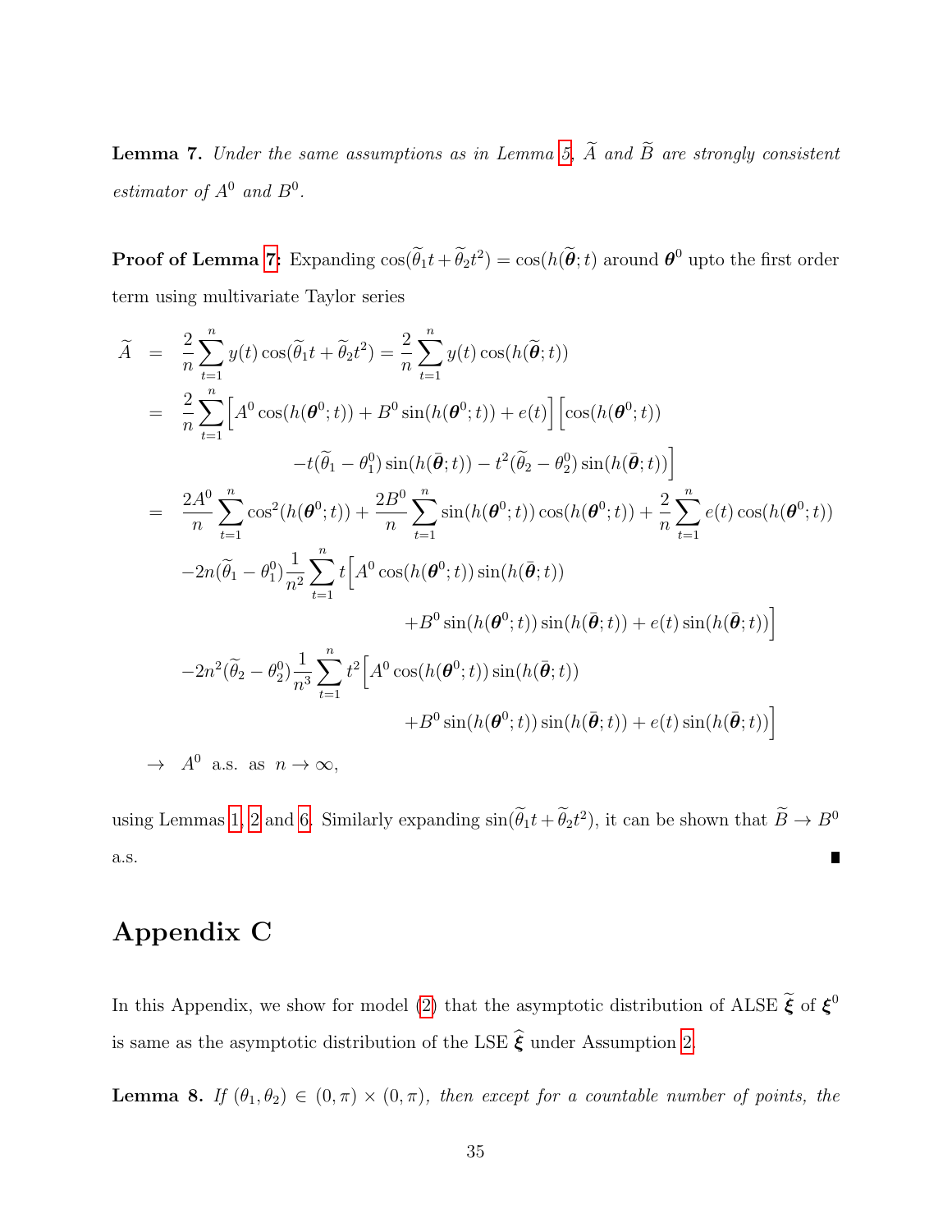**Lemma 7.** *Under the same assumptions as in Lemma 5, $\widetilde{A}$ and $\widetilde{B}$ are strongly consistent estimator of $A^0$ and $B^0$.*

**Proof of Lemma 7:** Expanding $\cos(\widetilde{\theta}_1 t + \widetilde{\theta}_2 t^2) = \cos(h(\widetilde{\boldsymbol{\theta}}; t)$ around $\boldsymbol{\theta}^0$ upto the first order term using multivariate Taylor series

$$
\begin{aligned}
\widetilde{A} &= \frac{2}{n}\sum_{t=1}^{n} y(t)\cos(\widetilde{\theta}_1 t + \widetilde{\theta}_2 t^2) = \frac{2}{n}\sum_{t=1}^{n} y(t)\cos(h(\widetilde{\boldsymbol{\theta}}; t)) \\
&= \frac{2}{n}\sum_{t=1}^{n}\Big[A^0\cos(h(\boldsymbol{\theta}^0;t)) + B^0\sin(h(\boldsymbol{\theta}^0;t)) + e(t)\Big]\Big[\cos(h(\boldsymbol{\theta}^0;t)) \\
&\qquad\qquad -t(\widetilde{\theta}_1-\theta_1^0)\sin(h(\bar{\boldsymbol{\theta}};t)) - t^2(\widetilde{\theta}_2-\theta_2^0)\sin(h(\bar{\boldsymbol{\theta}};t))\Big] \\
&= \frac{2A^0}{n}\sum_{t=1}^{n}\cos^2(h(\boldsymbol{\theta}^0;t)) + \frac{2B^0}{n}\sum_{t=1}^{n}\sin(h(\boldsymbol{\theta}^0;t))\cos(h(\boldsymbol{\theta}^0;t)) + \frac{2}{n}\sum_{t=1}^{n}e(t)\cos(h(\boldsymbol{\theta}^0;t)) \\
&\quad -2n(\widetilde{\theta}_1-\theta_1^0)\frac{1}{n^2}\sum_{t=1}^{n} t\Big[A^0\cos(h(\boldsymbol{\theta}^0;t))\sin(h(\bar{\boldsymbol{\theta}};t)) \\
&\qquad\qquad + B^0\sin(h(\boldsymbol{\theta}^0;t))\sin(h(\bar{\boldsymbol{\theta}};t)) + e(t)\sin(h(\bar{\boldsymbol{\theta}};t))\Big] \\
&\quad -2n^2(\widetilde{\theta}_2-\theta_2^0)\frac{1}{n^3}\sum_{t=1}^{n} t^2\Big[A^0\cos(h(\boldsymbol{\theta}^0;t))\sin(h(\bar{\boldsymbol{\theta}};t)) \\
&\qquad\qquad + B^0\sin(h(\boldsymbol{\theta}^0;t))\sin(h(\bar{\boldsymbol{\theta}};t)) + e(t)\sin(h(\bar{\boldsymbol{\theta}};t))\Big] \\
&\to A^0 \ \text{ a.s. as } \ n\to\infty,
\end{aligned}
$$

using Lemmas 1, 2 and 6. Similarly expanding $\sin(\widetilde{\theta}_1 t + \widetilde{\theta}_2 t^2)$, it can be shown that $\widetilde{B} \to B^0$ a.s. ∎

# Appendix C

In this Appendix, we show for model (2) that the asymptotic distribution of ALSE $\widetilde{\boldsymbol{\xi}}$ of $\boldsymbol{\xi}^0$ is same as the asymptotic distribution of the LSE $\widehat{\boldsymbol{\xi}}$ under Assumption 2.

**Lemma 8.** *If $(\theta_1, \theta_2) \in (0,\pi)\times(0,\pi)$, then except for a countable number of points, the*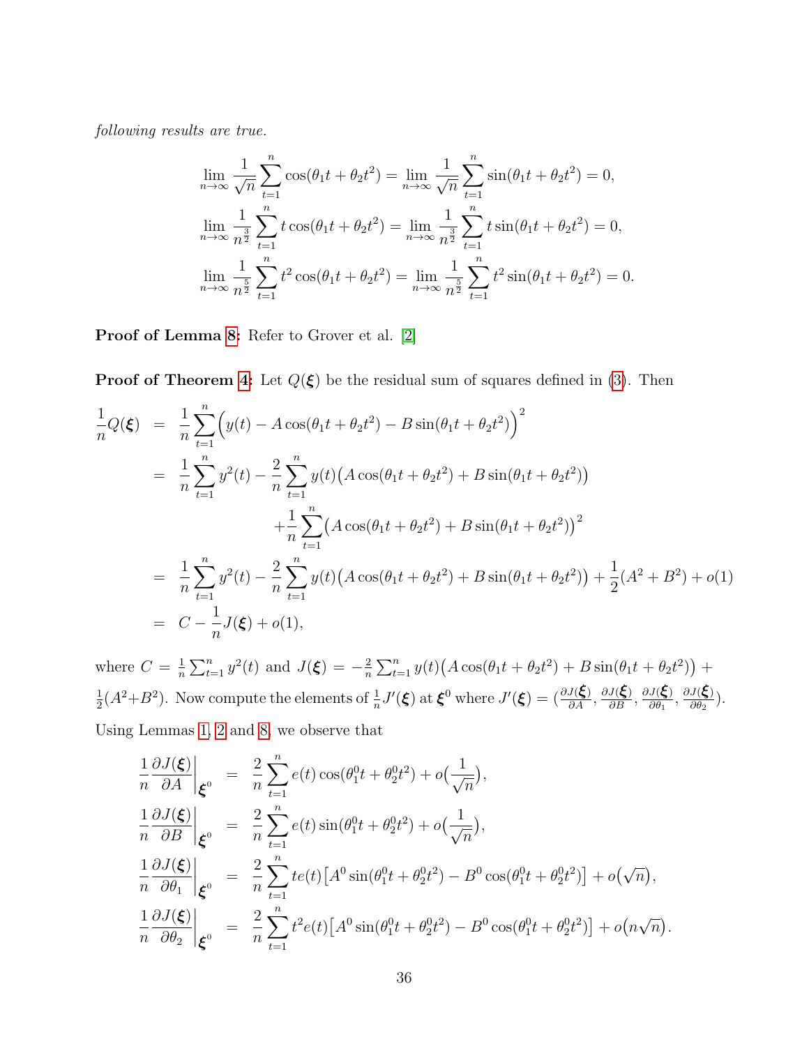*following results are true.*

$$\lim_{n\to\infty}\frac{1}{\sqrt{n}}\sum_{t=1}^{n}\cos(\theta_1 t+\theta_2 t^2)=\lim_{n\to\infty}\frac{1}{\sqrt{n}}\sum_{t=1}^{n}\sin(\theta_1 t+\theta_2 t^2)=0,$$
$$\lim_{n\to\infty}\frac{1}{n^{\frac{3}{2}}}\sum_{t=1}^{n}t\cos(\theta_1 t+\theta_2 t^2)=\lim_{n\to\infty}\frac{1}{n^{\frac{3}{2}}}\sum_{t=1}^{n}t\sin(\theta_1 t+\theta_2 t^2)=0,$$
$$\lim_{n\to\infty}\frac{1}{n^{\frac{5}{2}}}\sum_{t=1}^{n}t^2\cos(\theta_1 t+\theta_2 t^2)=\lim_{n\to\infty}\frac{1}{n^{\frac{5}{2}}}\sum_{t=1}^{n}t^2\sin(\theta_1 t+\theta_2 t^2)=0.$$

**Proof of Lemma 8:** Refer to Grover et al. [2]

**Proof of Theorem 4:** Let $Q(\boldsymbol{\xi})$ be the residual sum of squares defined in (3). Then

$$\begin{aligned}
\frac{1}{n}Q(\boldsymbol{\xi}) &= \frac{1}{n}\sum_{t=1}^{n}\Big(y(t)-A\cos(\theta_1 t+\theta_2 t^2)-B\sin(\theta_1 t+\theta_2 t^2)\Big)^2\\
&= \frac{1}{n}\sum_{t=1}^{n}y^2(t)-\frac{2}{n}\sum_{t=1}^{n}y(t)\big(A\cos(\theta_1 t+\theta_2 t^2)+B\sin(\theta_1 t+\theta_2 t^2)\big)\\
&\qquad +\frac{1}{n}\sum_{t=1}^{n}\big(A\cos(\theta_1 t+\theta_2 t^2)+B\sin(\theta_1 t+\theta_2 t^2)\big)^2\\
&= \frac{1}{n}\sum_{t=1}^{n}y^2(t)-\frac{2}{n}\sum_{t=1}^{n}y(t)\big(A\cos(\theta_1 t+\theta_2 t^2)+B\sin(\theta_1 t+\theta_2 t^2)\big)+\frac{1}{2}(A^2+B^2)+o(1)\\
&= C-\frac{1}{n}J(\boldsymbol{\xi})+o(1),
\end{aligned}$$

where $C=\frac{1}{n}\sum_{t=1}^{n}y^2(t)$ and $J(\boldsymbol{\xi})=-\frac{2}{n}\sum_{t=1}^{n}y(t)\big(A\cos(\theta_1 t+\theta_2 t^2)+B\sin(\theta_1 t+\theta_2 t^2)\big)+\frac{1}{2}(A^2+B^2)$. Now compute the elements of $\frac{1}{n}J'(\boldsymbol{\xi})$ at $\boldsymbol{\xi}^0$ where $J'(\boldsymbol{\xi})=\big(\frac{\partial J(\boldsymbol{\xi})}{\partial A},\frac{\partial J(\boldsymbol{\xi})}{\partial B},\frac{\partial J(\boldsymbol{\xi})}{\partial \theta_1},\frac{\partial J(\boldsymbol{\xi})}{\partial \theta_2}\big)$. Using Lemmas 1, 2 and 8, we observe that

$$\begin{aligned}
\frac{1}{n}\frac{\partial J(\boldsymbol{\xi})}{\partial A}\bigg|_{\boldsymbol{\xi}^0} &= \frac{2}{n}\sum_{t=1}^{n}e(t)\cos(\theta_1^0 t+\theta_2^0 t^2)+o\big(\frac{1}{\sqrt{n}}\big),\\
\frac{1}{n}\frac{\partial J(\boldsymbol{\xi})}{\partial B}\bigg|_{\boldsymbol{\xi}^0} &= \frac{2}{n}\sum_{t=1}^{n}e(t)\sin(\theta_1^0 t+\theta_2^0 t^2)+o\big(\frac{1}{\sqrt{n}}\big),\\
\frac{1}{n}\frac{\partial J(\boldsymbol{\xi})}{\partial \theta_1}\bigg|_{\boldsymbol{\xi}^0} &= \frac{2}{n}\sum_{t=1}^{n}te(t)\big[A^0\sin(\theta_1^0 t+\theta_2^0 t^2)-B^0\cos(\theta_1^0 t+\theta_2^0 t^2)\big]+o\big(\sqrt{n}\big),\\
\frac{1}{n}\frac{\partial J(\boldsymbol{\xi})}{\partial \theta_2}\bigg|_{\boldsymbol{\xi}^0} &= \frac{2}{n}\sum_{t=1}^{n}t^2e(t)\big[A^0\sin(\theta_1^0 t+\theta_2^0 t^2)-B^0\cos(\theta_1^0 t+\theta_2^0 t^2)\big]+o\big(n\sqrt{n}\big).
\end{aligned}$$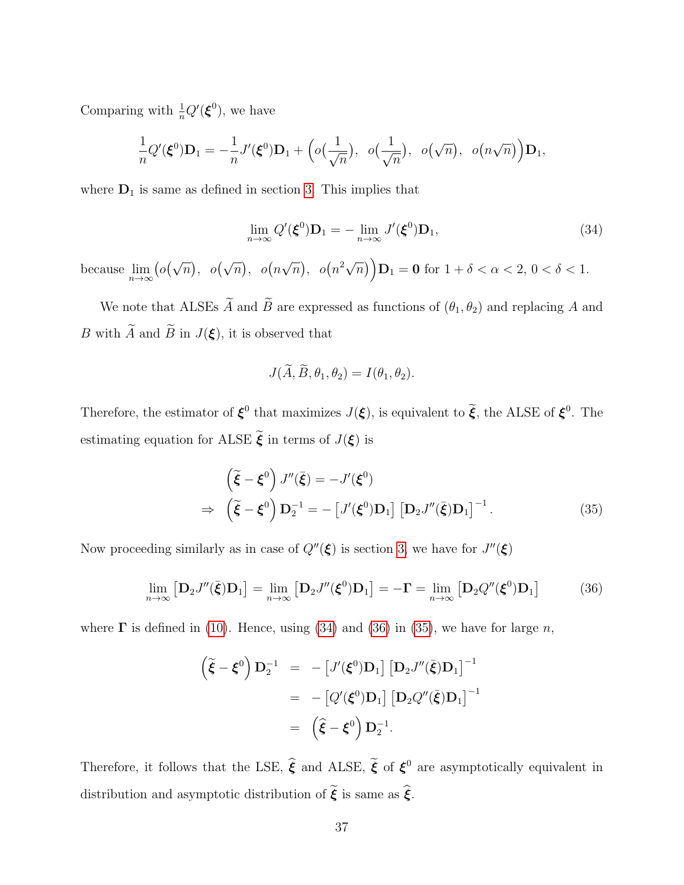Comparing with $\frac{1}{n}Q'(\boldsymbol{\xi}^0)$, we have

$$\frac{1}{n}Q'(\boldsymbol{\xi}^0)\mathbf{D}_1 = -\frac{1}{n}J'(\boldsymbol{\xi}^0)\mathbf{D}_1 + \Big(o\big(\frac{1}{\sqrt{n}}\big),\ \ o\big(\frac{1}{\sqrt{n}}\big),\ \ o\big(\sqrt{n}\big),\ \ o\big(n\sqrt{n}\big)\Big)\mathbf{D}_1,$$

where $\mathbf{D}_1$ is same as defined in section 3. This implies that

$$\lim_{n\to\infty} Q'(\boldsymbol{\xi}^0)\mathbf{D}_1 = -\lim_{n\to\infty} J'(\boldsymbol{\xi}^0)\mathbf{D}_1, \tag{34}$$

because $\lim_{n\to\infty}\Big(o\big(\sqrt{n}\big),\ \ o\big(\sqrt{n}\big),\ \ o\big(n\sqrt{n}\big),\ \ o\big(n^2\sqrt{n}\big)\Big)\mathbf{D}_1 = \mathbf{0}$ for $1+\delta<\alpha<2$, $0<\delta<1$.

We note that ALSEs $\widetilde{A}$ and $\widetilde{B}$ are expressed as functions of $(\theta_1, \theta_2)$ and replacing $A$ and $B$ with $\widetilde{A}$ and $\widetilde{B}$ in $J(\boldsymbol{\xi})$, it is observed that

$$J(\widetilde{A}, \widetilde{B}, \theta_1, \theta_2) = I(\theta_1, \theta_2).$$

Therefore, the estimator of $\boldsymbol{\xi}^0$ that maximizes $J(\boldsymbol{\xi})$, is equivalent to $\widetilde{\boldsymbol{\xi}}$, the ALSE of $\boldsymbol{\xi}^0$. The estimating equation for ALSE $\widetilde{\boldsymbol{\xi}}$ in terms of $J(\boldsymbol{\xi})$ is

$$\begin{aligned}
&\left(\widetilde{\boldsymbol{\xi}} - \boldsymbol{\xi}^0\right) J''(\bar{\boldsymbol{\xi}}) = -J'(\boldsymbol{\xi}^0) \\
\Rightarrow\ \ &\left(\widetilde{\boldsymbol{\xi}} - \boldsymbol{\xi}^0\right) \mathbf{D}_2^{-1} = -\left[J'(\boldsymbol{\xi}^0)\mathbf{D}_1\right]\left[\mathbf{D}_2 J''(\bar{\boldsymbol{\xi}})\mathbf{D}_1\right]^{-1}.
\end{aligned} \tag{35}$$

Now proceeding similarly as in case of $Q''(\boldsymbol{\xi})$ is section 3, we have for $J''(\boldsymbol{\xi})$

$$\lim_{n\to\infty}\left[\mathbf{D}_2 J''(\bar{\boldsymbol{\xi}})\mathbf{D}_1\right] = \lim_{n\to\infty}\left[\mathbf{D}_2 J''(\boldsymbol{\xi}^0)\mathbf{D}_1\right] = -\boldsymbol{\Gamma} = \lim_{n\to\infty}\left[\mathbf{D}_2 Q''(\boldsymbol{\xi}^0)\mathbf{D}_1\right] \tag{36}$$

where $\boldsymbol{\Gamma}$ is defined in (10). Hence, using (34) and (36) in (35), we have for large $n$,

$$\begin{aligned}
\left(\widetilde{\boldsymbol{\xi}} - \boldsymbol{\xi}^0\right) \mathbf{D}_2^{-1} &= -\left[J'(\boldsymbol{\xi}^0)\mathbf{D}_1\right]\left[\mathbf{D}_2 J''(\bar{\boldsymbol{\xi}})\mathbf{D}_1\right]^{-1} \\
&= -\left[Q'(\boldsymbol{\xi}^0)\mathbf{D}_1\right]\left[\mathbf{D}_2 Q''(\bar{\boldsymbol{\xi}})\mathbf{D}_1\right]^{-1} \\
&= \left(\widehat{\boldsymbol{\xi}} - \boldsymbol{\xi}^0\right) \mathbf{D}_2^{-1}.
\end{aligned}$$

Therefore, it follows that the LSE, $\widehat{\boldsymbol{\xi}}$ and ALSE, $\widetilde{\boldsymbol{\xi}}$ of $\boldsymbol{\xi}^0$ are asymptotically equivalent in distribution and asymptotic distribution of $\widetilde{\boldsymbol{\xi}}$ is same as $\widehat{\boldsymbol{\xi}}$.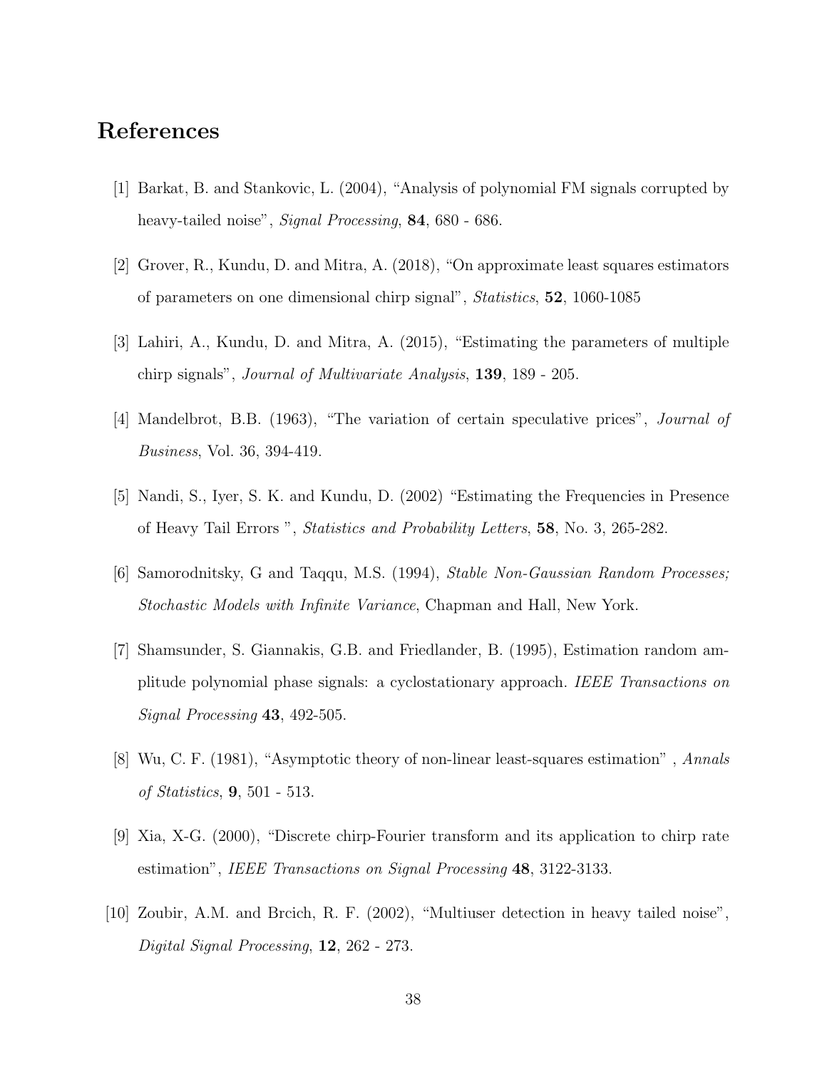# References

[1] Barkat, B. and Stankovic, L. (2004), "Analysis of polynomial FM signals corrupted by heavy-tailed noise", *Signal Processing*, **84**, 680 - 686.

[2] Grover, R., Kundu, D. and Mitra, A. (2018), "On approximate least squares estimators of parameters on one dimensional chirp signal", *Statistics*, **52**, 1060-1085

[3] Lahiri, A., Kundu, D. and Mitra, A. (2015), "Estimating the parameters of multiple chirp signals", *Journal of Multivariate Analysis*, **139**, 189 - 205.

[4] Mandelbrot, B.B. (1963), "The variation of certain speculative prices", *Journal of Business*, Vol. 36, 394-419.

[5] Nandi, S., Iyer, S. K. and Kundu, D. (2002) "Estimating the Frequencies in Presence of Heavy Tail Errors ", *Statistics and Probability Letters*, **58**, No. 3, 265-282.

[6] Samorodnitsky, G and Taqqu, M.S. (1994), *Stable Non-Gaussian Random Processes; Stochastic Models with Infinite Variance*, Chapman and Hall, New York.

[7] Shamsunder, S. Giannakis, G.B. and Friedlander, B. (1995), Estimation random amplitude polynomial phase signals: a cyclostationary approach. *IEEE Transactions on Signal Processing* **43**, 492-505.

[8] Wu, C. F. (1981), "Asymptotic theory of non-linear least-squares estimation" , *Annals of Statistics*, **9**, 501 - 513.

[9] Xia, X-G. (2000), "Discrete chirp-Fourier transform and its application to chirp rate estimation", *IEEE Transactions on Signal Processing* **48**, 3122-3133.

[10] Zoubir, A.M. and Brcich, R. F. (2002), "Multiuser detection in heavy tailed noise", *Digital Signal Processing*, **12**, 262 - 273.